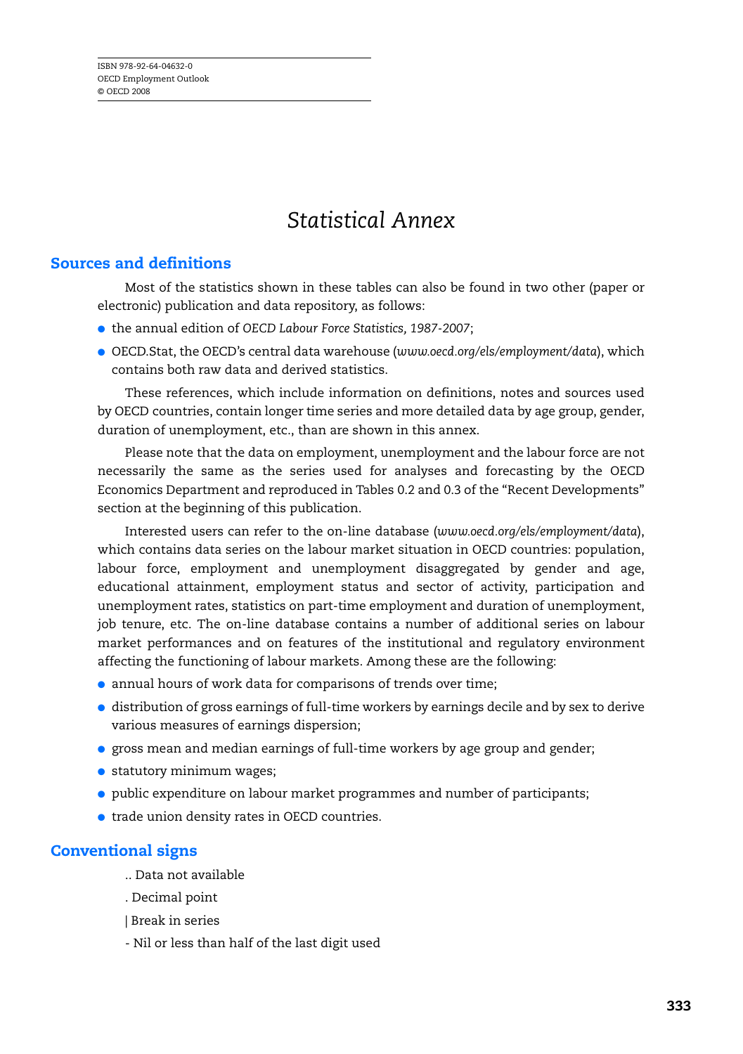ISBN 978-92-64-04632-0
OECD Employment Outlook
© OECD 2008

# Statistical Annex

## Sources and definitions

Most of the statistics shown in these tables can also be found in two other (paper or electronic) publication and data repository, as follows:

- the annual edition of *OECD Labour Force Statistics, 1987-2007*;
- OECD.Stat, the OECD's central data warehouse (*www.oecd.org/els/employment/data*), which contains both raw data and derived statistics.

These references, which include information on definitions, notes and sources used by OECD countries, contain longer time series and more detailed data by age group, gender, duration of unemployment, etc., than are shown in this annex.

Please note that the data on employment, unemployment and the labour force are not necessarily the same as the series used for analyses and forecasting by the OECD Economics Department and reproduced in Tables 0.2 and 0.3 of the "Recent Developments" section at the beginning of this publication.

Interested users can refer to the on-line database (*www.oecd.org/els/employment/data*), which contains data series on the labour market situation in OECD countries: population, labour force, employment and unemployment disaggregated by gender and age, educational attainment, employment status and sector of activity, participation and unemployment rates, statistics on part-time employment and duration of unemployment, job tenure, etc. The on-line database contains a number of additional series on labour market performances and on features of the institutional and regulatory environment affecting the functioning of labour markets. Among these are the following:

- annual hours of work data for comparisons of trends over time;
- distribution of gross earnings of full-time workers by earnings decile and by sex to derive various measures of earnings dispersion;
- gross mean and median earnings of full-time workers by age group and gender;
- statutory minimum wages;
- public expenditure on labour market programmes and number of participants;
- trade union density rates in OECD countries.

## Conventional signs

.. Data not available

. Decimal point

| Break in series

- Nil or less than half of the last digit used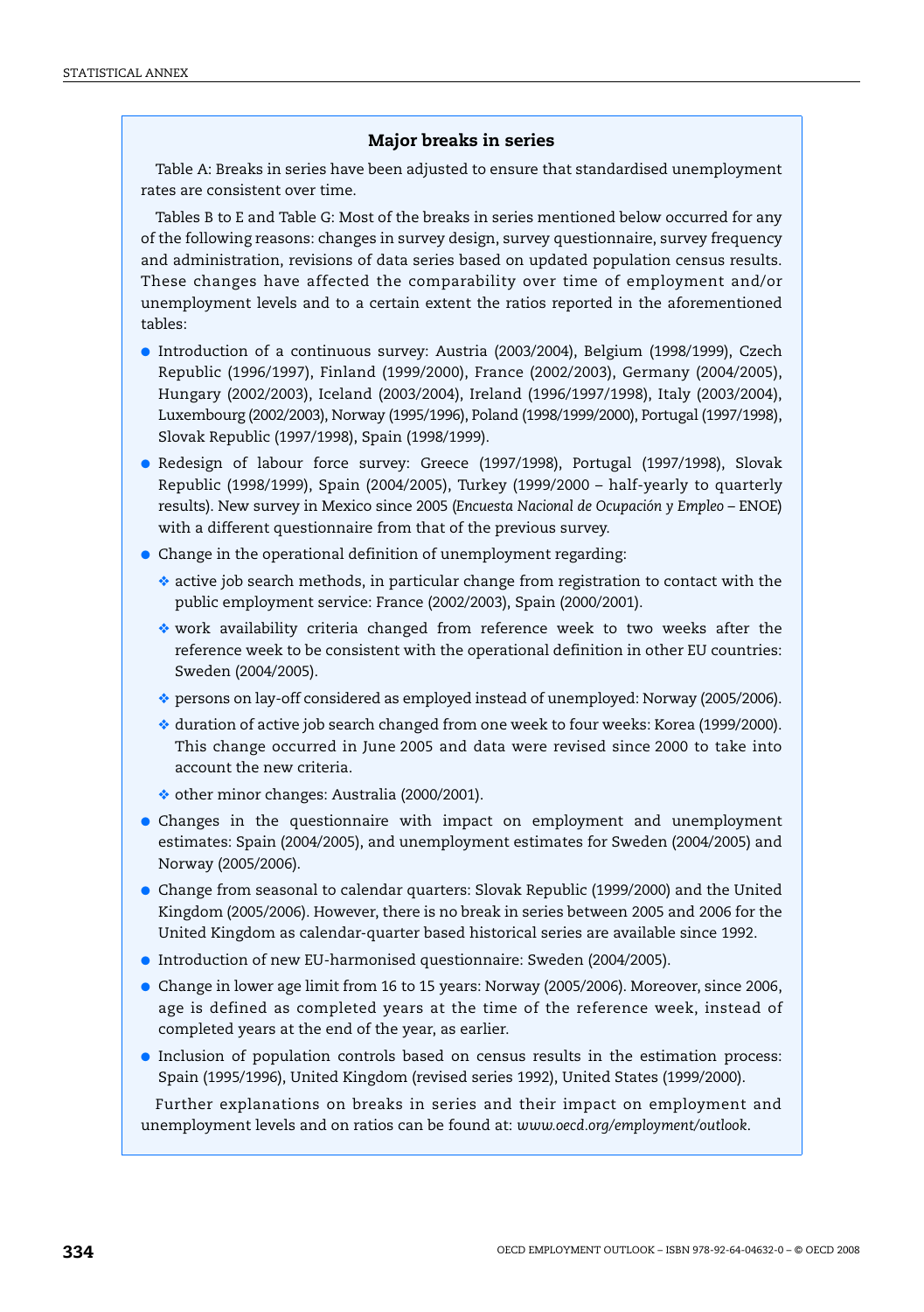## Major breaks in series

Table A: Breaks in series have been adjusted to ensure that standardised unemployment rates are consistent over time.

Tables B to E and Table G: Most of the breaks in series mentioned below occurred for any of the following reasons: changes in survey design, survey questionnaire, survey frequency and administration, revisions of data series based on updated population census results. These changes have affected the comparability over time of employment and/or unemployment levels and to a certain extent the ratios reported in the aforementioned tables:

- Introduction of a continuous survey: Austria (2003/2004), Belgium (1998/1999), Czech Republic (1996/1997), Finland (1999/2000), France (2002/2003), Germany (2004/2005), Hungary (2002/2003), Iceland (2003/2004), Ireland (1996/1997/1998), Italy (2003/2004), Luxembourg (2002/2003), Norway (1995/1996), Poland (1998/1999/2000), Portugal (1997/1998), Slovak Republic (1997/1998), Spain (1998/1999).
- Redesign of labour force survey: Greece (1997/1998), Portugal (1997/1998), Slovak Republic (1998/1999), Spain (2004/2005), Turkey (1999/2000 – half-yearly to quarterly results). New survey in Mexico since 2005 (*Encuesta Nacional de Ocupación y Empleo* – ENOE) with a different questionnaire from that of the previous survey.
- Change in the operational definition of unemployment regarding:
  - active job search methods, in particular change from registration to contact with the public employment service: France (2002/2003), Spain (2000/2001).
  - work availability criteria changed from reference week to two weeks after the reference week to be consistent with the operational definition in other EU countries: Sweden (2004/2005).
  - persons on lay-off considered as employed instead of unemployed: Norway (2005/2006).
  - duration of active job search changed from one week to four weeks: Korea (1999/2000). This change occurred in June 2005 and data were revised since 2000 to take into account the new criteria.
  - other minor changes: Australia (2000/2001).
- Changes in the questionnaire with impact on employment and unemployment estimates: Spain (2004/2005), and unemployment estimates for Sweden (2004/2005) and Norway (2005/2006).
- Change from seasonal to calendar quarters: Slovak Republic (1999/2000) and the United Kingdom (2005/2006). However, there is no break in series between 2005 and 2006 for the United Kingdom as calendar-quarter based historical series are available since 1992.
- Introduction of new EU-harmonised questionnaire: Sweden (2004/2005).
- Change in lower age limit from 16 to 15 years: Norway (2005/2006). Moreover, since 2006, age is defined as completed years at the time of the reference week, instead of completed years at the end of the year, as earlier.
- Inclusion of population controls based on census results in the estimation process: Spain (1995/1996), United Kingdom (revised series 1992), United States (1999/2000).

Further explanations on breaks in series and their impact on employment and unemployment levels and on ratios can be found at: *www.oecd.org/employment/outlook*.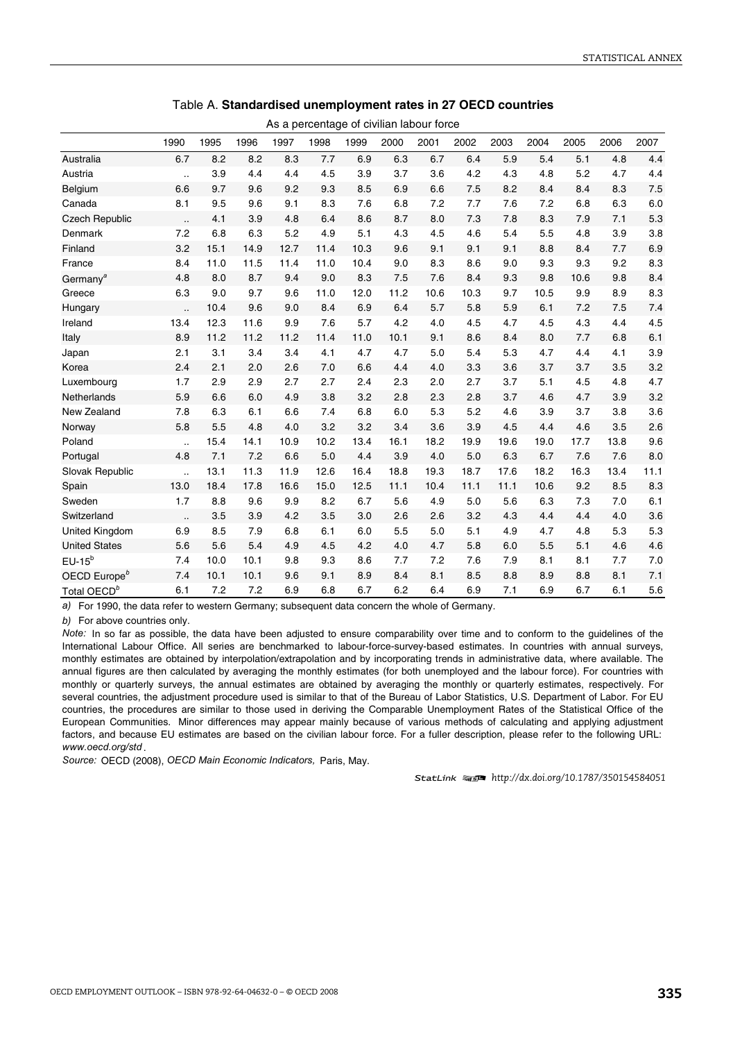Table A. **Standardised unemployment rates in 27 OECD countries**

As a percentage of civilian labour force

| | 1990 | 1995 | 1996 | 1997 | 1998 | 1999 | 2000 | 2001 | 2002 | 2003 | 2004 | 2005 | 2006 | 2007 |
|---|---|---|---|---|---|---|---|---|---|---|---|---|---|---|
| Australia | 6.7 | 8.2 | 8.2 | 8.3 | 7.7 | 6.9 | 6.3 | 6.7 | 6.4 | 5.9 | 5.4 | 5.1 | 4.8 | 4.4 |
| Austria | .. | 3.9 | 4.4 | 4.4 | 4.5 | 3.9 | 3.7 | 3.6 | 4.2 | 4.3 | 4.8 | 5.2 | 4.7 | 4.4 |
| Belgium | 6.6 | 9.7 | 9.6 | 9.2 | 9.3 | 8.5 | 6.9 | 6.6 | 7.5 | 8.2 | 8.4 | 8.4 | 8.3 | 7.5 |
| Canada | 8.1 | 9.5 | 9.6 | 9.1 | 8.3 | 7.6 | 6.8 | 7.2 | 7.7 | 7.6 | 7.2 | 6.8 | 6.3 | 6.0 |
| Czech Republic | .. | 4.1 | 3.9 | 4.8 | 6.4 | 8.6 | 8.7 | 8.0 | 7.3 | 7.8 | 8.3 | 7.9 | 7.1 | 5.3 |
| Denmark | 7.2 | 6.8 | 6.3 | 5.2 | 4.9 | 5.1 | 4.3 | 4.5 | 4.6 | 5.4 | 5.5 | 4.8 | 3.9 | 3.8 |
| Finland | 3.2 | 15.1 | 14.9 | 12.7 | 11.4 | 10.3 | 9.6 | 9.1 | 9.1 | 9.1 | 8.8 | 8.4 | 7.7 | 6.9 |
| France | 8.4 | 11.0 | 11.5 | 11.4 | 11.0 | 10.4 | 9.0 | 8.3 | 8.6 | 9.0 | 9.3 | 9.3 | 9.2 | 8.3 |
| Germany[a] | 4.8 | 8.0 | 8.7 | 9.4 | 9.0 | 8.3 | 7.5 | 7.6 | 8.4 | 9.3 | 9.8 | 10.6 | 9.8 | 8.4 |
| Greece | 6.3 | 9.0 | 9.7 | 9.6 | 11.0 | 12.0 | 11.2 | 10.6 | 10.3 | 9.7 | 10.5 | 9.9 | 8.9 | 8.3 |
| Hungary | .. | 10.4 | 9.6 | 9.0 | 8.4 | 6.9 | 6.4 | 5.7 | 5.8 | 5.9 | 6.1 | 7.2 | 7.5 | 7.4 |
| Ireland | 13.4 | 12.3 | 11.6 | 9.9 | 7.6 | 5.7 | 4.2 | 4.0 | 4.5 | 4.7 | 4.5 | 4.3 | 4.4 | 4.5 |
| Italy | 8.9 | 11.2 | 11.2 | 11.2 | 11.4 | 11.0 | 10.1 | 9.1 | 8.6 | 8.4 | 8.0 | 7.7 | 6.8 | 6.1 |
| Japan | 2.1 | 3.1 | 3.4 | 3.4 | 4.1 | 4.7 | 4.7 | 5.0 | 5.4 | 5.3 | 4.7 | 4.4 | 4.1 | 3.9 |
| Korea | 2.4 | 2.1 | 2.0 | 2.6 | 7.0 | 6.6 | 4.4 | 4.0 | 3.3 | 3.6 | 3.7 | 3.7 | 3.5 | 3.2 |
| Luxembourg | 1.7 | 2.9 | 2.9 | 2.7 | 2.7 | 2.4 | 2.3 | 2.0 | 2.7 | 3.7 | 5.1 | 4.5 | 4.8 | 4.7 |
| Netherlands | 5.9 | 6.6 | 6.0 | 4.9 | 3.8 | 3.2 | 2.8 | 2.3 | 2.8 | 3.7 | 4.6 | 4.7 | 3.9 | 3.2 |
| New Zealand | 7.8 | 6.3 | 6.1 | 6.6 | 7.4 | 6.8 | 6.0 | 5.3 | 5.2 | 4.6 | 3.9 | 3.7 | 3.8 | 3.6 |
| Norway | 5.8 | 5.5 | 4.8 | 4.0 | 3.2 | 3.2 | 3.4 | 3.6 | 3.9 | 4.5 | 4.4 | 4.6 | 3.5 | 2.6 |
| Poland | .. | 15.4 | 14.1 | 10.9 | 10.2 | 13.4 | 16.1 | 18.2 | 19.9 | 19.6 | 19.0 | 17.7 | 13.8 | 9.6 |
| Portugal | 4.8 | 7.1 | 7.2 | 6.6 | 5.0 | 4.4 | 3.9 | 4.0 | 5.0 | 6.3 | 6.7 | 7.6 | 7.6 | 8.0 |
| Slovak Republic | .. | 13.1 | 11.3 | 11.9 | 12.6 | 16.4 | 18.8 | 19.3 | 18.7 | 17.6 | 18.2 | 16.3 | 13.4 | 11.1 |
| Spain | 13.0 | 18.4 | 17.8 | 16.6 | 15.0 | 12.5 | 11.1 | 10.4 | 11.1 | 11.1 | 10.6 | 9.2 | 8.5 | 8.3 |
| Sweden | 1.7 | 8.8 | 9.6 | 9.9 | 8.2 | 6.7 | 5.6 | 4.9 | 5.0 | 5.6 | 6.3 | 7.3 | 7.0 | 6.1 |
| Switzerland | .. | 3.5 | 3.9 | 4.2 | 3.5 | 3.0 | 2.6 | 2.6 | 3.2 | 4.3 | 4.4 | 4.4 | 4.0 | 3.6 |
| United Kingdom | 6.9 | 8.5 | 7.9 | 6.8 | 6.1 | 6.0 | 5.5 | 5.0 | 5.1 | 4.9 | 4.7 | 4.8 | 5.3 | 5.3 |
| United States | 5.6 | 5.6 | 5.4 | 4.9 | 4.5 | 4.2 | 4.0 | 4.7 | 5.8 | 6.0 | 5.5 | 5.1 | 4.6 | 4.6 |
| EU-15[b] | 7.4 | 10.0 | 10.1 | 9.8 | 9.3 | 8.6 | 7.7 | 7.2 | 7.6 | 7.9 | 8.1 | 8.1 | 7.7 | 7.0 |
| OECD Europe[b] | 7.4 | 10.1 | 10.1 | 9.6 | 9.1 | 8.9 | 8.4 | 8.1 | 8.5 | 8.8 | 8.9 | 8.8 | 8.1 | 7.1 |
| Total OECD[b] | 6.1 | 7.2 | 7.2 | 6.9 | 6.8 | 6.7 | 6.2 | 6.4 | 6.9 | 7.1 | 6.9 | 6.7 | 6.1 | 5.6 |

*a)* For 1990, the data refer to western Germany; subsequent data concern the whole of Germany.

*b)* For above countries only.

*Note:* In so far as possible, the data have been adjusted to ensure comparability over time and to conform to the guidelines of the International Labour Office. All series are benchmarked to labour-force-survey-based estimates. In countries with annual surveys, monthly estimates are obtained by interpolation/extrapolation and by incorporating trends in administrative data, where available. The annual figures are then calculated by averaging the monthly estimates (for both unemployed and the labour force). For countries with monthly or quarterly surveys, the annual estimates are obtained by averaging the monthly or quarterly estimates, respectively. For several countries, the adjustment procedure used is similar to that of the Bureau of Labor Statistics, U.S. Department of Labor. For EU countries, the procedures are similar to those used in deriving the Comparable Unemployment Rates of the Statistical Office of the European Communities. Minor differences may appear mainly because of various methods of calculating and applying adjustment factors, and because EU estimates are based on the civilian labour force. For a fuller description, please refer to the following URL: *www.oecd.org/std*.

*Source:* OECD (2008), *OECD Main Economic Indicators,* Paris, May.

StatLink http://dx.doi.org/10.1787/350154584051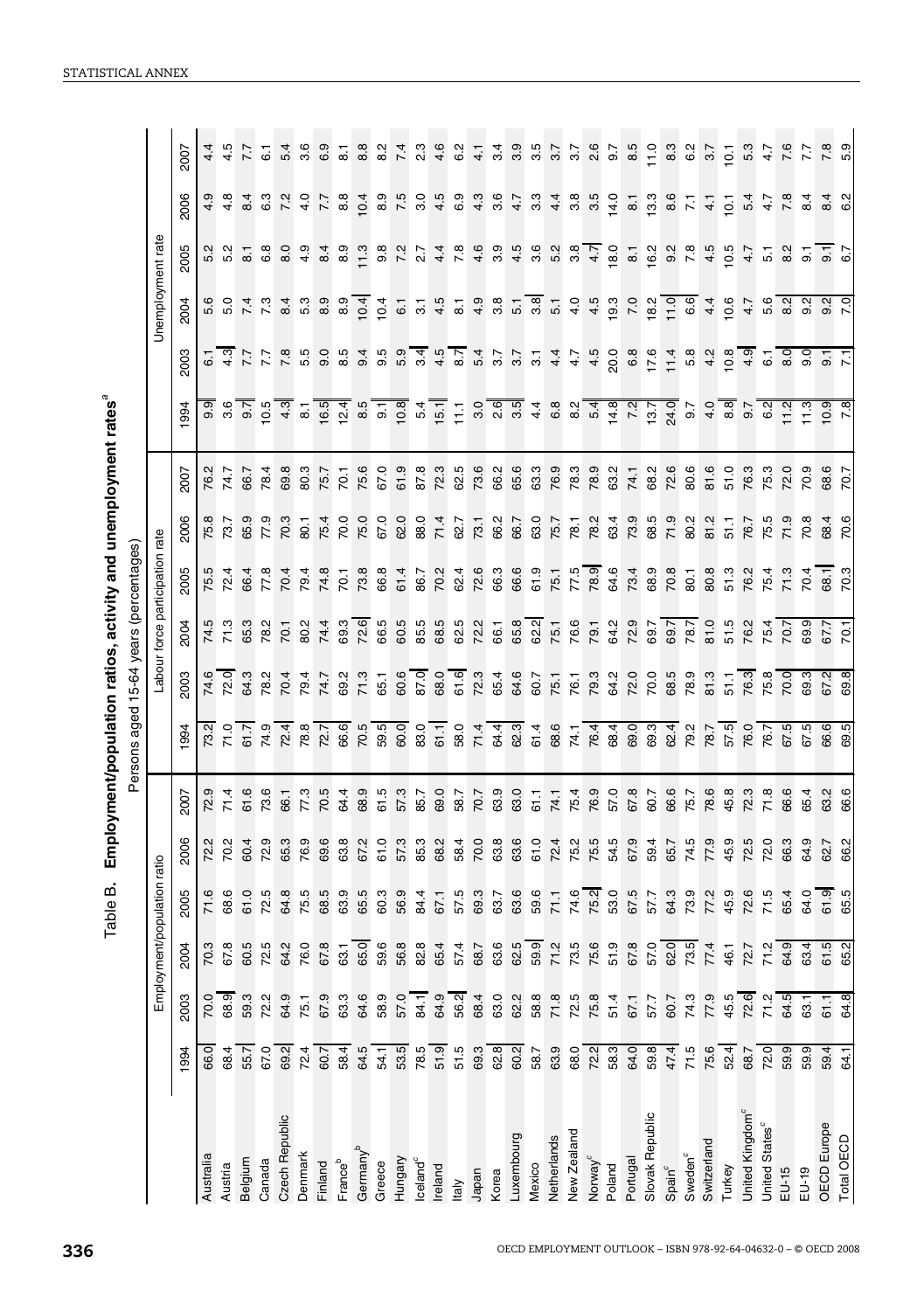# Table B. Employment/population ratios, activity and unemployment rates[a]

Persons aged 15-64 years (percentages)

| | Employment/population ratio | | | | | | Labour force participation rate | | | | | | Unemployment rate | | | | | |
|---|---|---|---|---|---|---|---|---|---|---|---|---|---|---|---|---|---|---|
| | 1994 | 2003 | 2004 | 2005 | 2006 | 2007 | 1994 | 2003 | 2004 | 2005 | 2006 | 2007 | 1994 | 2003 | 2004 | 2005 | 2006 | 2007 |
| Australia | 66.0 | 70.0 | 70.3 | 71.6 | 72.2 | 72.9 | 73.2 | 74.6 | 74.5 | 75.5 | 75.8 | 76.2 | 9.9 | 6.1 | 5.6 | 5.2 | 4.9 | 4.4 |
| Austria | 68.4 | 68.9 | 67.8 | 68.6 | 70.2 | 71.4 | 71.0 | 72.0 | 71.3 | 72.4 | 73.7 | 74.7 | 3.6 | 4.3 | 5.0 | 5.2 | 4.8 | 4.5 |
| Belgium | 55.7 | 59.3 | 60.5 | 61.0 | 60.4 | 61.6 | 61.7 | 64.3 | 65.3 | 66.4 | 65.9 | 66.7 | 9.7 | 7.7 | 7.4 | 8.1 | 8.4 | 7.7 |
| Canada | 67.0 | 72.2 | 72.5 | 72.5 | 72.9 | 73.6 | 74.9 | 78.2 | 78.2 | 77.8 | 77.9 | 78.4 | 10.5 | 7.7 | 7.3 | 6.8 | 6.3 | 6.1 |
| Czech Republic | 69.2 | 64.9 | 64.2 | 64.8 | 65.3 | 66.1 | 72.4 | 70.4 | 70.1 | 70.4 | 70.3 | 69.8 | 4.3 | 7.8 | 8.4 | 8.0 | 7.2 | 5.4 |
| Denmark | 72.4 | 75.1 | 76.0 | 75.5 | 76.9 | 77.3 | 78.8 | 79.4 | 80.2 | 79.4 | 80.1 | 80.3 | 8.1 | 5.5 | 5.3 | 4.9 | 4.0 | 3.6 |
| Finland | 60.7 | 67.9 | 67.8 | 68.5 | 69.6 | 70.5 | 72.7 | 74.7 | 74.4 | 74.8 | 75.4 | 75.7 | 16.5 | 9.0 | 8.9 | 8.4 | 7.7 | 6.9 |
| France[b] | 58.4 | 63.3 | 63.1 | 63.9 | 63.8 | 64.4 | 66.6 | 69.2 | 69.3 | 70.1 | 70.0 | 70.1 | 12.4 | 8.5 | 8.9 | 8.9 | 8.8 | 8.1 |
| Germany[b] | 64.5 | 64.6 | 65.0 | 65.5 | 67.2 | 68.9 | 70.5 | 71.3 | 72.6 | 73.8 | 75.0 | 75.6 | 8.5 | 9.4 | 10.4 | 11.3 | 10.4 | 8.8 |
| Greece | 54.1 | 58.9 | 59.6 | 60.3 | 61.0 | 61.5 | 59.5 | 65.1 | 66.5 | 66.8 | 67.0 | 67.0 | 9.1 | 9.5 | 10.4 | 9.8 | 8.9 | 8.2 |
| Hungary | 53.5 | 57.0 | 56.8 | 56.9 | 57.3 | 57.3 | 60.0 | 60.6 | 60.5 | 61.4 | 62.0 | 61.9 | 10.8 | 5.9 | 6.1 | 7.2 | 7.5 | 7.4 |
| Iceland[c] | 78.5 | 84.1 | 82.8 | 84.4 | 85.3 | 85.7 | 83.0 | 87.0 | 85.5 | 86.7 | 88.0 | 87.8 | 5.4 | 3.4 | 3.1 | 2.7 | 3.0 | 2.3 |
| Ireland | 51.9 | 64.9 | 65.4 | 67.1 | 68.2 | 69.0 | 61.1 | 68.0 | 68.5 | 70.2 | 71.4 | 72.3 | 15.1 | 4.5 | 4.5 | 4.4 | 4.5 | 4.6 |
| Italy | 51.5 | 56.2 | 57.4 | 57.5 | 58.4 | 58.7 | 58.0 | 61.6 | 62.5 | 62.4 | 62.7 | 62.5 | 11.1 | 8.7 | 8.1 | 7.8 | 6.9 | 6.2 |
| Japan | 69.3 | 68.4 | 68.7 | 69.3 | 70.0 | 70.7 | 71.4 | 72.3 | 72.2 | 72.6 | 73.1 | 73.6 | 3.0 | 5.4 | 4.9 | 4.6 | 4.3 | 4.1 |
| Korea | 62.8 | 63.0 | 63.6 | 63.7 | 63.8 | 63.9 | 64.4 | 65.4 | 66.1 | 66.3 | 66.2 | 66.2 | 2.6 | 3.7 | 3.8 | 3.9 | 3.6 | 3.4 |
| Luxembourg | 60.2 | 62.2 | 62.5 | 63.6 | 63.6 | 63.0 | 62.3 | 64.6 | 65.8 | 66.6 | 66.7 | 65.6 | 3.5 | 3.7 | 5.1 | 4.5 | 4.7 | 3.9 |
| Mexico | 58.7 | 58.8 | 59.9 | 59.6 | 61.0 | 61.1 | 61.4 | 60.7 | 62.2 | 61.9 | 63.0 | 63.3 | 4.4 | 3.1 | 3.8 | 3.6 | 3.3 | 3.5 |
| Netherlands | 63.9 | 71.8 | 71.2 | 71.1 | 72.4 | 74.1 | 68.6 | 75.1 | 75.1 | 75.1 | 75.7 | 76.9 | 6.8 | 4.4 | 5.1 | 5.2 | 4.4 | 3.7 |
| New Zealand | 68.0 | 72.5 | 73.5 | 74.6 | 75.2 | 75.4 | 74.1 | 76.1 | 76.6 | 77.5 | 78.1 | 78.3 | 8.2 | 4.7 | 4.0 | 3.8 | 3.8 | 3.7 |
| Norway[c] | 72.2 | 75.8 | 75.6 | 75.2 | 75.5 | 76.9 | 76.4 | 79.3 | 79.1 | 78.9 | 78.2 | 78.9 | 5.4 | 4.5 | 4.5 | 4.7 | 3.5 | 2.6 |
| Poland | 58.3 | 51.4 | 51.9 | 53.0 | 54.5 | 57.0 | 68.4 | 64.2 | 64.2 | 64.6 | 63.4 | 63.2 | 14.8 | 20.0 | 19.3 | 18.0 | 14.0 | 9.7 |
| Portugal | 64.0 | 67.1 | 67.8 | 67.5 | 67.9 | 67.8 | 69.0 | 72.0 | 72.9 | 73.4 | 73.9 | 74.1 | 7.2 | 6.8 | 7.0 | 8.1 | 8.1 | 8.5 |
| Slovak Republic | 59.8 | 57.7 | 57.0 | 57.7 | 59.4 | 60.7 | 69.3 | 70.0 | 69.7 | 68.9 | 68.5 | 68.2 | 13.7 | 17.6 | 18.2 | 16.2 | 13.3 | 11.0 |
| Spain[c] | 47.4 | 60.7 | 62.0 | 64.3 | 65.7 | 66.6 | 62.4 | 68.5 | 69.7 | 70.8 | 71.9 | 72.6 | 24.0 | 11.4 | 11.0 | 9.2 | 8.6 | 8.3 |
| Sweden[c] | 71.5 | 74.3 | 73.5 | 73.9 | 74.5 | 75.7 | 79.2 | 78.9 | 78.7 | 80.1 | 80.2 | 80.6 | 9.7 | 5.8 | 6.6 | 7.8 | 7.1 | 6.2 |
| Switzerland | 75.6 | 77.9 | 77.4 | 77.2 | 77.9 | 78.6 | 78.7 | 81.3 | 81.0 | 80.8 | 81.2 | 81.6 | 4.0 | 4.2 | 4.4 | 4.5 | 4.1 | 3.7 |
| Turkey | 52.4 | 45.5 | 46.1 | 45.9 | 45.9 | 45.8 | 57.5 | 51.1 | 51.5 | 51.3 | 51.1 | 51.0 | 8.8 | 10.8 | 10.6 | 10.5 | 10.1 | 10.1 |
| United Kingdom[c] | 68.7 | 72.6 | 72.7 | 72.6 | 72.5 | 72.3 | 76.0 | 76.3 | 76.2 | 76.2 | 76.7 | 76.3 | 9.7 | 4.9 | 4.7 | 4.7 | 5.4 | 5.3 |
| United States[c] | 72.0 | 71.2 | 71.2 | 71.5 | 72.0 | 71.8 | 76.7 | 75.8 | 75.4 | 75.4 | 75.5 | 75.3 | 6.2 | 6.1 | 5.6 | 5.1 | 4.7 | 4.7 |
| EU-15 | 59.9 | 64.5 | 64.9 | 65.4 | 66.3 | 66.6 | 67.5 | 70.0 | 70.7 | 71.3 | 71.9 | 72.0 | 11.2 | 8.0 | 8.2 | 8.2 | 7.8 | 7.6 |
| EU-19 | 59.9 | 63.1 | 63.4 | 64.0 | 64.9 | 65.4 | 67.5 | 69.3 | 69.9 | 70.4 | 70.8 | 70.9 | 11.3 | 9.0 | 9.2 | 9.1 | 8.4 | 7.7 |
| OECD Europe | 59.4 | 61.1 | 61.5 | 61.9 | 62.7 | 63.2 | 66.6 | 67.2 | 67.7 | 68.1 | 68.4 | 68.6 | 10.9 | 9.1 | 9.2 | 9.1 | 8.4 | 7.8 |
| Total OECD | 64.1 | 64.8 | 65.2 | 65.5 | 66.2 | 66.6 | 69.5 | 69.8 | 70.1 | 70.3 | 70.6 | 70.7 | 7.8 | 7.1 | 7.0 | 6.7 | 6.2 | 5.9 |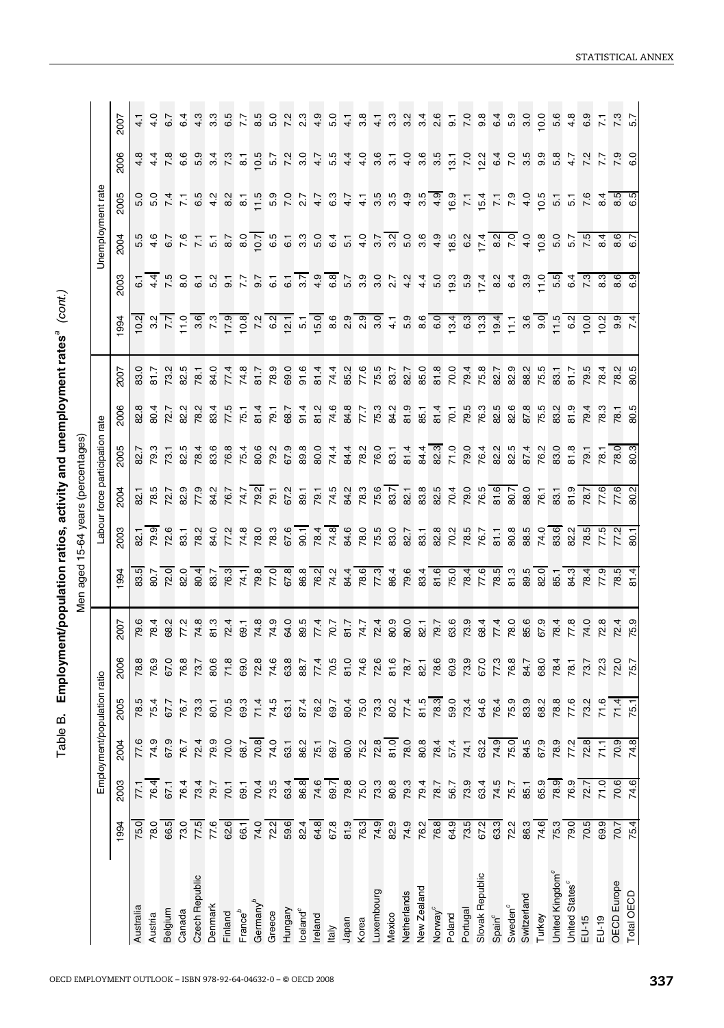## Table B. Employment/population ratios, activity and unemployment rates[a] *(cont.)*

Men aged 15-64 years (percentages)

| | Employment/population ratio | | | | | | Labour force participation rate | | | | | | Unemployment rate | | | | | |
|---|---|---|---|---|---|---|---|---|---|---|---|---|---|---|---|---|---|---|
| | 1994 | 2003 | 2004 | 2005 | 2006 | 2007 | 1994 | 2003 | 2004 | 2005 | 2006 | 2007 | 1994 | 2003 | 2004 | 2005 | 2006 | 2007 |
| Australia | 75.0 | 77.1 | 77.6 | 78.5 | 78.8 | 79.6 | 83.5 | 82.1 | 82.1 | 82.7 | 82.8 | 83.0 | 10.2 | 6.1 | 5.5 | 5.0 | 4.8 | 4.1 |
| Austria | 78.0 | 76.4 | 74.9 | 75.4 | 76.9 | 78.4 | 80.7 | 79.9 | 78.5 | 79.3 | 80.4 | 81.7 | 3.2 | 4.4 | 4.6 | 5.0 | 4.4 | 4.0 |
| Belgium | 66.5 | 67.1 | 67.9 | 67.7 | 67.0 | 68.2 | 72.0 | 72.6 | 72.7 | 73.1 | 72.7 | 73.2 | 7.7 | 7.5 | 6.7 | 7.4 | 7.8 | 6.7 |
| Canada | 73.0 | 76.4 | 76.7 | 76.7 | 76.8 | 77.2 | 82.0 | 83.1 | 82.9 | 82.5 | 82.2 | 82.5 | 11.0 | 8.0 | 7.6 | 7.1 | 6.6 | 6.4 |
| Czech Republic | 77.5 | 73.4 | 72.4 | 73.3 | 73.7 | 74.8 | 80.4 | 78.2 | 77.9 | 78.4 | 78.2 | 78.1 | 3.6 | 6.1 | 7.1 | 6.5 | 5.9 | 4.3 |
| Denmark | 77.6 | 79.7 | 79.9 | 80.1 | 80.6 | 81.3 | 83.7 | 84.0 | 84.2 | 83.6 | 83.4 | 84.0 | 7.3 | 5.2 | 5.1 | 4.2 | 3.4 | 3.3 |
| Finland | 62.6 | 70.1 | 70.0 | 70.5 | 71.8 | 72.4 | 76.3 | 77.2 | 76.7 | 76.8 | 77.5 | 77.4 | 17.9 | 9.1 | 8.7 | 8.2 | 7.3 | 6.5 |
| France[b] | 66.1 | 69.1 | 68.7 | 69.3 | 69.0 | 69.1 | 74.1 | 74.8 | 74.7 | 75.4 | 75.1 | 74.8 | 10.8 | 7.7 | 8.0 | 8.1 | 8.1 | 7.7 |
| Germany[b] | 74.0 | 70.4 | 70.8 | 71.4 | 72.8 | 74.8 | 79.8 | 78.0 | 79.2 | 80.6 | 81.4 | 81.7 | 7.2 | 9.7 | 10.7 | 11.5 | 10.5 | 8.5 |
| Greece | 72.2 | 73.5 | 74.0 | 74.5 | 74.6 | 74.9 | 77.0 | 78.3 | 79.1 | 79.2 | 79.1 | 78.9 | 6.2 | 6.1 | 6.5 | 5.9 | 5.7 | 5.0 |
| Hungary | 59.6 | 63.4 | 63.1 | 63.1 | 63.8 | 64.0 | 67.8 | 67.6 | 67.2 | 67.9 | 68.7 | 69.0 | 12.1 | 6.1 | 6.1 | 7.0 | 7.2 | 7.2 |
| Iceland[c] | 82.4 | 86.8 | 86.2 | 87.4 | 88.7 | 89.5 | 86.8 | 90.1 | 89.1 | 89.8 | 91.4 | 91.6 | 5.1 | 3.7 | 3.3 | 2.7 | 3.0 | 2.3 |
| Ireland | 64.8 | 74.6 | 75.1 | 76.2 | 77.4 | 77.4 | 76.2 | 78.4 | 79.1 | 80.0 | 81.2 | 81.4 | 15.0 | 4.9 | 5.0 | 4.7 | 4.7 | 4.9 |
| Italy | 67.8 | 69.7 | 69.7 | 69.7 | 70.5 | 70.7 | 74.2 | 74.8 | 74.5 | 74.4 | 74.6 | 74.4 | 8.6 | 6.8 | 6.4 | 6.3 | 5.5 | 5.0 |
| Japan | 81.9 | 79.8 | 80.0 | 80.4 | 81.0 | 81.7 | 84.4 | 84.6 | 84.2 | 84.4 | 84.8 | 85.2 | 2.9 | 5.7 | 5.1 | 4.7 | 4.4 | 4.1 |
| Korea | 76.3 | 75.0 | 75.2 | 75.0 | 74.6 | 74.7 | 78.6 | 78.0 | 78.3 | 78.2 | 77.7 | 77.6 | 2.9 | 3.9 | 4.0 | 4.1 | 4.0 | 3.8 |
| Luxembourg | 74.9 | 73.3 | 72.8 | 73.3 | 72.6 | 72.4 | 77.3 | 75.5 | 75.6 | 76.0 | 75.3 | 75.5 | 3.0 | 3.0 | 3.7 | 3.5 | 3.6 | 4.1 |
| Mexico | 82.9 | 80.8 | 81.0 | 80.2 | 81.6 | 80.9 | 86.4 | 83.0 | 83.7 | 83.1 | 84.2 | 83.7 | 4.1 | 2.7 | 3.2 | 3.5 | 3.1 | 3.3 |
| Netherlands | 74.9 | 79.3 | 78.0 | 77.4 | 78.7 | 80.0 | 79.6 | 82.7 | 82.1 | 81.4 | 81.9 | 82.7 | 5.9 | 4.2 | 5.0 | 4.9 | 4.0 | 3.2 |
| New Zealand | 76.2 | 79.4 | 80.8 | 81.5 | 82.1 | 82.1 | 83.4 | 83.1 | 83.8 | 84.4 | 85.1 | 85.0 | 8.6 | 4.4 | 3.6 | 3.5 | 3.6 | 3.4 |
| Norway[c] | 76.8 | 78.7 | 78.4 | 78.3 | 78.6 | 79.7 | 81.6 | 82.8 | 82.5 | 82.3 | 81.4 | 81.8 | 6.0 | 5.0 | 4.9 | 4.9 | 3.5 | 2.6 |
| Poland | 64.9 | 56.7 | 57.4 | 59.0 | 60.9 | 63.6 | 75.0 | 70.2 | 70.4 | 71.0 | 70.1 | 70.0 | 13.4 | 19.3 | 18.5 | 16.9 | 13.1 | 9.1 |
| Portugal | 73.5 | 73.9 | 74.1 | 73.4 | 73.9 | 73.9 | 78.4 | 78.5 | 79.0 | 79.0 | 79.5 | 79.4 | 6.3 | 5.9 | 6.2 | 7.1 | 7.0 | 7.0 |
| Slovak Republic | 67.2 | 63.4 | 63.2 | 64.6 | 67.0 | 68.4 | 77.6 | 76.7 | 76.5 | 76.4 | 76.3 | 75.8 | 13.3 | 17.4 | 17.4 | 15.4 | 12.2 | 9.8 |
| Spain[c] | 63.3 | 74.5 | 74.9 | 76.4 | 77.3 | 77.4 | 78.5 | 81.1 | 81.6 | 82.2 | 82.5 | 82.7 | 19.4 | 8.2 | 8.2 | 7.1 | 6.4 | 6.4 |
| Sweden[c] | 72.2 | 75.7 | 75.0 | 75.9 | 76.8 | 78.0 | 81.3 | 80.8 | 80.7 | 82.5 | 82.6 | 82.9 | 11.1 | 6.4 | 7.0 | 7.9 | 7.0 | 5.9 |
| Switzerland | 86.3 | 85.1 | 84.5 | 83.9 | 84.7 | 85.6 | 89.5 | 88.5 | 88.0 | 87.4 | 87.8 | 88.2 | 3.6 | 3.9 | 4.0 | 4.0 | 3.5 | 3.0 |
| Turkey | 74.6 | 65.9 | 67.9 | 68.2 | 68.0 | 67.9 | 82.0 | 74.0 | 76.1 | 76.2 | 75.5 | 75.5 | 9.0 | 11.0 | 10.8 | 10.5 | 9.9 | 10.0 |
| United Kingdom[c] | 75.3 | 78.9 | 78.9 | 78.8 | 78.4 | 78.4 | 85.1 | 83.6 | 83.1 | 83.0 | 83.2 | 83.1 | 11.5 | 5.5 | 5.0 | 5.1 | 5.8 | 5.6 |
| United States[c] | 79.0 | 76.9 | 77.2 | 77.6 | 78.1 | 77.8 | 84.3 | 82.2 | 81.9 | 81.8 | 81.9 | 81.7 | 6.2 | 6.4 | 5.7 | 5.1 | 4.7 | 4.8 |
| EU-15 | 70.5 | 72.7 | 72.8 | 73.2 | 73.7 | 74.0 | 78.4 | 78.5 | 78.7 | 79.1 | 79.4 | 79.5 | 10.0 | 7.3 | 7.5 | 7.6 | 7.2 | 6.9 |
| EU-19 | 69.9 | 71.0 | 71.1 | 71.6 | 72.3 | 72.8 | 77.9 | 77.5 | 77.6 | 78.1 | 78.3 | 78.4 | 10.2 | 8.3 | 8.4 | 8.4 | 7.7 | 7.1 |
| OECD Europe | 70.7 | 70.6 | 70.9 | 71.4 | 72.0 | 72.4 | 78.5 | 77.2 | 77.6 | 78.0 | 78.1 | 78.2 | 9.9 | 8.6 | 8.6 | 8.5 | 7.9 | 7.3 |
| Total OECD | 75.4 | 74.6 | 74.8 | 75.1 | 75.7 | 75.9 | 81.4 | 80.1 | 80.2 | 80.3 | 80.5 | 80.5 | 7.4 | 6.9 | 6.7 | 6.5 | 6.0 | 5.7 |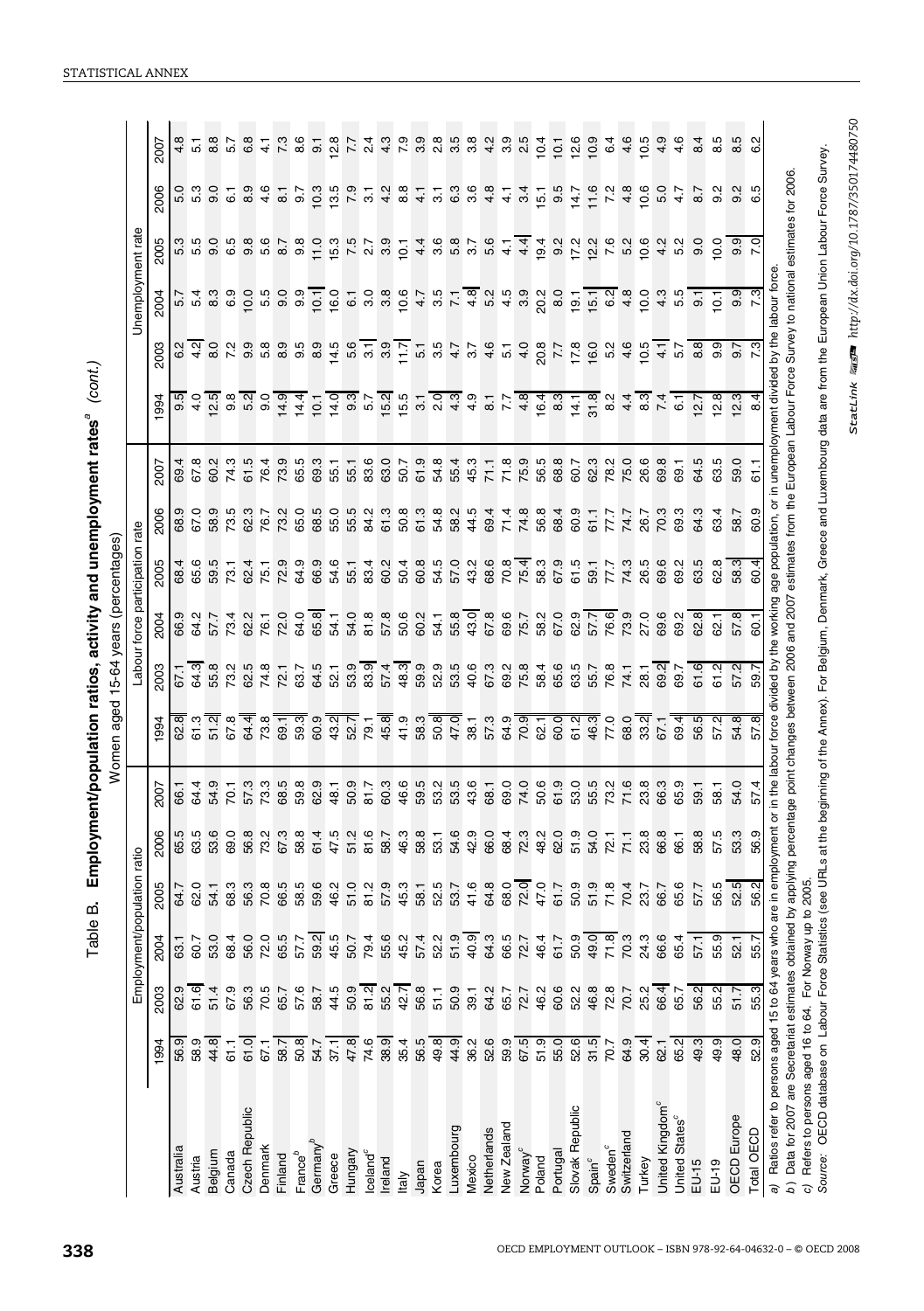# Table B. Employment/population ratios, activity and unemployment rates[a] (cont.)

Women aged 15-64 years (percentages)

| | Employment/population ratio | | | | | | Labour force participation rate | | | | | | Unemployment rate | | | | | |
|---|---|---|---|---|---|---|---|---|---|---|---|---|---|---|---|---|---|---|
| | 1994 | 2003 | 2004 | 2005 | 2006 | 2007 | 1994 | 2003 | 2004 | 2005 | 2006 | 2007 | 1994 | 2003 | 2004 | 2005 | 2006 | 2007 |
| Australia | 56.9 | 62.9 | 63.1 | 64.7 | 65.5 | 66.1 | 62.8 | 67.1 | 66.9 | 68.4 | 68.9 | 69.4 | 9.5 | 6.2 | 5.7 | 5.3 | 5.0 | 4.8 |
| Austria | 58.9 | 61.6 | 60.7 | 62.0 | 63.5 | 64.4 | 61.3 | 64.3 | 64.2 | 65.6 | 67.0 | 67.8 | 4.0 | 4.2 | 5.4 | 5.5 | 5.3 | 5.1 |
| Belgium | 44.8 | 51.4 | 53.0 | 54.1 | 53.6 | 54.9 | 51.2 | 55.8 | 57.7 | 59.5 | 58.9 | 60.2 | 12.5 | 8.0 | 8.3 | 9.0 | 9.0 | 8.8 |
| Canada | 61.1 | 67.9 | 68.4 | 68.3 | 69.0 | 70.1 | 67.8 | 73.2 | 73.4 | 73.1 | 73.5 | 74.3 | 9.8 | 7.2 | 6.9 | 6.5 | 6.1 | 5.7 |
| Czech Republic | 61.0 | 56.3 | 56.0 | 56.3 | 56.8 | 57.3 | 64.4 | 62.5 | 62.2 | 62.4 | 62.3 | 61.5 | 5.2 | 9.9 | 10.0 | 9.8 | 8.9 | 6.8 |
| Denmark | 67.1 | 70.5 | 72.0 | 70.8 | 73.2 | 73.3 | 73.8 | 74.8 | 76.1 | 75.1 | 76.7 | 76.4 | 9.0 | 5.8 | 5.5 | 5.6 | 4.6 | 4.1 |
| Finland | 58.7 | 65.7 | 65.5 | 66.5 | 67.3 | 68.5 | 69.1 | 72.1 | 72.0 | 72.9 | 73.2 | 73.9 | 14.9 | 8.9 | 9.0 | 8.7 | 8.1 | 7.3 |
| France[b] | 50.8 | 57.6 | 57.7 | 58.5 | 58.8 | 59.8 | 59.3 | 63.7 | 64.0 | 64.9 | 65.0 | 65.5 | 14.4 | 9.5 | 9.9 | 9.8 | 9.7 | 8.6 |
| Germany[b] | 54.7 | 58.7 | 59.2 | 59.6 | 61.4 | 62.9 | 60.9 | 64.5 | 65.8 | 66.9 | 68.5 | 69.3 | 10.1 | 8.9 | 10.1 | 11.0 | 10.3 | 9.1 |
| Greece | 37.1 | 44.5 | 45.5 | 46.2 | 47.5 | 48.1 | 43.2 | 52.1 | 54.1 | 54.6 | 55.0 | 55.1 | 14.0 | 14.5 | 16.0 | 15.3 | 13.5 | 12.8 |
| Hungary | 47.8 | 50.9 | 50.7 | 51.0 | 51.2 | 50.9 | 52.7 | 53.9 | 54.0 | 55.1 | 55.5 | 55.1 | 9.3 | 5.6 | 6.1 | 7.5 | 7.9 | 7.7 |
| Iceland[c] | 74.6 | 81.2 | 79.4 | 81.2 | 81.6 | 81.7 | 79.1 | 83.9 | 81.8 | 83.4 | 84.2 | 83.6 | 5.7 | 3.1 | 3.0 | 2.7 | 3.1 | 2.4 |
| Ireland | 38.9 | 55.2 | 55.6 | 57.9 | 58.7 | 60.3 | 45.8 | 57.4 | 57.8 | 60.2 | 61.3 | 63.0 | 15.2 | 3.9 | 3.8 | 3.9 | 4.2 | 4.3 |
| Italy | 35.4 | 42.7 | 45.2 | 45.3 | 46.3 | 46.6 | 41.9 | 48.3 | 50.6 | 50.4 | 50.8 | 50.7 | 15.5 | 11.7 | 10.6 | 10.1 | 8.8 | 7.9 |
| Japan | 56.5 | 56.8 | 57.4 | 58.1 | 58.8 | 59.5 | 58.3 | 59.9 | 60.2 | 60.8 | 61.3 | 61.9 | 3.1 | 5.1 | 4.7 | 4.4 | 4.1 | 3.9 |
| Korea | 49.8 | 51.1 | 52.2 | 52.5 | 53.1 | 53.2 | 50.8 | 52.9 | 54.1 | 54.5 | 54.8 | 54.8 | 2.0 | 3.5 | 3.5 | 3.6 | 3.1 | 2.8 |
| Luxembourg | 44.9 | 50.9 | 51.9 | 53.7 | 54.6 | 53.5 | 47.0 | 53.5 | 55.8 | 57.0 | 58.2 | 55.4 | 4.3 | 4.7 | 7.1 | 5.8 | 6.3 | 3.5 |
| Mexico | 36.2 | 39.1 | 40.9 | 41.6 | 42.9 | 43.6 | 38.1 | 40.6 | 43.0 | 43.2 | 44.5 | 45.3 | 4.9 | 3.7 | 4.8 | 3.7 | 3.6 | 3.8 |
| Netherlands | 52.6 | 64.2 | 64.3 | 64.8 | 66.0 | 68.1 | 57.3 | 67.3 | 67.8 | 68.6 | 69.4 | 71.1 | 8.1 | 4.6 | 5.2 | 5.6 | 4.8 | 4.2 |
| New Zealand | 59.9 | 65.7 | 66.5 | 68.0 | 68.4 | 69.0 | 64.9 | 69.2 | 69.6 | 70.8 | 71.4 | 71.8 | 7.7 | 5.1 | 4.5 | 4.1 | 4.1 | 3.9 |
| Norway[c] | 67.5 | 72.7 | 72.7 | 72.0 | 72.3 | 74.0 | 70.9 | 75.8 | 75.7 | 75.4 | 74.8 | 75.9 | 4.8 | 4.0 | 3.9 | 4.4 | 3.4 | 2.5 |
| Poland | 51.9 | 46.2 | 46.4 | 47.0 | 48.2 | 50.6 | 62.1 | 58.4 | 58.2 | 58.3 | 56.8 | 56.5 | 16.4 | 20.8 | 20.2 | 19.4 | 15.1 | 10.4 |
| Portugal | 55.0 | 60.6 | 61.7 | 61.7 | 62.0 | 61.9 | 60.0 | 65.6 | 67.0 | 67.9 | 68.4 | 68.8 | 8.3 | 7.7 | 8.0 | 9.2 | 9.5 | 10.1 |
| Slovak Republic | 52.6 | 52.2 | 50.9 | 50.9 | 51.9 | 53.0 | 61.2 | 63.5 | 62.9 | 61.5 | 60.9 | 60.7 | 14.1 | 17.8 | 19.1 | 17.2 | 14.7 | 12.6 |
| Spain[c] | 31.5 | 46.8 | 49.0 | 51.9 | 54.0 | 55.5 | 46.3 | 55.7 | 57.7 | 59.1 | 61.1 | 62.3 | 31.8 | 16.0 | 15.1 | 12.2 | 11.6 | 10.9 |
| Sweden[c] | 70.7 | 72.8 | 71.8 | 71.8 | 72.1 | 73.2 | 77.0 | 76.8 | 76.6 | 77.7 | 77.7 | 78.2 | 8.2 | 5.2 | 6.2 | 7.6 | 7.2 | 6.4 |
| Switzerland | 64.9 | 70.7 | 70.3 | 70.4 | 71.1 | 71.6 | 68.0 | 74.1 | 73.9 | 74.3 | 74.7 | 75.0 | 4.4 | 4.6 | 4.8 | 5.2 | 4.8 | 4.6 |
| Turkey | 30.4 | 25.2 | 24.3 | 23.7 | 23.8 | 23.8 | 33.2 | 28.1 | 27.0 | 26.5 | 26.7 | 26.6 | 8.3 | 10.5 | 10.0 | 10.6 | 10.6 | 10.5 |
| United Kingdom[c] | 62.1 | 66.4 | 66.6 | 66.7 | 66.8 | 66.3 | 67.1 | 69.2 | 69.6 | 69.6 | 70.3 | 69.8 | 7.4 | 4.1 | 4.3 | 4.2 | 5.0 | 4.9 |
| United States[c] | 65.2 | 65.7 | 65.4 | 65.6 | 66.1 | 65.9 | 69.4 | 69.7 | 69.2 | 69.2 | 69.3 | 69.1 | 6.1 | 5.7 | 5.5 | 5.2 | 4.7 | 4.6 |
| EU-15 | 49.3 | 56.2 | 57.1 | 57.7 | 58.8 | 59.1 | 56.5 | 61.6 | 62.8 | 63.5 | 64.3 | 64.5 | 12.7 | 8.8 | 9.1 | 9.0 | 8.7 | 8.4 |
| EU-19 | 49.9 | 55.2 | 55.9 | 56.5 | 57.5 | 58.1 | 57.2 | 61.2 | 62.1 | 62.8 | 63.4 | 63.5 | 12.8 | 9.9 | 10.1 | 10.0 | 9.2 | 8.5 |
| OECD Europe | 48.0 | 51.7 | 52.1 | 52.5 | 53.3 | 54.0 | 54.8 | 57.2 | 57.8 | 58.3 | 58.7 | 59.0 | 12.3 | 9.7 | 9.9 | 9.9 | 9.2 | 8.5 |
| Total OECD | 52.9 | 55.3 | 55.7 | 56.2 | 56.9 | 57.4 | 57.8 | 59.7 | 60.1 | 60.4 | 60.9 | 61.1 | 8.4 | 7.3 | 7.3 | 7.0 | 6.5 | 6.2 |

*a)* Ratios refer to persons aged 15 to 64 years who are in employment or in the labour force divided by the working age population, or in unemployment divided by the labour force.

*b)* Data for 2007 are Secretariat estimates obtained by applying percentage point changes between 2006 and 2007 estimates from the European Labour Force Survey to national estimates for 2006.

*c)* Refers to persons aged 16 to 64. For Norway up to 2005.

*Source:* OECD database on Labour Force Statistics (see URLs at the beginning of the Annex). For Belgium, Denmark, Greece and Luxembourg data are from the European Union Labour Force Survey.

StatLink http://dx.doi.org/10.1787/350174480750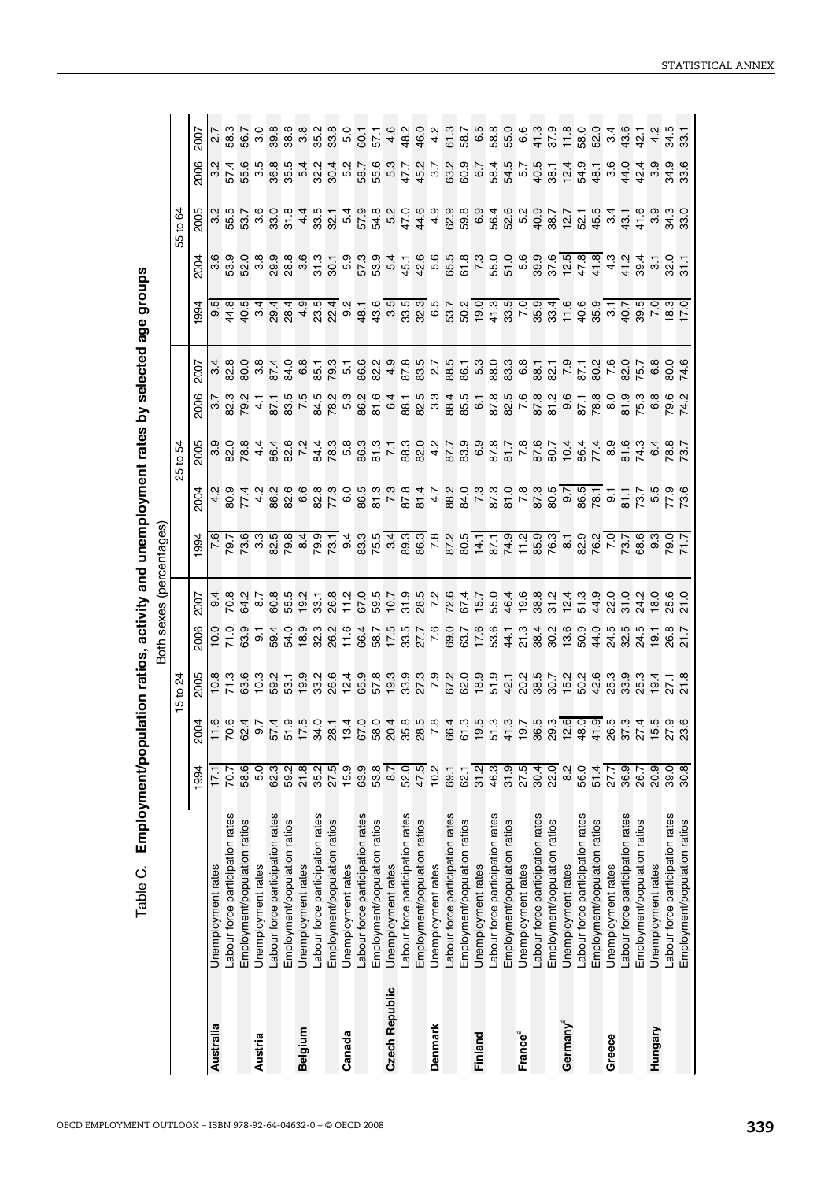# Table C. Employment/population ratios, activity and unemployment rates by selected age groups

Both sexes (percentages)

| | | 15 to 24 | | | | | 25 to 54 | | | | | 55 to 64 | | | | |
|---|---|---|---|---|---|---|---|---|---|---|---|---|---|---|---|---|
| | | 1994 | 2004 | 2005 | 2006 | 2007 | 1994 | 2004 | 2005 | 2006 | 2007 | 1994 | 2004 | 2005 | 2006 | 2007 |
| **Australia** | Unemployment rates | 17.1 | 11.6 | 10.8 | 10.0 | 9.4 | 7.6 | 4.2 | 3.9 | 3.7 | 3.4 | 9.5 | 3.6 | 3.2 | 3.2 | 2.7 |
| | Labour force participation rates | 70.7 | 70.6 | 71.3 | 71.0 | 70.8 | 79.7 | 80.9 | 82.0 | 82.3 | 82.8 | 44.8 | 53.9 | 55.5 | 57.4 | 58.3 |
| | Employment/population ratios | 58.6 | 62.4 | 63.6 | 63.9 | 64.2 | 73.6 | 77.4 | 78.8 | 79.2 | 80.0 | 40.5 | 52.0 | 53.7 | 55.6 | 56.7 |
| **Austria** | Unemployment rates | 5.0 | 9.7 | 10.3 | 9.1 | 8.7 | 3.3 | 4.2 | 4.4 | 4.1 | 3.8 | 3.4 | 3.8 | 3.6 | 3.5 | 3.0 |
| | Labour force participation rates | 62.3 | 57.4 | 59.2 | 59.4 | 60.8 | 82.5 | 86.2 | 86.4 | 87.1 | 87.4 | 29.4 | 29.9 | 33.0 | 36.8 | 39.8 |
| | Employment/population ratios | 59.2 | 51.9 | 53.1 | 54.0 | 55.5 | 79.8 | 82.6 | 82.6 | 83.5 | 84.0 | 28.4 | 28.8 | 31.8 | 35.5 | 38.6 |
| **Belgium** | Unemployment rates | 21.8 | 17.5 | 19.9 | 18.9 | 19.2 | 8.4 | 6.6 | 7.2 | 7.5 | 6.8 | 4.9 | 3.6 | 4.4 | 5.4 | 3.8 |
| | Labour force participation rates | 35.2 | 34.0 | 33.2 | 32.3 | 33.1 | 79.9 | 82.8 | 84.4 | 84.5 | 85.1 | 23.5 | 31.3 | 33.5 | 32.2 | 35.2 |
| | Employment/population ratios | 27.5 | 28.1 | 26.6 | 26.2 | 26.8 | 73.1 | 77.3 | 78.3 | 78.2 | 79.3 | 22.4 | 30.1 | 32.1 | 30.4 | 33.8 |
| **Canada** | Unemployment rates | 15.9 | 13.4 | 12.4 | 11.6 | 11.2 | 9.4 | 6.0 | 5.8 | 5.3 | 5.1 | 9.2 | 5.9 | 5.4 | 5.2 | 5.0 |
| | Labour force participation rates | 63.9 | 67.0 | 65.9 | 66.4 | 67.0 | 83.3 | 86.5 | 86.3 | 86.2 | 86.6 | 48.1 | 57.3 | 57.9 | 58.7 | 60.1 |
| | Employment/population ratios | 53.8 | 58.0 | 57.8 | 58.7 | 59.5 | 75.5 | 81.3 | 81.3 | 81.6 | 82.2 | 43.6 | 53.9 | 54.8 | 55.6 | 57.1 |
| **Czech Republic** | Unemployment rates | 8.7 | 20.4 | 19.3 | 17.5 | 10.7 | 3.4 | 7.3 | 7.1 | 6.4 | 4.9 | 3.5 | 5.4 | 5.2 | 5.3 | 4.6 |
| | Labour force participation rates | 52.0 | 35.8 | 33.9 | 33.5 | 31.9 | 89.3 | 87.8 | 88.3 | 88.1 | 87.8 | 33.5 | 45.1 | 47.0 | 47.7 | 48.2 |
| | Employment/population ratios | 47.5 | 28.5 | 27.3 | 27.7 | 28.5 | 86.3 | 81.4 | 82.0 | 82.5 | 83.5 | 32.3 | 42.6 | 44.6 | 45.2 | 46.0 |
| **Denmark** | Unemployment rates | 10.2 | 7.8 | 7.9 | 7.6 | 7.2 | 7.8 | 4.7 | 4.2 | 3.3 | 2.7 | 6.5 | 5.6 | 4.9 | 3.7 | 4.2 |
| | Labour force participation rates | 69.1 | 66.4 | 67.2 | 69.0 | 72.6 | 87.2 | 88.2 | 87.7 | 88.4 | 88.5 | 53.7 | 65.5 | 62.9 | 63.2 | 61.3 |
| | Employment/population ratios | 62.1 | 61.3 | 62.0 | 63.7 | 67.4 | 80.5 | 84.0 | 83.9 | 85.5 | 86.1 | 50.2 | 61.8 | 59.8 | 60.9 | 58.7 |
| **Finland** | Unemployment rates | 31.2 | 19.5 | 18.9 | 17.6 | 15.7 | 14.1 | 7.3 | 6.9 | 6.1 | 5.3 | 19.0 | 7.3 | 6.9 | 6.7 | 6.5 |
| | Labour force participation rates | 46.3 | 51.3 | 51.9 | 53.6 | 55.0 | 87.1 | 87.3 | 87.8 | 87.8 | 88.0 | 41.3 | 55.0 | 56.4 | 58.4 | 58.8 |
| | Employment/population ratios | 31.9 | 41.3 | 42.1 | 44.1 | 46.4 | 74.9 | 81.0 | 81.7 | 82.5 | 83.3 | 33.5 | 51.0 | 52.6 | 54.5 | 55.0 |
| **France**[a] | Unemployment rates | 27.5 | 19.7 | 20.2 | 21.3 | 19.6 | 11.2 | 7.8 | 7.8 | 7.6 | 6.8 | 7.0 | 5.6 | 5.2 | 5.7 | 6.6 |
| | Labour force participation rates | 30.4 | 36.5 | 38.5 | 38.4 | 38.8 | 85.9 | 87.3 | 87.6 | 87.8 | 88.1 | 35.9 | 39.9 | 40.9 | 40.5 | 41.3 |
| | Employment/population ratios | 22.0 | 29.3 | 30.7 | 30.2 | 31.2 | 76.3 | 80.5 | 80.7 | 81.2 | 82.1 | 33.4 | 37.6 | 38.7 | 38.1 | 37.9 |
| **Germany**[a] | Unemployment rates | 8.2 | 12.6 | 15.2 | 13.6 | 12.4 | 8.1 | 9.7 | 10.4 | 9.6 | 7.9 | 11.6 | 12.5 | 12.7 | 12.4 | 11.8 |
| | Labour force participation rates | 56.0 | 48.0 | 50.2 | 50.9 | 51.3 | 82.9 | 86.5 | 86.4 | 87.1 | 87.1 | 40.6 | 47.8 | 52.1 | 54.9 | 58.0 |
| | Employment/population ratios | 51.4 | 41.9 | 42.6 | 44.0 | 44.9 | 76.2 | 78.1 | 77.4 | 78.8 | 80.2 | 35.9 | 41.8 | 45.5 | 48.1 | 52.0 |
| **Greece** | Unemployment rates | 27.7 | 26.5 | 25.3 | 24.5 | 22.0 | 7.0 | 9.1 | 8.9 | 8.0 | 7.6 | 3.1 | 4.3 | 3.4 | 3.6 | 3.4 |
| | Labour force participation rates | 36.9 | 37.3 | 33.9 | 32.5 | 31.0 | 73.7 | 81.1 | 81.6 | 81.9 | 82.0 | 40.7 | 41.2 | 43.1 | 44.0 | 43.6 |
| | Employment/population ratios | 26.7 | 27.4 | 25.3 | 24.5 | 24.2 | 68.6 | 73.7 | 74.3 | 75.3 | 75.7 | 39.5 | 39.4 | 41.6 | 42.4 | 42.1 |
| **Hungary** | Unemployment rates | 20.9 | 15.5 | 19.4 | 19.1 | 18.0 | 9.3 | 5.5 | 6.4 | 6.8 | 6.8 | 7.0 | 3.1 | 3.9 | 3.9 | 4.2 |
| | Labour force participation rates | 39.0 | 27.9 | 27.1 | 26.8 | 25.6 | 79.0 | 77.9 | 78.8 | 79.6 | 80.0 | 18.3 | 32.0 | 34.3 | 34.9 | 34.5 |
| | Employment/population ratios | 30.8 | 23.6 | 21.8 | 21.7 | 21.0 | 71.7 | 73.6 | 73.7 | 74.2 | 74.6 | 17.0 | 31.1 | 33.0 | 33.6 | 33.1 |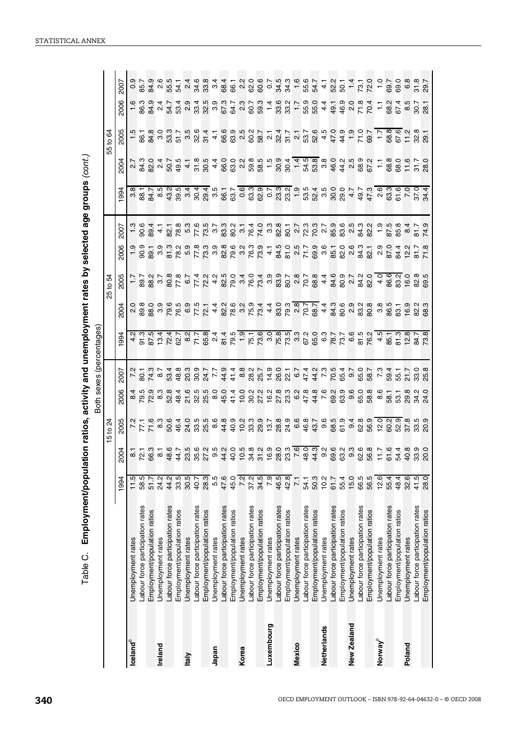## Table C. Employment/population ratios, activity and unemployment rates by selected age groups (*cont.*)

Both sexes (percentages)

| | | 15 to 24 | | | | | 25 to 54 | | | | | 55 to 64 | | | | |
|---|---|---|---|---|---|---|---|---|---|---|---|---|---|---|---|---|
| | | 1994 | 2004 | 2005 | 2006 | 2007 | 1994 | 2004 | 2005 | 2006 | 2007 | 1994 | 2004 | 2005 | 2006 | 2007 |
| **Iceland**[b] | Unemployment rates | 11.5 | 8.1 | 7.2 | 8.4 | 7.2 | 4.2 | 2.0 | 1.7 | 1.9 | 1.3 | 3.8 | 2.7 | 1.5 | 1.6 | 0.9 |
| | Labour force participation rates | 58.5 | 72.1 | 77.1 | 79.5 | 80.1 | 91.3 | 89.8 | 89.7 | 90.9 | 90.6 | 88.1 | 84.3 | 86.1 | 86.3 | 85.7 |
| | Employment/population ratios | 51.7 | 66.3 | 71.6 | 72.9 | 74.3 | 87.5 | 88.0 | 88.2 | 89.1 | 89.4 | 84.7 | 82.0 | 84.8 | 84.9 | 84.9 |
| **Ireland** | Unemployment rates | 24.2 | 8.1 | 8.3 | 8.3 | 8.7 | 13.4 | 3.9 | 3.7 | 3.9 | 4.1 | 8.5 | 2.4 | 3.0 | 2.4 | 2.6 |
| | Labour force participation rates | 44.2 | 48.6 | 50.6 | 52.8 | 53.4 | 72.4 | 79.6 | 80.8 | 81.3 | 82.1 | 43.2 | 50.7 | 53.3 | 54.7 | 55.5 |
| | Employment/population ratios | 33.5 | 44.7 | 46.4 | 48.4 | 48.8 | 62.7 | 76.5 | 77.8 | 78.2 | 78.8 | 39.5 | 49.5 | 51.7 | 53.4 | 54.1 |
| **Italy** | Unemployment rates | 30.5 | 23.5 | 24.0 | 21.6 | 20.3 | 8.2 | 6.9 | 6.7 | 5.9 | 5.3 | 3.4 | 4.1 | 3.5 | 2.9 | 2.4 |
| | Labour force participation rates | 40.7 | 35.6 | 33.5 | 32.5 | 30.9 | 71.7 | 77.5 | 77.4 | 77.8 | 77.6 | 30.4 | 31.8 | 32.6 | 33.4 | 34.6 |
| | Employment/population ratios | 28.3 | 27.2 | 25.5 | 25.5 | 24.7 | 65.8 | 72.1 | 72.2 | 73.3 | 73.5 | 29.4 | 30.5 | 31.4 | 32.5 | 33.8 |
| **Japan** | Unemployment rates | 5.5 | 9.5 | 8.6 | 8.0 | 7.7 | 2.4 | 4.4 | 4.2 | 3.9 | 3.7 | 3.5 | 4.4 | 4.1 | 3.9 | 3.4 |
| | Labour force participation rates | 47.6 | 44.2 | 44.8 | 45.0 | 44.9 | 81.4 | 82.2 | 82.5 | 82.8 | 83.3 | 66.1 | 66.0 | 66.6 | 67.3 | 68.4 |
| | Employment/population ratios | 45.0 | 40.0 | 40.9 | 41.4 | 41.4 | 79.5 | 78.6 | 79.0 | 79.6 | 80.2 | 63.7 | 63.0 | 63.9 | 64.7 | 66.1 |
| **Korea** | Unemployment rates | 7.2 | 10.5 | 10.2 | 10.0 | 8.8 | 1.9 | 3.2 | 3.4 | 3.2 | 3.1 | 0.6 | 2.2 | 2.5 | 2.3 | 2.2 |
| | Labour force participation rates | 37.2 | 34.8 | 33.3 | 30.2 | 28.2 | 75.1 | 75.9 | 76.0 | 76.3 | 76.4 | 63.3 | 59.8 | 60.2 | 60.7 | 62.0 |
| | Employment/population ratios | 34.5 | 31.2 | 29.9 | 27.2 | 25.7 | 73.6 | 73.4 | 73.4 | 73.9 | 74.0 | 62.9 | 58.5 | 58.7 | 59.3 | 60.6 |
| **Luxembourg** | Unemployment rates | 7.9 | 16.9 | 13.7 | 16.2 | 14.9 | 3.0 | 4.4 | 3.9 | 4.1 | 3.3 | 0.7 | 1.5 | 2.1 | 1.4 | 0.7 |
| | Labour force participation rates | 46.5 | 28.0 | 28.8 | 27.8 | 26.0 | 75.8 | 83.0 | 83.9 | 84.5 | 82.8 | 23.3 | 30.9 | 32.4 | 33.6 | 34.5 |
| | Employment/population ratios | 42.8 | 23.3 | 24.9 | 23.3 | 22.1 | 73.5 | 79.3 | 80.7 | 81.0 | 80.1 | 23.2 | 30.4 | 31.7 | 33.2 | 34.3 |
| **Mexico** | Unemployment rates | 7.1 | 7.6 | 6.6 | 6.2 | 6.7 | 3.3 | 2.8 | 2.8 | 2.5 | 2.7 | 1.9 | 1.4 | 2.1 | 1.7 | 1.6 |
| | Labour force participation rates | 54.1 | 48.0 | 46.8 | 47.8 | 47.4 | 67.2 | 70.7 | 70.7 | 71.7 | 72.3 | 53.5 | 54.5 | 53.7 | 55.9 | 55.6 |
| | Employment/population ratios | 50.3 | 44.3 | 43.7 | 44.8 | 44.2 | 65.0 | 68.7 | 68.8 | 69.9 | 70.3 | 52.4 | 53.8 | 52.6 | 55.0 | 54.7 |
| **Netherlands** | Unemployment rates | 10.2 | 9.2 | 9.6 | 7.6 | 7.3 | 6.3 | 4.4 | 4.4 | 3.6 | 2.7 | 3.5 | 3.8 | 4.5 | 4.4 | 4.1 |
| | Labour force participation rates | 61.7 | 69.6 | 68.5 | 69.2 | 70.5 | 78.7 | 84.3 | 84.6 | 85.1 | 85.9 | 30.0 | 46.0 | 47.0 | 49.1 | 52.2 |
| | Employment/population ratios | 55.4 | 63.2 | 61.9 | 63.9 | 65.4 | 73.7 | 80.6 | 80.9 | 82.0 | 83.6 | 29.0 | 44.2 | 44.9 | 46.9 | 50.1 |
| **New Zealand** | Unemployment rates | 15.0 | 9.3 | 9.4 | 9.6 | 9.7 | 6.6 | 2.9 | 2.7 | 2.6 | 2.5 | 4.7 | 2.5 | 1.9 | 2.0 | 1.4 |
| | Labour force participation rates | 66.5 | 62.6 | 62.8 | 65.0 | 65.0 | 81.5 | 83.2 | 84.2 | 84.3 | 84.3 | 49.7 | 68.9 | 71.0 | 71.8 | 73.1 |
| | Employment/population ratios | 56.5 | 56.8 | 56.9 | 58.8 | 58.7 | 76.2 | 80.8 | 82.0 | 82.1 | 82.2 | 47.3 | 67.2 | 69.7 | 70.4 | 72.0 |
| **Norway**[b] | Unemployment rates | 12.6 | 11.7 | 12.0 | 8.6 | 7.3 | 4.5 | 3.8 | 4.0 | 2.9 | 1.9 | 2.6 | 1.1 | 1.7 | 1.1 | 1.0 |
| | Labour force participation rates | 55.4 | 61.6 | 60.2 | 58.1 | 59.4 | 85.1 | 86.5 | 86.6 | 87.0 | 87.5 | 63.3 | 68.8 | 68.8 | 68.2 | 69.7 |
| | Employment/population ratios | 48.4 | 54.4 | 52.9 | 53.1 | 55.1 | 81.3 | 83.1 | 83.2 | 84.4 | 85.8 | 61.6 | 68.0 | 67.6 | 67.4 | 69.0 |
| **Poland** | Unemployment rates | 32.6 | 40.8 | 37.8 | 29.8 | 21.7 | 12.8 | 16.9 | 16.0 | 12.2 | 8.4 | 7.0 | 11.6 | 11.2 | 8.5 | 6.8 |
| | Labour force participation rates | 41.5 | 33.9 | 33.5 | 34.2 | 33.0 | 84.7 | 82.2 | 82.8 | 81.7 | 81.7 | 37.0 | 31.7 | 32.8 | 30.7 | 31.8 |
| | Employment/population ratios | 28.0 | 20.0 | 20.9 | 24.0 | 25.8 | 73.8 | 68.3 | 69.5 | 71.8 | 74.9 | 34.4 | 28.0 | 29.1 | 28.1 | 29.7 |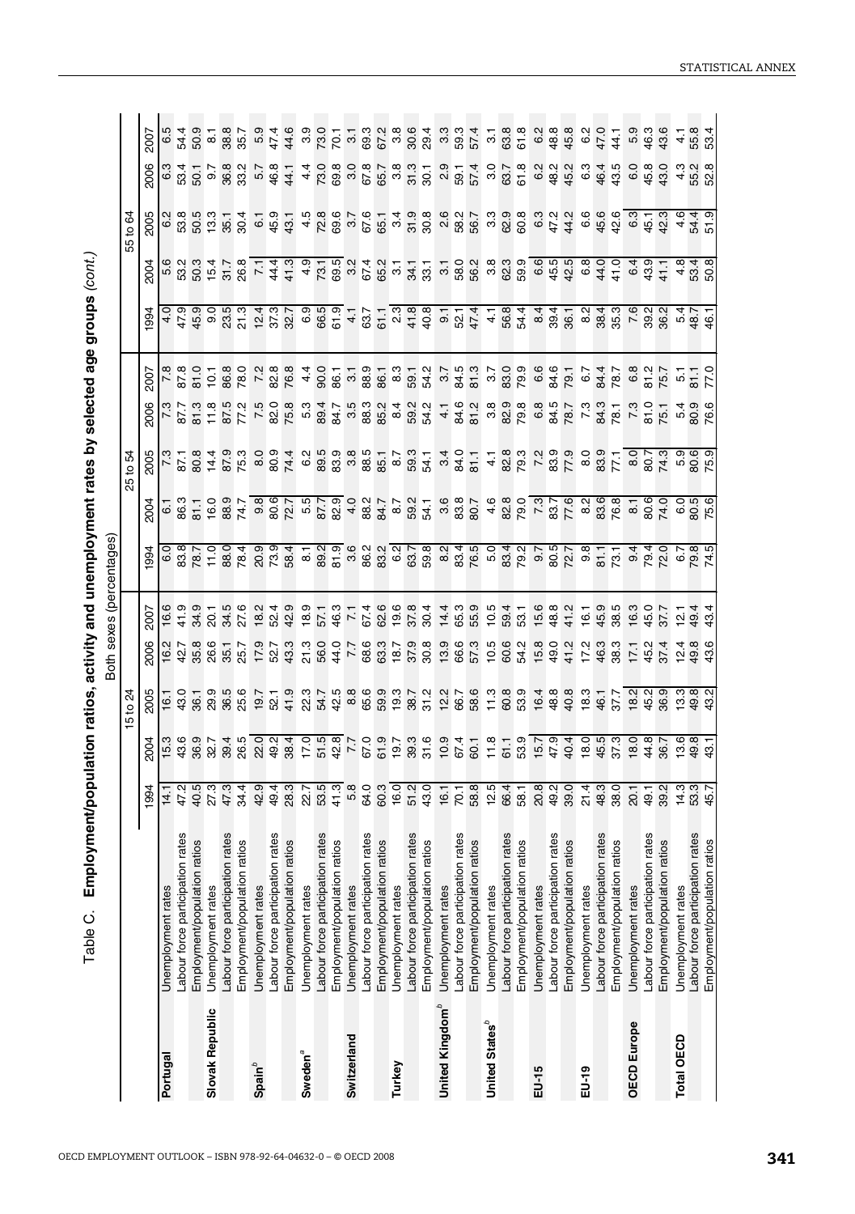Table C. **Employment/population ratios, activity and unemployment rates by selected age groups** *(cont.)*

Both sexes (percentages)

| | | 15 to 24 | | | | | 25 to 54 | | | | | 55 to 64 | | | | |
|---|---|---|---|---|---|---|---|---|---|---|---|---|---|---|---|---|
| | | 1994 | 2004 | 2005 | 2006 | 2007 | 1994 | 2004 | 2005 | 2006 | 2007 | 1994 | 2004 | 2005 | 2006 | 2007 |
| **Portugal** | Unemployment rates | 14.1 | 15.3 | 16.1 | 16.2 | 16.6 | 6.0 | 6.1 | 7.3 | 7.3 | 7.8 | 4.0 | 5.6 | 6.2 | 6.3 | 6.5 |
| | Labour force participation rates | 47.2 | 43.6 | 43.0 | 42.7 | 41.9 | 83.8 | 86.3 | 87.1 | 87.7 | 87.8 | 47.9 | 53.2 | 53.8 | 53.4 | 54.4 |
| | Employment/population ratios | 40.5 | 36.9 | 36.1 | 35.8 | 34.9 | 78.7 | 81.1 | 80.8 | 81.3 | 81.0 | 45.9 | 50.3 | 50.5 | 50.1 | 50.9 |
| **Slovak Republic** | Unemployment rates | 27.3 | 32.7 | 29.9 | 26.6 | 20.1 | 11.0 | 16.0 | 14.4 | 11.8 | 10.1 | 9.0 | 15.4 | 13.3 | 9.7 | 8.1 |
| | Labour force participation rates | 47.3 | 39.4 | 36.5 | 35.1 | 34.5 | 88.0 | 88.9 | 87.9 | 87.5 | 86.8 | 23.5 | 31.7 | 35.1 | 36.8 | 38.8 |
| | Employment/population ratios | 34.4 | 26.5 | 25.6 | 25.7 | 27.6 | 78.4 | 74.7 | 75.3 | 77.2 | 78.0 | 21.3 | 26.8 | 30.4 | 33.2 | 35.7 |
| **Spain**[b] | Unemployment rates | 42.9 | 22.0 | 19.7 | 17.9 | 18.2 | 20.9 | 9.8 | 8.0 | 7.5 | 7.2 | 12.4 | 7.1 | 6.1 | 5.7 | 5.9 |
| | Labour force participation rates | 49.4 | 49.2 | 52.1 | 52.7 | 52.4 | 73.9 | 80.6 | 80.9 | 82.0 | 82.8 | 37.3 | 44.4 | 45.9 | 46.8 | 47.4 |
| | Employment/population ratios | 28.3 | 38.4 | 41.9 | 43.3 | 42.9 | 58.4 | 72.7 | 74.4 | 75.8 | 76.8 | 32.7 | 41.3 | 43.1 | 44.1 | 44.6 |
| **Sweden**[a] | Unemployment rates | 22.7 | 17.0 | 22.3 | 21.3 | 18.9 | 8.1 | 5.5 | 6.2 | 5.3 | 4.4 | 6.9 | 4.9 | 4.5 | 4.4 | 3.9 |
| | Labour force participation rates | 53.5 | 51.5 | 54.7 | 56.0 | 57.1 | 89.2 | 87.7 | 89.5 | 89.4 | 90.0 | 66.5 | 73.1 | 72.8 | 73.0 | 73.0 |
| | Employment/population ratios | 41.3 | 42.8 | 42.5 | 44.0 | 46.3 | 81.9 | 82.9 | 83.9 | 84.7 | 86.1 | 61.9 | 69.5 | 69.6 | 69.8 | 70.1 |
| **Switzerland** | Unemployment rates | 5.8 | 7.7 | 8.8 | 7.7 | 7.1 | 3.6 | 4.0 | 3.8 | 3.5 | 3.1 | 4.1 | 3.2 | 3.7 | 3.0 | 3.1 |
| | Labour force participation rates | 64.0 | 67.0 | 65.6 | 68.6 | 67.4 | 86.2 | 88.2 | 88.5 | 88.3 | 88.9 | 63.7 | 67.4 | 67.6 | 67.8 | 69.3 |
| | Employment/population ratios | 60.3 | 61.9 | 59.9 | 63.3 | 62.6 | 83.2 | 84.7 | 85.1 | 85.2 | 86.1 | 61.1 | 65.2 | 65.1 | 65.7 | 67.2 |
| **Turkey** | Unemployment rates | 16.0 | 19.7 | 19.3 | 18.7 | 19.6 | 6.2 | 8.7 | 8.7 | 8.4 | 8.3 | 2.3 | 3.1 | 3.4 | 3.8 | 3.8 |
| | Labour force participation rates | 51.2 | 39.3 | 38.7 | 37.9 | 37.8 | 63.7 | 59.2 | 59.3 | 59.2 | 59.1 | 41.8 | 34.1 | 31.9 | 31.3 | 30.6 |
| | Employment/population ratios | 43.0 | 31.6 | 31.2 | 30.8 | 30.4 | 59.8 | 54.1 | 54.1 | 54.2 | 54.2 | 40.8 | 33.1 | 30.8 | 30.1 | 29.4 |
| **United Kingdom**[b] | Unemployment rates | 16.1 | 10.9 | 12.2 | 13.9 | 14.4 | 8.2 | 3.6 | 3.4 | 4.1 | 3.7 | 9.1 | 3.1 | 2.6 | 2.9 | 3.3 |
| | Labour force participation rates | 70.1 | 67.4 | 66.7 | 66.6 | 65.3 | 83.4 | 83.8 | 84.0 | 84.6 | 84.5 | 52.1 | 58.0 | 58.2 | 59.1 | 59.3 |
| | Employment/population ratios | 58.8 | 60.1 | 58.6 | 57.3 | 55.9 | 76.5 | 80.7 | 81.1 | 81.2 | 81.3 | 47.4 | 56.2 | 56.7 | 57.4 | 57.4 |
| **United States**[b] | Unemployment rates | 12.5 | 11.8 | 11.3 | 10.5 | 10.5 | 5.0 | 4.6 | 4.1 | 3.8 | 3.7 | 4.1 | 3.8 | 3.3 | 3.0 | 3.1 |
| | Labour force participation rates | 66.4 | 61.1 | 60.8 | 60.6 | 59.4 | 83.4 | 82.8 | 82.8 | 82.9 | 83.0 | 56.8 | 62.3 | 62.9 | 63.7 | 63.8 |
| | Employment/population ratios | 58.1 | 53.9 | 53.9 | 54.2 | 53.1 | 79.2 | 79.0 | 79.3 | 79.8 | 79.9 | 54.4 | 59.9 | 60.8 | 61.8 | 61.8 |
| **EU-15** | Unemployment rates | 20.8 | 15.7 | 16.4 | 15.8 | 15.6 | 9.7 | 7.3 | 7.2 | 6.8 | 6.6 | 8.4 | 6.6 | 6.3 | 6.2 | 6.2 |
| | Labour force participation rates | 49.2 | 47.9 | 48.8 | 49.0 | 48.8 | 80.5 | 83.7 | 83.9 | 84.5 | 84.6 | 39.4 | 45.5 | 47.2 | 48.2 | 48.8 |
| | Employment/population ratios | 39.0 | 40.4 | 40.8 | 41.2 | 41.2 | 72.7 | 77.6 | 77.9 | 78.7 | 79.1 | 36.1 | 42.5 | 44.2 | 45.2 | 45.8 |
| **EU-19** | Unemployment rates | 21.4 | 18.0 | 18.3 | 17.2 | 16.1 | 9.8 | 8.2 | 8.0 | 7.3 | 6.7 | 8.2 | 6.8 | 6.6 | 6.3 | 6.2 |
| | Labour force participation rates | 48.3 | 45.5 | 46.1 | 46.3 | 45.9 | 81.1 | 83.6 | 83.9 | 84.3 | 84.4 | 38.4 | 44.0 | 45.6 | 46.4 | 47.0 |
| | Employment/population ratios | 38.0 | 37.3 | 37.7 | 38.3 | 38.5 | 73.1 | 76.8 | 77.1 | 78.1 | 78.7 | 35.3 | 41.0 | 42.6 | 43.5 | 44.1 |
| **OECD Europe** | Unemployment rates | 20.1 | 18.0 | 18.2 | 17.1 | 16.3 | 9.4 | 8.1 | 8.0 | 7.3 | 6.8 | 7.6 | 6.4 | 6.3 | 6.0 | 5.9 |
| | Labour force participation rates | 49.1 | 44.8 | 45.2 | 45.2 | 45.0 | 79.4 | 80.6 | 80.7 | 81.0 | 81.2 | 39.2 | 43.9 | 45.1 | 45.8 | 46.3 |
| | Employment/population ratios | 39.2 | 36.7 | 36.9 | 37.4 | 37.7 | 72.0 | 74.0 | 74.3 | 75.1 | 75.7 | 36.2 | 41.1 | 42.3 | 43.0 | 43.6 |
| **Total OECD** | Unemployment rates | 14.3 | 13.6 | 13.3 | 12.4 | 12.1 | 6.7 | 6.0 | 5.9 | 5.4 | 5.1 | 5.4 | 4.8 | 4.6 | 4.3 | 4.1 |
| | Labour force participation rates | 53.3 | 49.8 | 49.8 | 49.8 | 49.4 | 79.8 | 80.5 | 80.6 | 80.9 | 81.1 | 48.7 | 53.4 | 54.4 | 55.2 | 55.8 |
| | Employment/population ratios | 45.7 | 43.1 | 43.2 | 43.6 | 43.4 | 74.5 | 75.6 | 75.9 | 76.6 | 77.0 | 46.1 | 50.8 | 51.9 | 52.8 | 53.4 |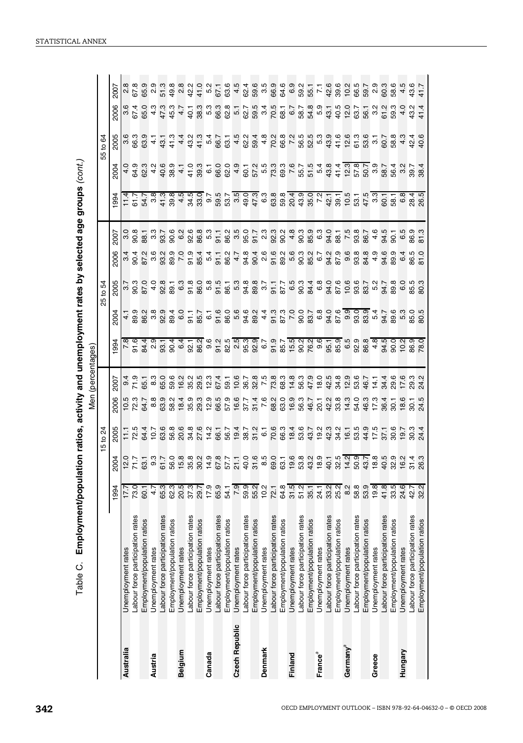# Table C. Employment/population ratios, activity and unemployment rates by selected age groups *(cont.)*

Men (percentages)

| | | 15 to 24 | | | | | 25 to 54 | | | | | 55 to 64 | | | | |
|---|---|---|---|---|---|---|---|---|---|---|---|---|---|---|---|---|
| | | 1994 | 2004 | 2005 | 2006 | 2007 | 1994 | 2004 | 2005 | 2006 | 2007 | 1994 | 2004 | 2005 | 2006 | 2007 |
| **Australia** | Unemployment rates | 17.7 | 12.0 | 11.1 | 10.5 | 9.4 | 7.8 | 4.1 | 3.7 | 3.4 | 3.0 | 11.4 | 4.0 | 3.6 | 3.6 | 2.8 |
| | Labour force participation rates | 73.0 | 71.7 | 72.5 | 72.3 | 71.9 | 91.6 | 89.9 | 90.3 | 90.4 | 90.8 | 61.7 | 64.9 | 66.3 | 67.4 | 67.8 |
| | Employment/population ratios | 60.1 | 63.1 | 64.4 | 64.7 | 65.1 | 84.4 | 86.2 | 87.0 | 87.2 | 88.1 | 54.7 | 62.3 | 63.9 | 65.0 | 65.9 |
| **Austria** | Unemployment rates | 4.7 | 9.3 | 10.7 | 8.8 | 8.3 | 2.9 | 3.8 | 4.0 | 3.6 | 3.3 | 3.8 | 4.2 | 4.1 | 4.3 | 2.9 |
| | Labour force participation rates | 65.3 | 61.7 | 63.6 | 63.9 | 65.0 | 93.1 | 92.9 | 92.8 | 93.2 | 93.7 | 41.3 | 40.6 | 43.1 | 47.3 | 51.3 |
| | Employment/population ratios | 62.3 | 56.0 | 56.8 | 58.2 | 59.6 | 90.4 | 89.4 | 89.1 | 89.9 | 90.6 | 39.8 | 38.9 | 41.3 | 45.3 | 49.8 |
| **Belgium** | Unemployment rates | 20.5 | 15.8 | 20.6 | 18.4 | 16.2 | 6.4 | 6.0 | 6.3 | 7.0 | 6.2 | 4.5 | 4.1 | 4.4 | 4.7 | 2.8 |
| | Labour force participation rates | 37.3 | 35.8 | 34.8 | 35.9 | 35.2 | 92.1 | 91.1 | 91.8 | 91.9 | 92.6 | 34.5 | 41.0 | 43.2 | 40.1 | 42.2 |
| | Employment/population ratios | 29.7 | 30.2 | 27.6 | 29.3 | 29.5 | 86.2 | 85.7 | 86.0 | 85.4 | 86.8 | 33.0 | 39.3 | 41.3 | 38.3 | 41.0 |
| **Canada** | Unemployment rates | 17.9 | 14.9 | 14.2 | 12.9 | 12.3 | 9.6 | 6.1 | 5.8 | 5.4 | 5.3 | 9.7 | 6.1 | 5.4 | 5.3 | 5.2 |
| | Labour force participation rates | 65.9 | 67.8 | 66.1 | 66.5 | 67.4 | 91.2 | 91.6 | 91.5 | 91.1 | 91.1 | 59.5 | 66.0 | 66.7 | 66.3 | 67.1 |
| | Employment/population ratios | 54.1 | 57.7 | 56.7 | 57.9 | 59.1 | 82.5 | 86.0 | 86.1 | 86.2 | 86.2 | 53.7 | 62.0 | 63.1 | 62.8 | 63.6 |
| **Czech Republic** | Unemployment rates | 7.9 | 21.1 | 19.4 | 16.6 | 10.6 | 2.5 | 5.6 | 5.3 | 4.7 | 3.5 | 3.5 | 4.9 | 4.5 | 5.1 | 4.5 |
| | Labour force participation rates | 59.9 | 40.0 | 38.7 | 37.7 | 36.7 | 95.3 | 94.6 | 94.8 | 94.8 | 95.0 | 49.0 | 60.1 | 62.2 | 62.7 | 62.4 |
| | Employment/population ratios | 55.2 | 31.6 | 31.2 | 31.4 | 32.8 | 92.9 | 89.2 | 89.8 | 90.4 | 91.7 | 47.3 | 57.2 | 59.4 | 59.5 | 59.6 |
| **Denmark** | Unemployment rates | 10.2 | 8.5 | 6.1 | 7.6 | 7.5 | 6.7 | 4.4 | 3.7 | 2.6 | 2.3 | 6.3 | 5.5 | 4.8 | 3.4 | 3.5 |
| | Labour force participation rates | 72.1 | 69.0 | 70.6 | 68.2 | 73.8 | 91.9 | 91.3 | 91.1 | 91.6 | 92.3 | 63.8 | 73.3 | 70.2 | 70.5 | 66.9 |
| | Employment/population ratios | 64.8 | 63.1 | 66.3 | 63.0 | 68.3 | 85.7 | 87.3 | 87.7 | 89.2 | 90.2 | 59.8 | 69.3 | 66.8 | 68.1 | 64.6 |
| **Finland** | Unemployment rates | 31.5 | 19.6 | 18.4 | 16.9 | 14.8 | 15.5 | 7.0 | 6.5 | 5.6 | 4.8 | 20.4 | 7.6 | 7.2 | 6.7 | 6.9 |
| | Labour force participation rates | 51.2 | 53.8 | 53.6 | 56.3 | 56.3 | 90.2 | 90.0 | 90.3 | 90.3 | 90.3 | 43.9 | 55.7 | 56.5 | 58.7 | 59.2 |
| | Employment/population ratios | 35.1 | 43.2 | 43.7 | 46.7 | 47.9 | 76.2 | 83.7 | 84.4 | 85.2 | 85.9 | 35.0 | 51.5 | 52.5 | 54.8 | 55.1 |
| **France**[a] | Unemployment rates | 24.1 | 18.9 | 19.2 | 20.1 | 18.0 | 9.6 | 6.8 | 6.8 | 6.7 | 6.3 | 7.2 | 5.4 | 5.3 | 5.9 | 7.1 |
| | Labour force participation rates | 33.2 | 40.1 | 42.3 | 42.2 | 42.5 | 95.1 | 94.0 | 94.0 | 94.2 | 94.0 | 42.1 | 43.8 | 43.9 | 43.1 | 42.6 |
| | Employment/population ratios | 25.2 | 32.5 | 34.2 | 33.8 | 34.8 | 85.9 | 87.6 | 87.6 | 87.9 | 88.1 | 39.1 | 41.4 | 41.6 | 40.5 | 39.6 |
| **Germany**[a] | Unemployment rates | 8.2 | 14.2 | 16.1 | 14.3 | 12.9 | 6.5 | 9.9 | 10.6 | 9.6 | 7.5 | 10.5 | 12.3 | 12.6 | 12.0 | 10.2 |
| | Labour force participation rates | 58.8 | 50.9 | 53.5 | 54.0 | 53.6 | 92.9 | 93.0 | 93.6 | 93.8 | 93.8 | 53.1 | 57.8 | 61.3 | 63.7 | 66.5 |
| | Employment/population ratios | 53.9 | 43.7 | 44.9 | 46.3 | 46.7 | 86.8 | 83.9 | 83.7 | 84.8 | 86.7 | 47.5 | 50.7 | 53.6 | 56.1 | 59.7 |
| **Greece** | Unemployment rates | 19.8 | 18.8 | 17.5 | 17.3 | 14.1 | 4.8 | 5.4 | 5.2 | 4.9 | 4.6 | 3.3 | 3.9 | 3.1 | 3.2 | 2.9 |
| | Labour force participation rates | 41.8 | 40.5 | 37.1 | 36.4 | 34.4 | 94.5 | 94.7 | 94.7 | 94.6 | 94.5 | 60.1 | 58.7 | 60.7 | 61.2 | 60.3 |
| | Employment/population ratios | 33.5 | 32.9 | 30.6 | 30.1 | 29.6 | 90.0 | 89.6 | 89.8 | 89.9 | 90.1 | 58.1 | 56.4 | 58.8 | 59.3 | 58.6 |
| **Hungary** | Unemployment rates | 24.6 | 16.2 | 19.7 | 18.6 | 17.6 | 10.2 | 5.3 | 6.0 | 6.4 | 6.5 | 6.8 | 3.2 | 4.3 | 4.0 | 4.5 |
| | Labour force participation rates | 42.7 | 31.4 | 30.3 | 30.1 | 29.3 | 86.9 | 85.0 | 85.5 | 86.5 | 86.9 | 28.4 | 39.7 | 42.4 | 43.2 | 43.6 |
| | Employment/population ratios | 32.2 | 26.3 | 24.4 | 24.5 | 24.2 | 78.0 | 80.5 | 80.3 | 81.0 | 81.3 | 26.5 | 38.4 | 40.6 | 41.4 | 41.7 |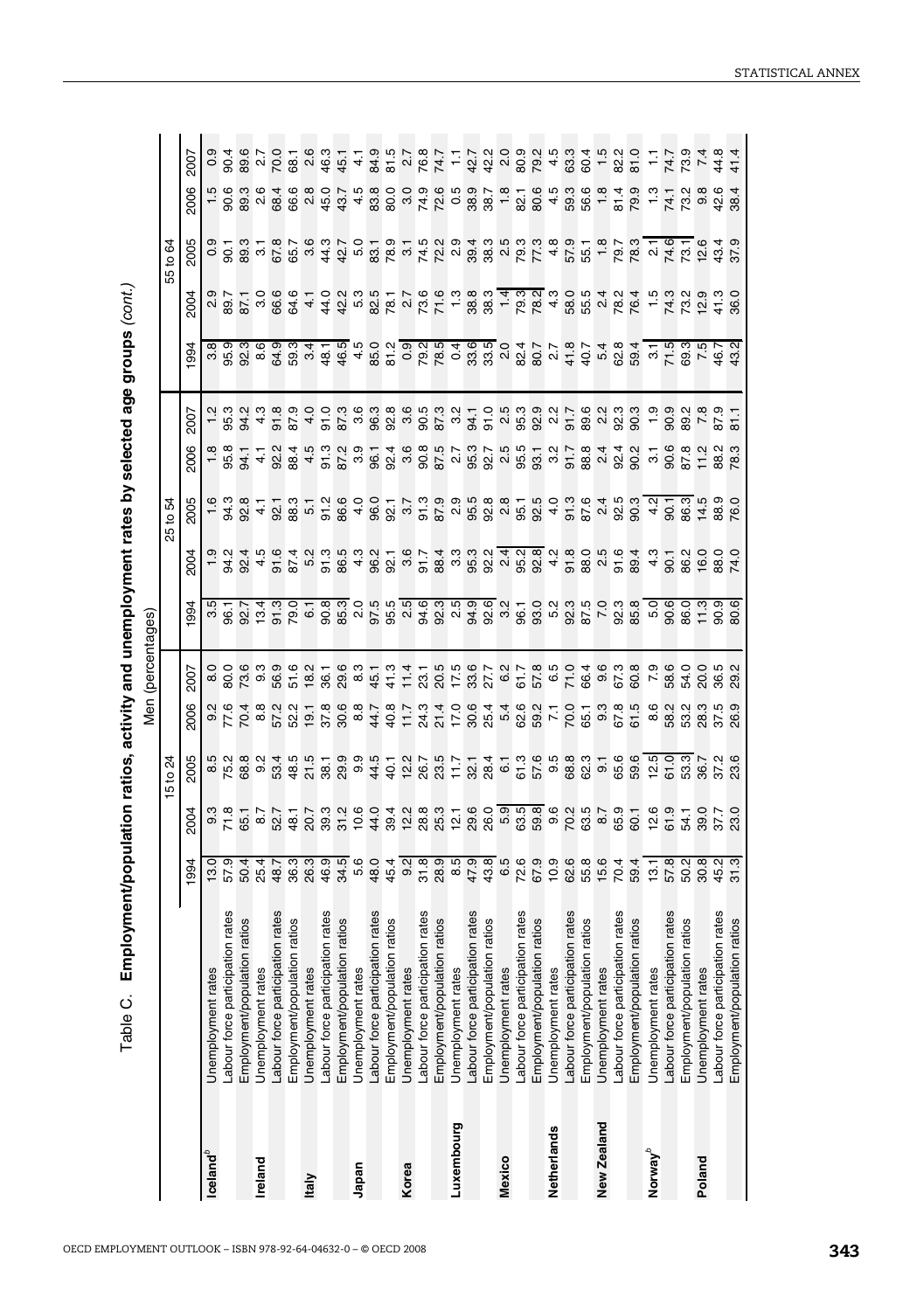## Table C. Employment/population ratios, activity and unemployment rates by selected age groups (*cont.*)

Men (percentages)

| | | 15 to 24 | | | | | 25 to 54 | | | | | 55 to 64 | | | | |
|---|---|---|---|---|---|---|---|---|---|---|---|---|---|---|---|---|
| | | 1994 | 2004 | 2005 | 2006 | 2007 | 1994 | 2004 | 2005 | 2006 | 2007 | 1994 | 2004 | 2005 | 2006 | 2007 |
| **Iceland**[b] | Unemployment rates | 13.0 | 9.3 | 8.5 | 9.2 | 8.0 | 3.5 | 1.9 | 1.6 | 1.8 | 1.2 | 3.8 | 2.9 | 0.9 | 1.5 | 0.9 |
| | Labour force participation rates | 57.9 | 71.8 | 75.2 | 77.6 | 80.0 | 96.1 | 94.2 | 94.3 | 95.8 | 95.3 | 95.9 | 89.7 | 90.1 | 90.6 | 90.4 |
| | Employment/population ratios | 50.4 | 65.1 | 68.8 | 70.4 | 73.6 | 92.7 | 92.4 | 92.8 | 94.1 | 94.2 | 92.3 | 87.1 | 89.3 | 89.3 | 89.6 |
| **Ireland** | Unemployment rates | 25.4 | 8.7 | 9.2 | 8.8 | 9.3 | 13.4 | 4.5 | 4.1 | 4.1 | 4.3 | 8.6 | 3.0 | 3.1 | 2.6 | 2.7 |
| | Labour force participation rates | 48.7 | 52.7 | 53.4 | 57.2 | 56.9 | 91.3 | 91.6 | 92.1 | 92.2 | 91.8 | 64.9 | 66.6 | 67.8 | 68.4 | 70.0 |
| | Employment/population ratios | 36.3 | 48.1 | 48.5 | 52.2 | 51.6 | 79.0 | 87.4 | 88.3 | 88.4 | 87.9 | 59.3 | 64.6 | 65.7 | 66.6 | 68.1 |
| **Italy** | Unemployment rates | 26.3 | 20.7 | 21.5 | 19.1 | 18.2 | 6.1 | 5.2 | 5.1 | 4.5 | 4.0 | 3.4 | 4.1 | 3.6 | 2.8 | 2.6 |
| | Labour force participation rates | 46.9 | 39.3 | 38.1 | 37.8 | 36.1 | 90.8 | 91.3 | 91.2 | 91.3 | 91.0 | 48.1 | 44.0 | 44.3 | 45.0 | 46.3 |
| | Employment/population ratios | 34.5 | 31.2 | 29.9 | 30.6 | 29.6 | 85.3 | 86.5 | 86.6 | 87.2 | 87.3 | 46.5 | 42.2 | 42.7 | 43.7 | 45.1 |
| **Japan** | Unemployment rates | 5.6 | 10.6 | 9.9 | 8.8 | 8.3 | 2.0 | 4.3 | 4.0 | 3.9 | 3.6 | 4.5 | 5.3 | 5.0 | 4.5 | 4.1 |
| | Labour force participation rates | 48.0 | 44.0 | 44.5 | 44.7 | 45.1 | 97.5 | 96.2 | 96.0 | 96.1 | 96.3 | 85.0 | 82.5 | 83.1 | 83.8 | 84.9 |
| | Employment/population ratios | 45.4 | 39.4 | 40.1 | 40.8 | 41.3 | 95.5 | 92.1 | 92.1 | 92.4 | 92.8 | 81.2 | 78.1 | 78.9 | 80.0 | 81.5 |
| **Korea** | Unemployment rates | 9.2 | 12.2 | 12.2 | 11.7 | 11.4 | 2.5 | 3.6 | 3.7 | 3.6 | 3.6 | 0.9 | 2.7 | 3.1 | 3.0 | 2.7 |
| | Labour force participation rates | 31.8 | 28.8 | 26.7 | 24.3 | 23.1 | 94.6 | 91.7 | 91.3 | 90.8 | 90.5 | 79.2 | 73.6 | 74.5 | 74.9 | 76.8 |
| | Employment/population ratios | 28.9 | 25.3 | 23.5 | 21.4 | 20.5 | 92.3 | 88.4 | 87.9 | 87.5 | 87.3 | 78.5 | 71.6 | 72.2 | 72.6 | 74.7 |
| **Luxembourg** | Unemployment rates | 8.5 | 12.1 | 11.7 | 17.0 | 17.5 | 2.5 | 3.3 | 2.9 | 2.7 | 3.2 | 0.4 | 1.3 | 2.9 | 0.5 | 1.1 |
| | Labour force participation rates | 47.9 | 29.6 | 32.1 | 30.6 | 33.6 | 94.9 | 95.3 | 95.5 | 95.3 | 94.1 | 33.6 | 38.8 | 39.4 | 38.9 | 42.7 |
| | Employment/population ratios | 43.8 | 26.0 | 28.4 | 25.4 | 27.7 | 92.6 | 92.2 | 92.8 | 92.7 | 91.0 | 33.5 | 38.3 | 38.3 | 38.7 | 42.2 |
| **Mexico** | Unemployment rates | 6.5 | 5.9 | 6.1 | 5.4 | 6.2 | 3.2 | 2.4 | 2.8 | 2.5 | 2.5 | 2.0 | 1.4 | 2.5 | 1.8 | 2.0 |
| | Labour force participation rates | 72.6 | 63.5 | 61.3 | 62.6 | 61.7 | 96.1 | 95.2 | 95.1 | 95.5 | 95.3 | 82.4 | 79.3 | 79.3 | 82.1 | 80.9 |
| | Employment/population ratios | 67.9 | 59.8 | 57.6 | 59.2 | 57.8 | 93.0 | 92.8 | 92.5 | 93.1 | 92.9 | 80.7 | 78.2 | 77.3 | 80.6 | 79.2 |
| **Netherlands** | Unemployment rates | 10.9 | 9.6 | 9.5 | 7.1 | 6.5 | 5.2 | 4.2 | 4.0 | 3.2 | 2.2 | 2.7 | 4.3 | 4.8 | 4.5 | 4.5 |
| | Labour force participation rates | 62.6 | 70.2 | 68.8 | 70.0 | 71.0 | 92.3 | 91.8 | 91.3 | 91.7 | 91.7 | 41.8 | 58.0 | 57.9 | 59.3 | 63.3 |
| | Employment/population ratios | 55.8 | 63.5 | 62.3 | 65.1 | 66.4 | 87.5 | 88.0 | 87.6 | 88.8 | 89.6 | 40.7 | 55.5 | 55.1 | 56.6 | 60.4 |
| **New Zealand** | Unemployment rates | 15.6 | 8.7 | 9.1 | 9.3 | 9.6 | 7.0 | 2.5 | 2.4 | 2.4 | 2.2 | 5.4 | 2.4 | 1.8 | 1.8 | 1.5 |
| | Labour force participation rates | 70.4 | 65.9 | 65.6 | 67.8 | 67.3 | 92.3 | 91.6 | 92.5 | 92.4 | 92.3 | 62.8 | 78.2 | 79.7 | 81.4 | 82.2 |
| | Employment/population ratios | 59.4 | 60.1 | 59.6 | 61.5 | 60.8 | 85.8 | 89.4 | 90.3 | 90.2 | 90.3 | 59.4 | 76.4 | 78.3 | 79.9 | 81.0 |
| **Norway**[b] | Unemployment rates | 13.1 | 12.6 | 12.5 | 8.6 | 7.9 | 5.0 | 4.3 | 4.2 | 3.1 | 1.9 | 3.1 | 1.5 | 2.1 | 1.3 | 1.1 |
| | Labour force participation rates | 57.8 | 61.9 | 61.0 | 58.2 | 58.6 | 90.6 | 90.1 | 90.1 | 90.6 | 90.9 | 71.5 | 74.3 | 74.6 | 74.1 | 74.7 |
| | Employment/population ratios | 50.2 | 54.1 | 53.3 | 53.2 | 54.0 | 86.0 | 86.2 | 86.3 | 87.8 | 89.2 | 69.3 | 73.2 | 73.1 | 73.2 | 73.9 |
| **Poland** | Unemployment rates | 30.8 | 39.0 | 36.7 | 28.3 | 20.0 | 11.3 | 16.0 | 14.5 | 11.2 | 7.8 | 7.5 | 12.9 | 12.6 | 9.8 | 7.4 |
| | Labour force participation rates | 45.2 | 37.7 | 37.2 | 37.5 | 36.5 | 90.9 | 88.0 | 88.9 | 88.2 | 87.9 | 46.7 | 41.3 | 43.4 | 42.6 | 44.8 |
| | Employment/population ratios | 31.3 | 23.0 | 23.6 | 26.9 | 29.2 | 80.6 | 74.0 | 76.0 | 78.3 | 81.1 | 43.2 | 36.0 | 37.9 | 38.4 | 41.4 |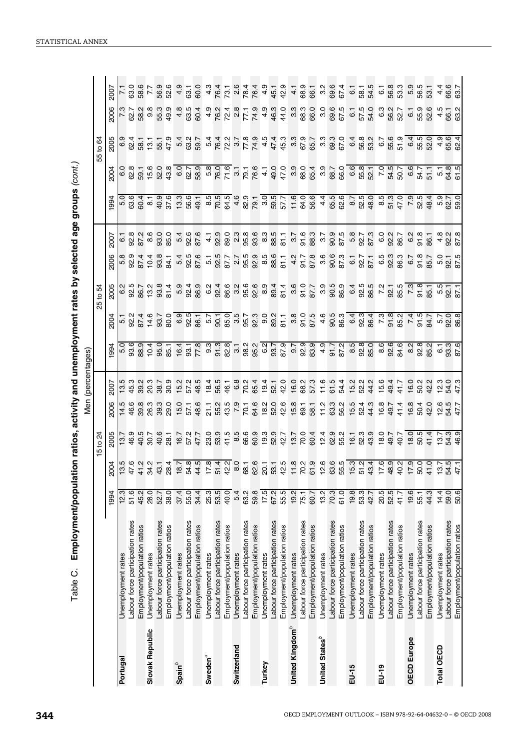## Table C. Employment/population ratios, activity and unemployment rates by selected age groups *(cont.)*

Men (percentages)

| | | 15 to 24 | | | | | 25 to 54 | | | | | 55 to 64 | | | | |
|---|---|---|---|---|---|---|---|---|---|---|---|---|---|---|---|---|
| | | 1994 | 2004 | 2005 | 2006 | 2007 | 1994 | 2004 | 2005 | 2006 | 2007 | 1994 | 2004 | 2005 | 2006 | 2007 |
| **Portugal** | Unemployment rates | 12.3 | 13.5 | 13.7 | 14.5 | 13.5 | 5.0 | 5.1 | 6.2 | 5.8 | 6.1 | 5.0 | 6.0 | 6.9 | 7.3 | 7.1 |
| | Labour force participation rates | 51.6 | 47.6 | 46.9 | 46.6 | 45.3 | 93.6 | 92.2 | 92.5 | 92.9 | 92.8 | 63.6 | 62.8 | 62.4 | 62.7 | 63.0 |
| | Employment/population ratios | 45.2 | 41.2 | 40.5 | 39.8 | 39.2 | 88.9 | 87.4 | 86.7 | 87.4 | 87.2 | 60.4 | 59.1 | 58.1 | 58.2 | 58.6 |
| **Slovak Republic** | Unemployment rates | 28.0 | 34.2 | 30.7 | 26.3 | 20.3 | 10.4 | 14.6 | 13.2 | 10.4 | 8.6 | 8.1 | 15.6 | 13.1 | 9.8 | 7.7 |
| | Labour force participation rates | 52.7 | 43.1 | 40.6 | 39.3 | 38.7 | 95.0 | 93.7 | 93.8 | 93.8 | 93.0 | 40.9 | 52.0 | 55.1 | 55.3 | 56.9 |
| | Employment/population ratios | 38.0 | 28.4 | 28.1 | 29.0 | 30.9 | 85.1 | 80.0 | 81.4 | 84.1 | 85.0 | 37.6 | 43.8 | 47.9 | 49.9 | 52.6 |
| **Spain**[b] | Unemployment rates | 37.4 | 18.7 | 16.7 | 15.0 | 15.2 | 16.4 | 6.9 | 5.9 | 5.4 | 5.4 | 13.3 | 6.0 | 5.4 | 4.8 | 4.9 |
| | Labour force participation rates | 55.0 | 54.8 | 57.2 | 57.1 | 57.2 | 93.1 | 92.5 | 92.4 | 92.5 | 92.6 | 56.6 | 62.7 | 63.2 | 63.5 | 63.1 |
| | Employment/population ratios | 34.4 | 44.5 | 47.7 | 48.6 | 48.5 | 77.8 | 86.1 | 86.9 | 87.6 | 87.6 | 49.1 | 58.9 | 59.7 | 60.4 | 60.0 |
| **Sweden**[a] | Unemployment rates | 25.3 | 17.8 | 23.0 | 21.1 | 18.4 | 9.3 | 5.7 | 6.2 | 5.1 | 4.1 | 8.5 | 5.8 | 5.4 | 4.9 | 4.3 |
| | Labour force participation rates | 53.5 | 51.4 | 53.9 | 55.2 | 56.5 | 91.3 | 90.1 | 92.4 | 92.5 | 92.9 | 70.5 | 76.0 | 76.4 | 76.2 | 76.4 |
| | Employment/population ratios | 40.0 | 42.2 | 41.5 | 43.5 | 46.1 | 82.8 | 85.0 | 86.6 | 87.7 | 89.0 | 64.5 | 71.6 | 72.2 | 72.4 | 73.1 |
| **Switzerland** | Unemployment rates | 5.4 | 8.0 | 8.5 | 7.9 | 6.8 | 3.1 | 3.5 | 3.2 | 2.7 | 2.3 | 4.6 | 3.1 | 3.7 | 2.8 | 2.6 |
| | Labour force participation rates | 63.2 | 68.1 | 66.6 | 70.1 | 70.2 | 98.2 | 95.7 | 95.6 | 95.5 | 95.8 | 82.9 | 79.1 | 77.8 | 77.1 | 78.4 |
| | Employment/population ratios | 59.8 | 62.6 | 60.9 | 64.6 | 65.4 | 95.2 | 92.3 | 92.6 | 92.9 | 93.6 | 79.1 | 76.6 | 74.9 | 74.9 | 76.4 |
| **Turkey** | Unemployment rates | 17.5 | 20.1 | 19.3 | 18.2 | 19.4 | 6.2 | 9.0 | 8.9 | 8.5 | 8.3 | 3.0 | 4.1 | 4.5 | 4.9 | 4.9 |
| | Labour force participation rates | 67.2 | 53.1 | 52.9 | 52.0 | 52.1 | 93.7 | 89.2 | 89.4 | 88.6 | 88.5 | 59.5 | 49.0 | 47.4 | 46.3 | 45.1 |
| | Employment/population ratios | 55.5 | 42.5 | 42.7 | 42.6 | 42.0 | 87.9 | 81.1 | 81.4 | 81.1 | 81.1 | 57.7 | 47.0 | 45.3 | 44.0 | 42.9 |
| **United Kingdom**[b] | Unemployment rates | 19.2 | 11.8 | 13.7 | 15.8 | 16.0 | 9.7 | 3.8 | 3.6 | 4.2 | 3.7 | 11.6 | 3.9 | 3.3 | 3.3 | 4.1 |
| | Labour force participation rates | 75.1 | 70.2 | 70.0 | 69.1 | 68.2 | 92.9 | 91.0 | 91.0 | 91.7 | 91.6 | 64.0 | 68.0 | 67.9 | 68.3 | 68.9 |
| | Employment/population ratios | 60.7 | 61.9 | 60.4 | 58.1 | 57.3 | 83.9 | 87.5 | 87.7 | 87.8 | 88.3 | 56.6 | 65.4 | 65.7 | 66.0 | 66.1 |
| **United States**[b] | Unemployment rates | 13.2 | 12.6 | 12.4 | 11.2 | 11.6 | 4.9 | 4.6 | 3.9 | 3.6 | 3.7 | 4.4 | 3.9 | 3.3 | 3.0 | 3.2 |
| | Labour force participation rates | 70.3 | 63.6 | 62.9 | 63.3 | 61.5 | 91.7 | 90.5 | 90.5 | 90.6 | 90.9 | 65.5 | 68.7 | 69.3 | 69.6 | 69.6 |
| | Employment/population ratios | 61.0 | 55.5 | 55.2 | 56.2 | 54.4 | 87.2 | 86.3 | 86.9 | 87.3 | 87.5 | 62.6 | 66.0 | 67.0 | 67.5 | 67.4 |
| **EU-15** | Unemployment rates | 19.8 | 15.3 | 16.1 | 15.5 | 15.2 | 8.5 | 6.4 | 6.4 | 6.1 | 5.8 | 8.7 | 6.6 | 6.4 | 6.1 | 6.1 |
| | Labour force participation rates | 53.3 | 51.2 | 52.3 | 52.4 | 52.2 | 92.8 | 92.3 | 92.5 | 92.7 | 92.7 | 52.5 | 55.8 | 56.8 | 57.5 | 58.1 |
| | Employment/population ratios | 42.7 | 43.4 | 43.9 | 44.3 | 44.2 | 85.0 | 86.4 | 86.5 | 87.1 | 87.3 | 48.0 | 52.1 | 53.2 | 54.0 | 54.5 |
| **EU-19** | Unemployment rates | 20.5 | 17.6 | 18.0 | 16.8 | 15.6 | 8.6 | 7.3 | 7.2 | 6.5 | 6.0 | 8.5 | 7.0 | 6.7 | 6.3 | 6.1 |
| | Labour force participation rates | 52.5 | 48.9 | 49.7 | 49.7 | 49.4 | 92.6 | 91.8 | 92.1 | 92.3 | 92.2 | 51.3 | 54.5 | 55.6 | 56.2 | 56.8 |
| | Employment/population ratios | 41.7 | 40.2 | 40.7 | 41.4 | 41.7 | 84.6 | 85.2 | 85.5 | 86.3 | 86.7 | 47.0 | 50.7 | 51.9 | 52.7 | 53.3 |
| **OECD Europe** | Unemployment rates | 19.6 | 17.9 | 18.0 | 16.8 | 16.0 | 8.2 | 7.4 | 7.3 | 6.7 | 6.2 | 7.9 | 6.6 | 6.4 | 6.1 | 5.9 |
| | Labour force participation rates | 55.1 | 50.0 | 50.5 | 50.4 | 50.2 | 92.8 | 91.5 | 91.8 | 91.8 | 91.8 | 52.5 | 54.7 | 55.5 | 55.9 | 56.5 |
| | Employment/population ratios | 44.3 | 41.0 | 41.4 | 42.0 | 42.2 | 85.2 | 84.7 | 85.1 | 85.7 | 86.1 | 48.4 | 51.1 | 52.0 | 52.6 | 53.1 |
| **Total OECD** | Unemployment rates | 14.4 | 13.7 | 13.7 | 12.6 | 12.3 | 6.1 | 5.7 | 5.5 | 5.0 | 4.8 | 5.9 | 5.1 | 4.9 | 4.5 | 4.4 |
| | Labour force participation rates | 59.0 | 54.5 | 54.3 | 54.5 | 54.0 | 93.3 | 92.0 | 92.1 | 92.1 | 92.2 | 62.7 | 64.8 | 65.6 | 66.1 | 66.6 |
| | Employment/population ratios | 50.6 | 47.1 | 46.9 | 47.7 | 47.3 | 87.6 | 86.8 | 87.1 | 87.5 | 87.8 | 59.0 | 61.5 | 62.4 | 63.2 | 63.7 |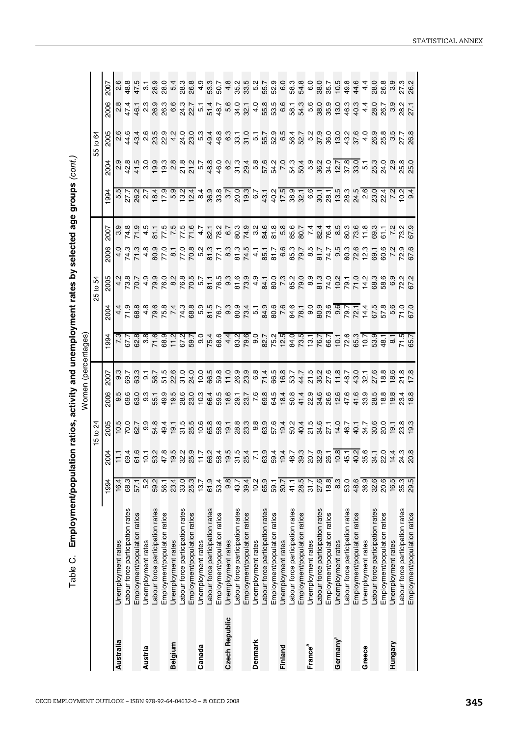## Table C. Employment/population ratios, activity and unemployment rates by selected age groups *(cont.)*

Women (percentages)

| | | 15 to 24 | | | | | 25 to 54 | | | | | 55 to 64 | | | | |
|---|---|---|---|---|---|---|---|---|---|---|---|---|---|---|---|---|
| | | 1994 | 2004 | 2005 | 2006 | 2007 | 1994 | 2004 | 2005 | 2006 | 2007 | 1994 | 2004 | 2005 | 2006 | 2007 |
| **Australia** | Unemployment rates | 16.4 | 11.1 | 10.5 | 9.5 | 9.3 | 7.3 | 4.4 | 4.2 | 4.0 | 3.9 | 5.5 | 2.9 | 2.6 | 2.8 | 2.6 |
| | Labour force participation rates | 68.3 | 69.4 | 70.0 | 69.6 | 69.7 | 67.7 | 71.9 | 73.8 | 74.3 | 74.8 | 27.7 | 42.8 | 44.6 | 47.4 | 48.8 |
| | Employment/population ratios | 57.1 | 61.6 | 62.7 | 63.0 | 63.3 | 62.8 | 68.8 | 70.7 | 71.3 | 71.9 | 26.2 | 41.5 | 43.4 | 46.1 | 47.5 |
| **Austria** | Unemployment rates | 5.2 | 10.1 | 9.9 | 9.3 | 9.1 | 3.8 | 4.8 | 4.9 | 4.8 | 4.5 | 2.7 | 3.0 | 2.6 | 2.3 | 3.1 |
| | Labour force participation rates | 59.2 | 53.2 | 54.8 | 55.1 | 56.7 | 71.6 | 79.6 | 79.9 | 80.9 | 81.1 | 18.4 | 19.9 | 23.5 | 26.9 | 28.9 |
| | Employment/population ratios | 56.1 | 47.8 | 49.4 | 49.9 | 51.5 | 68.9 | 75.8 | 76.0 | 77.0 | 77.5 | 17.9 | 19.3 | 22.9 | 26.3 | 28.0 |
| **Belgium** | Unemployment rates | 23.4 | 19.5 | 19.1 | 19.5 | 22.6 | 11.2 | 7.4 | 8.2 | 8.1 | 7.5 | 5.9 | 2.8 | 4.2 | 6.6 | 5.4 |
| | Labour force participation rates | 33.0 | 32.2 | 31.5 | 28.6 | 31.0 | 67.2 | 74.3 | 76.8 | 77.0 | 77.5 | 13.2 | 21.8 | 24.0 | 24.3 | 28.3 |
| | Employment/population ratios | 25.3 | 25.9 | 25.5 | 23.0 | 24.0 | 59.7 | 68.8 | 70.5 | 70.8 | 71.6 | 12.4 | 21.2 | 23.0 | 22.7 | 26.8 |
| **Canada** | Unemployment rates | 13.7 | 11.7 | 10.6 | 10.3 | 10.0 | 9.0 | 5.9 | 5.7 | 5.2 | 4.7 | 8.4 | 5.7 | 5.3 | 5.1 | 4.9 |
| | Labour force participation rates | 61.9 | 66.2 | 65.8 | 66.4 | 66.5 | 75.4 | 81.5 | 81.1 | 81.3 | 82.1 | 36.9 | 48.8 | 49.4 | 51.4 | 53.3 |
| | Employment/population ratios | 53.4 | 58.4 | 58.8 | 59.5 | 59.8 | 68.6 | 76.7 | 76.5 | 77.1 | 78.2 | 33.8 | 46.0 | 46.8 | 48.7 | 50.7 |
| **Czech Republic** | Unemployment rates | 9.8 | 19.5 | 19.1 | 18.6 | 11.0 | 4.4 | 9.3 | 9.3 | 8.3 | 6.7 | 3.7 | 6.2 | 6.3 | 5.6 | 4.8 |
| | Labour force participation rates | 43.7 | 31.5 | 28.8 | 29.1 | 26.9 | 83.2 | 80.9 | 81.6 | 81.3 | 80.3 | 20.0 | 31.3 | 33.1 | 34.0 | 35.2 |
| | Employment/population ratios | 39.4 | 25.4 | 23.3 | 23.7 | 23.9 | 79.6 | 73.4 | 73.9 | 74.5 | 74.9 | 19.3 | 29.4 | 31.0 | 32.1 | 33.5 |
| **Denmark** | Unemployment rates | 10.2 | 7.1 | 9.8 | 7.6 | 6.8 | 9.0 | 5.1 | 4.9 | 4.1 | 3.2 | 6.7 | 5.8 | 5.1 | 4.0 | 5.2 |
| | Labour force participation rates | 65.9 | 63.9 | 63.9 | 69.8 | 71.4 | 82.7 | 84.9 | 84.1 | 85.1 | 84.6 | 43.1 | 57.6 | 55.7 | 55.8 | 55.7 |
| | Employment/population ratios | 59.1 | 59.4 | 57.6 | 64.5 | 66.5 | 75.2 | 80.6 | 80.0 | 81.7 | 81.8 | 40.2 | 54.2 | 52.9 | 53.5 | 52.9 |
| **Finland** | Unemployment rates | 30.7 | 19.4 | 19.4 | 18.4 | 16.8 | 12.5 | 7.6 | 7.3 | 6.6 | 5.8 | 17.5 | 7.0 | 6.5 | 6.6 | 6.0 |
| | Labour force participation rates | 41.1 | 48.7 | 50.2 | 50.8 | 53.7 | 84.0 | 84.6 | 85.2 | 85.3 | 85.6 | 38.9 | 54.3 | 56.4 | 58.1 | 58.3 |
| | Employment/population ratios | 28.5 | 39.3 | 40.4 | 41.4 | 44.7 | 73.5 | 78.1 | 79.0 | 79.7 | 80.7 | 32.1 | 50.4 | 52.7 | 54.3 | 54.8 |
| **France**[a] | Unemployment rates | 31.7 | 20.7 | 21.5 | 22.9 | 21.5 | 13.1 | 9.0 | 8.9 | 8.5 | 7.4 | 6.6 | 5.9 | 5.2 | 5.6 | 6.0 |
| | Labour force participation rates | 27.6 | 32.9 | 34.6 | 34.6 | 35.2 | 76.7 | 80.9 | 81.3 | 81.7 | 82.4 | 30.1 | 36.2 | 37.9 | 38.0 | 38.0 |
| | Employment/population ratios | 18.8 | 26.1 | 27.1 | 26.6 | 27.6 | 66.7 | 73.6 | 74.0 | 74.7 | 76.4 | 28.1 | 34.0 | 36.0 | 35.9 | 35.7 |
| **Germany**[a] | Unemployment rates | 8.3 | 10.8 | 14.0 | 12.6 | 11.8 | 10.1 | 9.6 | 10.2 | 9.5 | 8.5 | 13.5 | 12.7 | 13.0 | 13.0 | 10.5 |
| | Labour force participation rates | 53.0 | 45.1 | 46.7 | 47.6 | 48.7 | 72.6 | 79.7 | 79.1 | 80.3 | 80.3 | 28.3 | 37.8 | 43.2 | 46.3 | 49.8 |
| | Employment/population ratios | 48.6 | 40.2 | 40.1 | 41.6 | 43.0 | 65.3 | 72.1 | 71.0 | 72.6 | 73.6 | 24.5 | 33.0 | 37.6 | 40.3 | 44.6 |
| **Greece** | Unemployment rates | 36.9 | 35.6 | 34.7 | 33.9 | 32.1 | 10.7 | 14.4 | 14.2 | 12.3 | 11.8 | 2.6 | 5.1 | 4.0 | 4.4 | 4.4 |
| | Labour force participation rates | 32.6 | 34.1 | 30.6 | 28.5 | 27.6 | 53.9 | 67.5 | 68.3 | 69.1 | 69.3 | 23.0 | 25.3 | 26.9 | 28.0 | 28.0 |
| | Employment/population ratios | 20.6 | 22.0 | 20.0 | 18.8 | 18.8 | 48.1 | 57.8 | 58.6 | 60.6 | 61.1 | 22.4 | 24.0 | 25.8 | 26.7 | 26.8 |
| **Hungary** | Unemployment rates | 16.5 | 14.4 | 19.1 | 19.8 | 18.6 | 8.1 | 5.6 | 6.9 | 7.2 | 7.2 | 7.2 | 2.9 | 3.5 | 3.9 | 3.9 |
| | Labour force participation rates | 35.3 | 24.3 | 23.8 | 23.4 | 21.8 | 71.5 | 71.0 | 72.2 | 72.9 | 73.2 | 10.2 | 25.8 | 27.7 | 28.2 | 27.3 |
| | Employment/population ratios | 29.5 | 20.8 | 19.3 | 18.8 | 17.8 | 65.7 | 67.0 | 67.2 | 67.6 | 67.9 | 9.4 | 25.0 | 26.8 | 27.1 | 26.2 |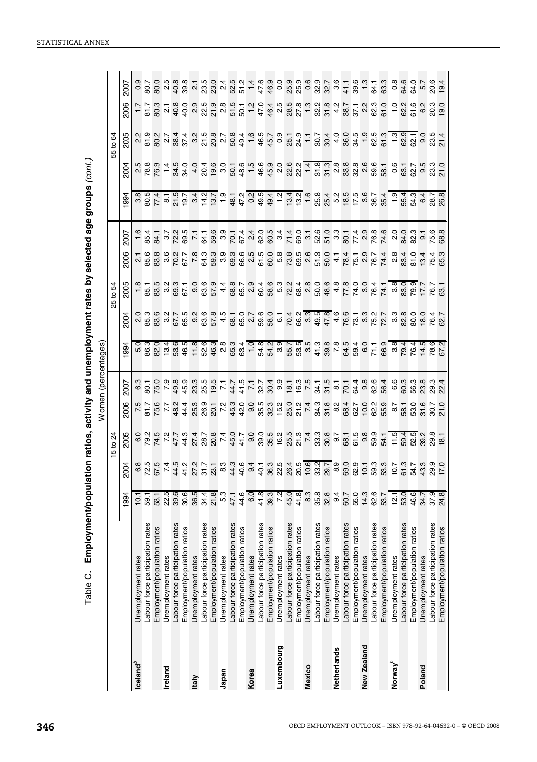Table C. **Employment/population ratios, activity and unemployment rates by selected age groups** *(cont.)*

Women (percentages)

| | | 15 to 24 | | | | | 25 to 54 | | | | | 55 to 64 | | | | |
|---|---|---|---|---|---|---|---|---|---|---|---|---|---|---|---|---|
| | | 1994 | 2004 | 2005 | 2006 | 2007 | 1994 | 2004 | 2005 | 2006 | 2007 | 1994 | 2004 | 2005 | 2006 | 2007 |
| **Iceland**[b] | Unemployment rates | 10.1 | 6.8 | 6.0 | 7.5 | 6.3 | 5.0 | 2.0 | 1.8 | 2.1 | 1.6 | 3.8 | 2.5 | 2.2 | 1.7 | 0.9 |
| | Labour force participation rates | 59.1 | 72.5 | 79.2 | 81.7 | 80.1 | 86.3 | 85.3 | 85.1 | 85.6 | 85.4 | 80.5 | 78.8 | 81.9 | 81.7 | 80.7 |
| | Employment/population ratios | 53.1 | 67.5 | 74.5 | 75.6 | 75.0 | 82.0 | 83.6 | 83.5 | 83.8 | 84.1 | 77.4 | 76.9 | 80.2 | 80.3 | 80.0 |
| **Ireland** | Unemployment rates | 22.5 | 7.4 | 7.2 | 7.7 | 7.9 | 13.4 | 3.2 | 3.2 | 3.6 | 3.7 | 8.1 | 1.4 | 2.7 | 2.1 | 2.5 |
| | Labour force participation rates | 39.6 | 44.5 | 47.7 | 48.2 | 49.8 | 53.6 | 67.7 | 69.3 | 70.2 | 72.2 | 21.5 | 34.5 | 38.4 | 40.8 | 40.8 |
| | Employment/population ratios | 30.6 | 41.2 | 44.3 | 44.4 | 45.9 | 46.5 | 65.5 | 67.1 | 67.7 | 69.5 | 19.7 | 34.0 | 37.4 | 40.0 | 39.8 |
| **Italy** | Unemployment rates | 36.5 | 27.2 | 27.4 | 25.3 | 23.3 | 11.8 | 9.2 | 9.0 | 7.8 | 7.1 | 3.4 | 4.0 | 3.2 | 2.9 | 2.1 |
| | Labour force participation rates | 34.4 | 31.7 | 28.7 | 26.9 | 25.5 | 52.6 | 63.6 | 63.6 | 64.3 | 64.1 | 14.2 | 20.4 | 21.5 | 22.5 | 23.5 |
| | Employment/population ratios | 21.8 | 23.1 | 20.8 | 20.1 | 19.5 | 46.3 | 57.8 | 57.9 | 59.3 | 59.6 | 13.7 | 19.6 | 20.8 | 21.9 | 23.0 |
| **Japan** | Unemployment rates | 5.3 | 8.3 | 7.4 | 7.2 | 7.1 | 2.8 | 4.5 | 4.4 | 3.9 | 3.9 | 1.9 | 3.0 | 2.7 | 2.8 | 2.4 |
| | Labour force participation rates | 47.1 | 44.3 | 45.0 | 45.3 | 44.7 | 65.3 | 68.1 | 68.8 | 69.3 | 70.1 | 48.1 | 50.1 | 50.8 | 51.5 | 52.5 |
| | Employment/population ratios | 44.6 | 40.6 | 41.7 | 42.0 | 41.5 | 63.4 | 65.0 | 65.7 | 66.6 | 67.4 | 47.2 | 48.6 | 49.4 | 50.1 | 51.2 |
| **Korea** | Unemployment rates | 6.0 | 9.4 | 9.0 | 9.0 | 7.1 | 1.0 | 2.7 | 2.9 | 2.5 | 2.4 | 0.2 | 1.5 | 1.6 | 1.2 | 1.4 |
| | Labour force participation rates | 41.8 | 40.1 | 39.0 | 35.5 | 32.7 | 54.8 | 59.6 | 60.4 | 61.5 | 62.0 | 49.5 | 46.6 | 46.5 | 47.0 | 47.6 |
| | Employment/population ratios | 39.3 | 36.3 | 35.5 | 32.3 | 30.4 | 54.2 | 58.0 | 58.6 | 60.0 | 60.5 | 49.4 | 45.9 | 45.7 | 46.4 | 46.9 |
| **Luxembourg** | Unemployment rates | 7.2 | 22.5 | 16.2 | 15.2 | 9.9 | 3.9 | 6.1 | 5.3 | 5.8 | 3.4 | 1.2 | 2.0 | 0.9 | 2.5 | 0.0 |
| | Labour force participation rates | 45.0 | 26.4 | 25.5 | 25.0 | 18.1 | 55.7 | 70.4 | 72.2 | 73.8 | 71.4 | 13.4 | 22.6 | 25.1 | 28.5 | 25.9 |
| | Employment/population ratios | 41.8 | 20.5 | 21.3 | 21.2 | 16.3 | 53.5 | 66.2 | 68.4 | 69.5 | 69.0 | 13.2 | 22.2 | 24.9 | 27.8 | 25.9 |
| **Mexico** | Unemployment rates | 8.3 | 10.6 | 7.4 | 7.4 | 7.5 | 3.5 | 3.3 | 2.8 | 2.6 | 3.1 | 1.6 | 1.4 | 1.1 | 1.3 | 0.6 |
| | Labour force participation rates | 35.8 | 33.2 | 33.3 | 34.3 | 34.1 | 41.3 | 49.5 | 50.0 | 51.3 | 52.6 | 25.8 | 31.8 | 30.7 | 32.2 | 32.9 |
| | Employment/population ratios | 32.8 | 29.7 | 30.8 | 31.8 | 31.5 | 39.8 | 47.8 | 48.6 | 50.0 | 51.0 | 25.4 | 31.3 | 30.4 | 31.8 | 32.7 |
| **Netherlands** | Unemployment rates | 9.4 | 8.9 | 9.7 | 8.2 | 8.1 | 7.8 | 4.6 | 4.8 | 4.1 | 3.3 | 5.2 | 2.8 | 4.0 | 4.2 | 3.6 |
| | Labour force participation rates | 60.7 | 69.0 | 68.1 | 68.4 | 70.1 | 64.5 | 76.6 | 77.8 | 78.4 | 80.1 | 18.5 | 33.8 | 36.0 | 38.7 | 41.1 |
| | Employment/population ratios | 55.0 | 62.9 | 61.5 | 62.7 | 64.4 | 59.4 | 73.1 | 74.0 | 75.1 | 77.4 | 17.5 | 32.8 | 34.5 | 37.1 | 39.6 |
| **New Zealand** | Unemployment rates | 14.3 | 10.1 | 9.8 | 10.0 | 9.8 | 6.0 | 3.3 | 3.0 | 2.9 | 2.9 | 3.6 | 2.6 | 1.9 | 2.2 | 1.3 |
| | Labour force participation rates | 62.6 | 59.3 | 59.9 | 62.2 | 62.6 | 71.1 | 75.2 | 76.4 | 76.7 | 76.8 | 36.7 | 59.6 | 62.5 | 62.3 | 64.1 |
| | Employment/population ratios | 53.7 | 53.3 | 54.1 | 55.9 | 56.4 | 66.9 | 72.7 | 74.1 | 74.4 | 74.6 | 35.4 | 58.1 | 61.3 | 61.0 | 63.3 |
| **Norway**[b] | Unemployment rates | 12.1 | 10.7 | 11.5 | 8.7 | 6.6 | 3.8 | 3.3 | 3.8 | 2.8 | 2.0 | 1.9 | 0.6 | 1.3 | 1.0 | 0.8 |
| | Labour force participation rates | 53.0 | 61.3 | 59.4 | 58.1 | 60.3 | 79.4 | 82.8 | 83.0 | 83.4 | 84.0 | 55.4 | 63.1 | 62.9 | 62.2 | 64.6 |
| | Employment/population ratios | 46.6 | 54.7 | 52.5 | 53.0 | 56.3 | 76.4 | 80.0 | 79.9 | 81.0 | 82.3 | 54.3 | 62.7 | 62.1 | 61.6 | 64.0 |
| **Poland** | Unemployment rates | 34.7 | 43.3 | 39.2 | 31.6 | 23.8 | 14.5 | 18.0 | 17.7 | 13.4 | 9.1 | 6.4 | 9.5 | 9.0 | 6.2 | 5.7 |
| | Labour force participation rates | 37.9 | 29.9 | 29.8 | 30.7 | 29.3 | 78.6 | 76.4 | 76.7 | 75.4 | 75.6 | 28.7 | 23.3 | 23.5 | 20.3 | 20.6 |
| | Employment/population ratios | 24.8 | 17.0 | 18.1 | 21.0 | 22.4 | 67.2 | 62.7 | 63.1 | 65.3 | 68.8 | 26.8 | 21.0 | 21.4 | 19.0 | 19.4 |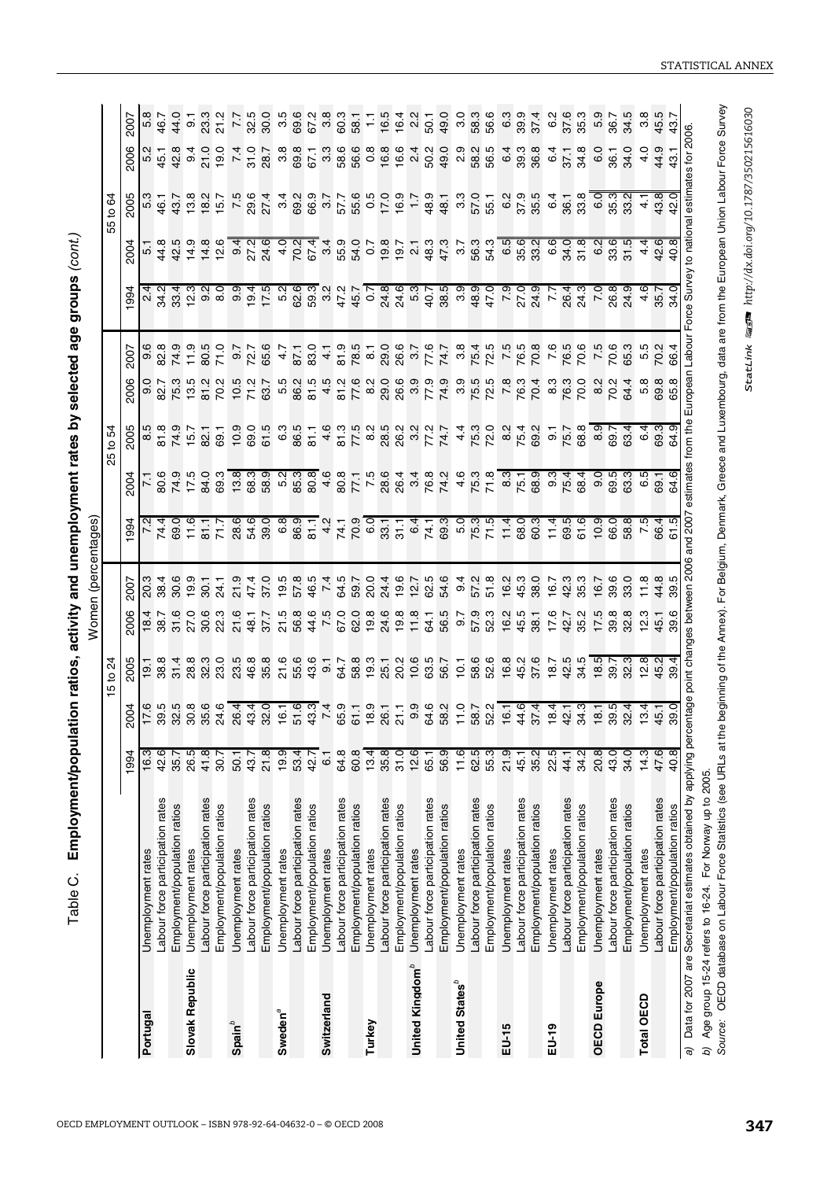# Table C. Employment/population ratios, activity and unemployment rates by selected age groups *(cont.)*

Women (percentages)

| | | 15 to 24 | | | | | 25 to 54 | | | | | 55 to 64 | | | | |
|---|---|---|---|---|---|---|---|---|---|---|---|---|---|---|---|---|
| | | 1994 | 2004 | 2005 | 2006 | 2007 | 1994 | 2004 | 2005 | 2006 | 2007 | 1994 | 2004 | 2005 | 2006 | 2007 |
| **Portugal** | Unemployment rates | 16.3 | 17.6 | 19.1 | 18.4 | 20.3 | 7.2 | 7.1 | 8.5 | 9.0 | 9.6 | 2.4 | 5.1 | 5.3 | 5.2 | 5.8 |
| | Labour force participation rates | 42.6 | 39.5 | 38.8 | 38.7 | 38.4 | 74.4 | 80.6 | 81.8 | 82.7 | 82.8 | 34.2 | 44.8 | 46.1 | 45.1 | 46.7 |
| | Employment/population ratios | 35.7 | 32.5 | 31.4 | 31.6 | 30.6 | 69.0 | 74.9 | 74.9 | 75.3 | 74.9 | 33.4 | 42.5 | 43.7 | 42.8 | 44.0 |
| **Slovak Republic** | Unemployment rates | 26.5 | 30.8 | 28.8 | 27.0 | 19.9 | 11.6 | 17.5 | 15.7 | 13.5 | 11.9 | 12.3 | 14.9 | 13.8 | 9.4 | 9.1 |
| | Labour force participation rates | 41.8 | 35.6 | 32.3 | 30.6 | 30.1 | 81.1 | 84.0 | 82.1 | 81.2 | 80.5 | 9.2 | 14.8 | 18.2 | 21.0 | 23.3 |
| | Employment/population ratios | 30.7 | 24.6 | 23.0 | 22.3 | 24.1 | 71.7 | 69.3 | 69.1 | 70.2 | 71.0 | 8.0 | 12.6 | 15.7 | 19.0 | 21.2 |
| **Spain**[b] | Unemployment rates | 50.1 | 26.4 | 23.5 | 21.6 | 21.9 | 28.6 | 13.8 | 10.9 | 10.5 | 9.7 | 9.9 | 9.4 | 7.5 | 7.4 | 7.7 |
| | Labour force participation rates | 43.7 | 43.4 | 46.8 | 48.1 | 47.4 | 54.6 | 68.3 | 69.0 | 71.2 | 72.7 | 19.4 | 27.2 | 29.6 | 31.0 | 32.5 |
| | Employment/population ratios | 21.8 | 32.0 | 35.8 | 37.7 | 37.0 | 39.0 | 58.9 | 61.5 | 63.7 | 65.6 | 17.5 | 24.6 | 27.4 | 28.7 | 30.0 |
| **Sweden**[a] | Unemployment rates | 19.9 | 16.1 | 21.6 | 21.5 | 19.5 | 6.8 | 5.2 | 6.3 | 5.5 | 4.7 | 5.2 | 4.0 | 3.4 | 3.8 | 3.5 |
| | Labour force participation rates | 53.4 | 51.6 | 55.6 | 56.8 | 57.8 | 86.9 | 85.3 | 86.5 | 86.2 | 87.1 | 62.6 | 70.2 | 69.2 | 69.8 | 69.6 |
| | Employment/population ratios | 42.7 | 43.3 | 43.6 | 44.6 | 46.5 | 81.1 | 80.8 | 81.1 | 81.5 | 83.0 | 59.3 | 67.4 | 66.9 | 67.1 | 67.2 |
| **Switzerland** | Unemployment rates | 6.1 | 7.4 | 9.1 | 7.5 | 7.4 | 4.2 | 4.6 | 4.6 | 4.5 | 4.1 | 3.2 | 3.4 | 3.7 | 3.3 | 3.8 |
| | Labour force participation rates | 64.8 | 65.9 | 64.7 | 67.0 | 64.5 | 74.1 | 80.8 | 81.3 | 81.2 | 81.9 | 47.2 | 55.9 | 57.7 | 58.6 | 60.3 |
| | Employment/population ratios | 60.8 | 61.1 | 58.8 | 62.0 | 59.7 | 70.9 | 77.1 | 77.5 | 77.6 | 78.5 | 45.7 | 54.0 | 55.6 | 56.6 | 58.1 |
| **Turkey** | Unemployment rates | 13.4 | 18.9 | 19.3 | 19.8 | 20.0 | 6.0 | 7.5 | 8.2 | 8.2 | 8.1 | 0.7 | 0.7 | 0.5 | 0.8 | 1.1 |
| | Labour force participation rates | 35.8 | 26.1 | 25.1 | 24.6 | 24.4 | 33.1 | 28.6 | 28.5 | 29.0 | 29.0 | 24.8 | 19.8 | 17.0 | 16.8 | 16.5 |
| | Employment/population ratios | 31.0 | 21.1 | 20.2 | 19.8 | 19.6 | 31.1 | 26.4 | 26.2 | 26.6 | 26.6 | 24.6 | 19.7 | 16.9 | 16.6 | 16.4 |
| **United Kingdom**[b] | Unemployment rates | 12.6 | 9.9 | 10.6 | 11.8 | 12.7 | 6.4 | 3.4 | 3.2 | 3.9 | 3.7 | 5.3 | 2.1 | 1.7 | 2.4 | 2.2 |
| | Labour force participation rates | 65.1 | 64.6 | 63.5 | 64.1 | 62.5 | 74.1 | 76.8 | 77.2 | 77.9 | 77.6 | 40.7 | 48.3 | 48.9 | 50.2 | 50.1 |
| | Employment/population ratios | 56.9 | 58.2 | 56.7 | 56.5 | 54.6 | 69.3 | 74.2 | 74.7 | 74.9 | 74.7 | 38.5 | 47.3 | 48.1 | 49.0 | 49.0 |
| **United States**[b] | Unemployment rates | 11.6 | 11.0 | 10.1 | 9.7 | 9.4 | 5.0 | 4.6 | 4.4 | 3.9 | 3.8 | 3.9 | 3.7 | 3.3 | 2.9 | 3.0 |
| | Labour force participation rates | 62.5 | 58.7 | 58.6 | 57.9 | 57.2 | 75.3 | 75.3 | 75.3 | 75.5 | 75.4 | 48.9 | 56.3 | 57.0 | 58.2 | 58.3 |
| | Employment/population ratios | 55.3 | 52.2 | 52.6 | 52.3 | 51.8 | 71.5 | 71.8 | 72.0 | 72.5 | 72.5 | 47.0 | 54.3 | 55.1 | 56.5 | 56.6 |
| **EU-15** | Unemployment rates | 21.9 | 16.1 | 16.8 | 16.2 | 16.2 | 11.4 | 8.3 | 8.2 | 7.8 | 7.5 | 7.9 | 6.5 | 6.2 | 6.4 | 6.3 |
| | Labour force participation rates | 45.1 | 44.6 | 45.2 | 45.5 | 45.3 | 68.0 | 75.1 | 75.4 | 76.3 | 76.5 | 27.0 | 35.6 | 37.9 | 39.3 | 39.9 |
| | Employment/population ratios | 35.2 | 37.4 | 37.6 | 38.1 | 38.0 | 60.3 | 68.9 | 69.2 | 70.4 | 70.8 | 24.9 | 33.2 | 35.5 | 36.8 | 37.4 |
| **EU-19** | Unemployment rates | 22.5 | 18.4 | 18.7 | 17.6 | 16.7 | 11.4 | 9.3 | 9.1 | 8.3 | 7.6 | 7.7 | 6.6 | 6.4 | 6.4 | 6.2 |
| | Labour force participation rates | 44.1 | 42.1 | 42.5 | 42.7 | 42.3 | 69.5 | 75.4 | 75.7 | 76.3 | 76.5 | 26.4 | 34.0 | 36.1 | 37.1 | 37.6 |
| | Employment/population ratios | 34.2 | 34.3 | 34.5 | 35.2 | 35.3 | 61.6 | 68.4 | 68.8 | 70.0 | 70.6 | 24.3 | 31.8 | 33.8 | 34.8 | 35.3 |
| **OECD Europe** | Unemployment rates | 20.8 | 18.1 | 18.5 | 17.5 | 16.7 | 10.9 | 9.0 | 8.9 | 8.2 | 7.5 | 7.0 | 6.2 | 6.0 | 6.0 | 5.9 |
| | Labour force participation rates | 43.0 | 39.5 | 39.7 | 39.8 | 39.6 | 66.0 | 69.5 | 69.7 | 70.2 | 70.6 | 26.8 | 33.6 | 35.3 | 36.1 | 36.7 |
| | Employment/population ratios | 34.0 | 32.4 | 32.3 | 32.8 | 33.0 | 58.8 | 63.3 | 63.4 | 64.4 | 65.3 | 24.9 | 31.5 | 33.2 | 34.0 | 34.5 |
| **Total OECD** | Unemployment rates | 14.3 | 13.4 | 12.8 | 12.3 | 11.8 | 7.5 | 6.5 | 6.4 | 5.8 | 5.5 | 4.6 | 4.4 | 4.1 | 4.0 | 3.8 |
| | Labour force participation rates | 47.6 | 45.1 | 45.2 | 45.1 | 44.8 | 66.4 | 69.1 | 69.3 | 69.8 | 70.2 | 35.7 | 42.6 | 43.8 | 44.9 | 45.5 |
| | Employment/population ratios | 40.8 | 39.0 | 39.4 | 39.6 | 39.5 | 61.5 | 64.6 | 64.9 | 65.8 | 66.4 | 34.0 | 40.8 | 42.0 | 43.1 | 43.7 |

*a)* Data for 2007 are Secretariat estimates obtained by applying percentage point changes between 2006 and 2007 estimates from the European Labour Force Survey to national estimates for 2006.

*b)* Age group 15-24 refers to 16-24. For Norway up to 2005.

*Source:* OECD database on Labour Force Statistics (see URLs at the beginning of the Annex). For Belgium, Denmark, Greece and Luxembourg, data are from the European Union Labour Force Survey

StatLink http://dx.doi.org/10.1787/350215616030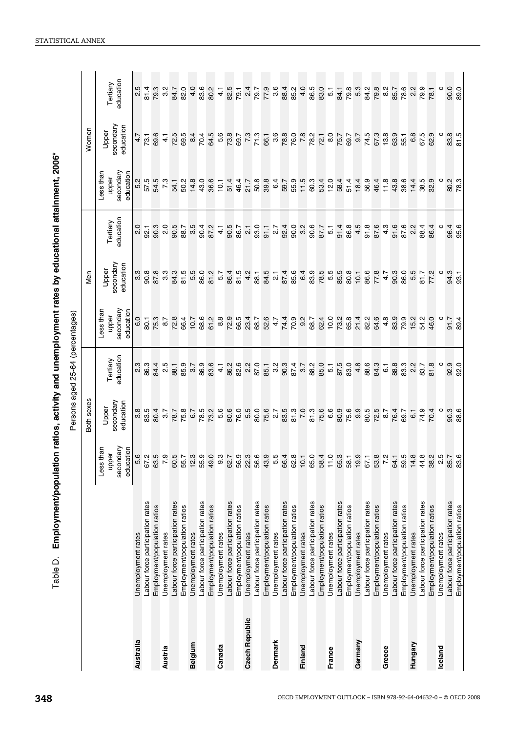# Table D. Employment/population ratios, activity and unemployment rates by educational attainment, 2006*

Persons aged 25-64 (percentages)

| | | Both sexes | | | Men | | | Women | | |
|---|---|---|---|---|---|---|---|---|---|---|
| | | Less than upper secondary education | Upper secondary education | Tertiary education | Less than upper secondary education | Upper secondary education | Tertiary education | Less than upper secondary education | Upper secondary education | Tertiary education |
| **Australia** | Unemployment rates | 5.6 | 3.8 | 2.3 | 6.0 | 3.3 | 2.0 | 5.2 | 4.7 | 2.5 |
| | Labour force participation rates | 67.2 | 83.5 | 86.3 | 80.1 | 90.8 | 92.1 | 57.5 | 73.1 | 81.4 |
| | Employment/population ratios | 63.5 | 80.4 | 84.4 | 75.3 | 87.8 | 90.3 | 54.5 | 69.6 | 79.3 |
| **Austria** | Unemployment rates | 7.9 | 3.7 | 2.5 | 8.7 | 3.3 | 2.0 | 7.3 | 4.1 | 3.2 |
| | Labour force participation rates | 60.5 | 78.7 | 88.1 | 72.8 | 84.3 | 90.5 | 54.1 | 72.5 | 84.7 |
| | Employment/population ratios | 55.7 | 75.8 | 85.9 | 66.4 | 81.5 | 88.7 | 50.2 | 69.5 | 82.0 |
| **Belgium** | Unemployment rates | 12.3 | 6.7 | 3.7 | 10.7 | 5.5 | 3.5 | 14.8 | 8.4 | 4.0 |
| | Labour force participation rates | 55.9 | 78.5 | 86.9 | 68.6 | 86.0 | 90.4 | 43.0 | 70.4 | 83.6 |
| | Employment/population ratios | 49.0 | 73.2 | 83.6 | 61.2 | 81.2 | 87.2 | 36.6 | 64.5 | 80.2 |
| **Canada** | Unemployment rates | 9.3 | 5.6 | 4.1 | 8.8 | 5.7 | 4.1 | 10.1 | 5.6 | 4.1 |
| | Labour force participation rates | 62.7 | 80.6 | 86.2 | 72.9 | 86.4 | 90.5 | 51.4 | 73.8 | 82.5 |
| | Employment/population ratios | 56.9 | 76.0 | 82.6 | 66.5 | 81.5 | 86.7 | 46.4 | 69.7 | 79.1 |
| **Czech Republic** | Unemployment rates | 22.3 | 5.5 | 2.2 | 23.4 | 4.2 | 2.1 | 21.7 | 7.3 | 2.4 |
| | Labour force participation rates | 56.6 | 80.0 | 87.0 | 68.7 | 88.1 | 93.0 | 50.8 | 71.3 | 79.7 |
| | Employment/population ratios | 43.9 | 75.6 | 85.1 | 52.6 | 84.5 | 91.1 | 39.8 | 66.1 | 77.9 |
| **Denmark** | Unemployment rates | 5.5 | 2.7 | 3.2 | 4.7 | 2.1 | 2.7 | 6.4 | 3.6 | 3.6 |
| | Labour force participation rates | 66.4 | 83.5 | 90.3 | 74.4 | 87.4 | 92.4 | 59.7 | 78.8 | 88.4 |
| | Employment/population ratios | 62.8 | 81.3 | 87.4 | 70.9 | 85.6 | 90.0 | 55.9 | 76.0 | 85.2 |
| **Finland** | Unemployment rates | 10.1 | 7.0 | 3.7 | 9.2 | 6.4 | 3.2 | 11.5 | 7.8 | 4.0 |
| | Labour force participation rates | 65.0 | 81.3 | 88.2 | 68.7 | 83.9 | 90.6 | 60.3 | 78.2 | 86.5 |
| | Employment/population ratios | 58.4 | 75.6 | 85.0 | 62.4 | 78.5 | 87.7 | 53.4 | 72.1 | 83.0 |
| **France** | Unemployment rates | 11.0 | 6.6 | 5.1 | 10.0 | 5.5 | 5.1 | 12.0 | 8.0 | 5.1 |
| | Labour force participation rates | 65.3 | 80.9 | 87.5 | 73.2 | 85.5 | 91.4 | 58.4 | 75.7 | 84.1 |
| | Employment/population ratios | 58.1 | 75.6 | 83.0 | 65.8 | 80.8 | 86.8 | 51.4 | 69.7 | 79.8 |
| **Germany** | Unemployment rates | 19.9 | 9.9 | 4.8 | 21.4 | 10.1 | 4.5 | 18.4 | 9.7 | 5.3 |
| | Labour force participation rates | 67.1 | 80.5 | 88.6 | 82.2 | 86.6 | 91.8 | 56.9 | 74.5 | 84.2 |
| | Employment/population ratios | 53.8 | 72.5 | 84.3 | 64.6 | 77.8 | 87.6 | 46.4 | 67.3 | 79.8 |
| **Greece** | Unemployment rates | 7.2 | 8.7 | 6.1 | 4.8 | 4.7 | 4.3 | 11.8 | 13.8 | 8.2 |
| | Labour force participation rates | 64.1 | 76.4 | 88.8 | 83.9 | 90.3 | 91.6 | 43.8 | 63.9 | 85.7 |
| | Employment/population ratios | 59.5 | 69.7 | 83.3 | 79.9 | 86.0 | 87.6 | 38.6 | 55.1 | 78.6 |
| **Hungary** | Unemployment rates | 14.8 | 6.1 | 2.2 | 15.2 | 5.5 | 2.2 | 14.4 | 6.8 | 2.2 |
| | Labour force participation rates | 44.8 | 74.9 | 83.7 | 54.2 | 81.7 | 88.4 | 38.5 | 67.5 | 79.9 |
| | Employment/population ratios | 38.2 | 70.4 | 81.8 | 46.0 | 77.2 | 86.4 | 32.9 | 62.9 | 78.1 |
| **Iceland** | Unemployment rates | 2.5 | c | c | c | c | c | c | c | c |
| | Labour force participation rates | 85.7 | 90.3 | 92.9 | 91.7 | 94.3 | 96.4 | 80.2 | 83.8 | 90.0 |
| | Employment/population ratios | 83.6 | 88.6 | 92.0 | 89.4 | 93.1 | 95.6 | 78.3 | 81.5 | 89.0 |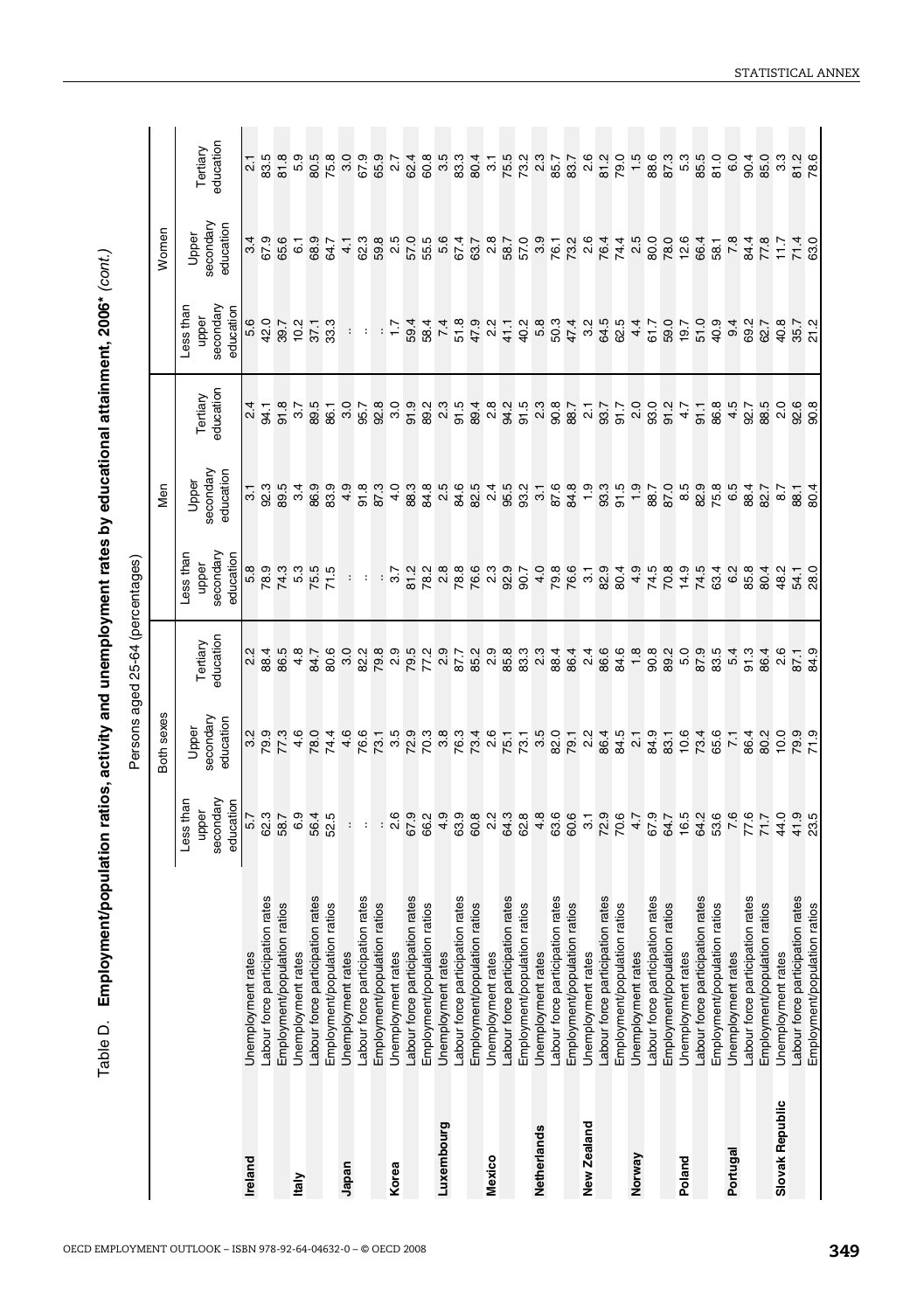# Table D. Employment/population ratios, activity and unemployment rates by educational attainment, 2006* *(cont.)*

Persons aged 25-64 (percentages)

| | | Both sexes | | | Men | | | Women | | |
|---|---|---|---|---|---|---|---|---|---|---|
| | | Less than upper secondary education | Upper secondary education | Tertiary education | Less than upper secondary education | Upper secondary education | Tertiary education | Less than upper secondary education | Upper secondary education | Tertiary education |
| **Ireland** | Unemployment rates | 5.7 | 3.2 | 2.2 | 5.8 | 3.1 | 2.4 | 5.6 | 3.4 | 2.1 |
| | Labour force participation rates | 62.3 | 79.9 | 88.4 | 78.9 | 92.3 | 94.1 | 42.0 | 67.9 | 83.5 |
| | Employment/population ratios | 58.7 | 77.3 | 86.5 | 74.3 | 89.5 | 91.8 | 39.7 | 65.6 | 81.8 |
| **Italy** | Unemployment rates | 6.9 | 4.6 | 4.8 | 5.3 | 3.4 | 3.7 | 10.2 | 6.1 | 5.9 |
| | Labour force participation rates | 56.4 | 78.0 | 84.7 | 75.5 | 86.9 | 89.5 | 37.1 | 68.9 | 80.5 |
| | Employment/population ratios | 52.5 | 74.4 | 80.6 | 71.5 | 83.9 | 86.1 | 33.3 | 64.7 | 75.8 |
| **Japan** | Unemployment rates | .. | 4.6 | 3.0 | .. | 4.9 | 3.0 | .. | 4.1 | 3.0 |
| | Labour force participation rates | .. | 76.6 | 82.2 | .. | 91.8 | 95.7 | .. | 62.3 | 67.9 |
| | Employment/population ratios | .. | 73.1 | 79.8 | .. | 87.3 | 92.8 | .. | 59.8 | 65.9 |
| **Korea** | Unemployment rates | 2.6 | 3.5 | 2.9 | 3.7 | 4.0 | 3.0 | 1.7 | 2.5 | 2.7 |
| | Labour force participation rates | 67.9 | 72.9 | 79.5 | 81.2 | 88.3 | 91.9 | 59.4 | 57.0 | 62.4 |
| | Employment/population ratios | 66.2 | 70.3 | 77.2 | 78.2 | 84.8 | 89.2 | 58.4 | 55.5 | 60.8 |
| **Luxembourg** | Unemployment rates | 4.9 | 3.8 | 2.9 | 2.8 | 2.5 | 2.3 | 7.4 | 5.6 | 3.5 |
| | Labour force participation rates | 63.9 | 76.3 | 87.7 | 78.8 | 84.6 | 91.5 | 51.8 | 67.4 | 83.3 |
| | Employment/population ratios | 60.8 | 73.4 | 85.2 | 76.6 | 82.5 | 89.4 | 47.9 | 63.7 | 80.4 |
| **Mexico** | Unemployment rates | 2.2 | 2.6 | 2.9 | 2.3 | 2.4 | 2.8 | 2.2 | 2.8 | 3.1 |
| | Labour force participation rates | 64.3 | 75.1 | 85.8 | 92.9 | 95.5 | 94.2 | 41.1 | 58.7 | 75.5 |
| | Employment/population ratios | 62.8 | 73.1 | 83.3 | 90.7 | 93.2 | 91.5 | 40.2 | 57.0 | 73.2 |
| **Netherlands** | Unemployment rates | 4.8 | 3.5 | 2.3 | 4.0 | 3.1 | 2.3 | 5.8 | 3.9 | 2.3 |
| | Labour force participation rates | 63.6 | 82.0 | 88.4 | 79.8 | 87.6 | 90.8 | 50.3 | 76.1 | 85.7 |
| | Employment/population ratios | 60.6 | 79.1 | 86.4 | 76.6 | 84.8 | 88.7 | 47.4 | 73.2 | 83.7 |
| **New Zealand** | Unemployment rates | 3.1 | 2.2 | 2.4 | 3.1 | 1.9 | 2.1 | 3.2 | 2.6 | 2.6 |
| | Labour force participation rates | 72.9 | 86.4 | 86.6 | 82.9 | 93.3 | 93.7 | 64.5 | 76.4 | 81.2 |
| | Employment/population ratios | 70.6 | 84.5 | 84.6 | 80.4 | 91.5 | 91.7 | 62.5 | 74.4 | 79.0 |
| **Norway** | Unemployment rates | 4.7 | 2.1 | 1.8 | 4.9 | 1.9 | 2.0 | 4.4 | 2.5 | 1.5 |
| | Labour force participation rates | 67.9 | 84.9 | 90.8 | 74.5 | 88.7 | 93.0 | 61.7 | 80.0 | 88.6 |
| | Employment/population ratios | 64.7 | 83.1 | 89.2 | 70.8 | 87.0 | 91.2 | 59.0 | 78.0 | 87.3 |
| **Poland** | Unemployment rates | 16.5 | 10.6 | 5.0 | 14.9 | 8.5 | 4.7 | 19.7 | 12.6 | 5.3 |
| | Labour force participation rates | 64.2 | 73.4 | 87.9 | 74.5 | 82.9 | 91.1 | 51.0 | 66.4 | 85.5 |
| | Employment/population ratios | 53.6 | 65.6 | 83.5 | 63.4 | 75.8 | 86.8 | 40.9 | 58.1 | 81.0 |
| **Portugal** | Unemployment rates | 7.6 | 7.1 | 5.4 | 6.2 | 6.5 | 4.5 | 9.4 | 7.8 | 6.0 |
| | Labour force participation rates | 77.6 | 86.4 | 91.3 | 85.8 | 88.4 | 92.7 | 69.2 | 84.4 | 90.4 |
| | Employment/population ratios | 71.7 | 80.2 | 86.4 | 80.4 | 82.7 | 88.5 | 62.7 | 77.8 | 85.0 |
| **Slovak Republic** | Unemployment rates | 44.0 | 10.0 | 2.6 | 48.2 | 8.7 | 2.0 | 40.8 | 11.7 | 3.3 |
| | Labour force participation rates | 41.9 | 79.9 | 87.1 | 54.1 | 88.1 | 92.6 | 35.7 | 71.4 | 81.2 |
| | Employment/population ratios | 23.5 | 71.9 | 84.9 | 28.0 | 80.4 | 90.8 | 21.2 | 63.0 | 78.6 |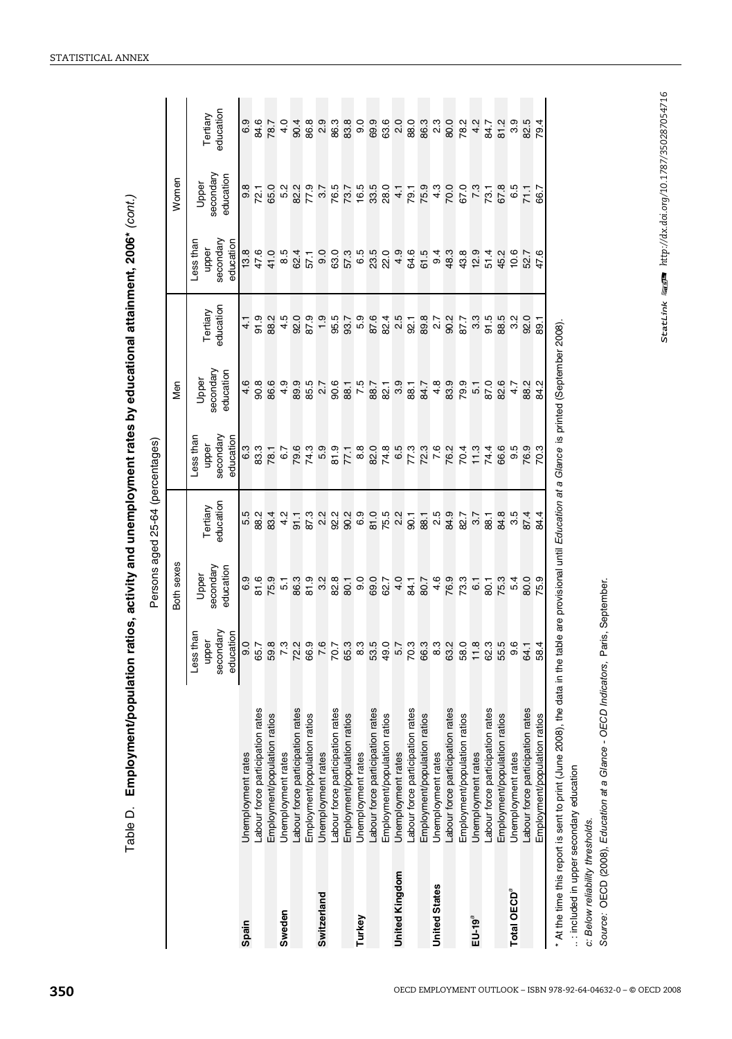## Table D. Employment/population ratios, activity and unemployment rates by educational attainment, 2006* *(cont.)*

Persons aged 25-64 (percentages)

| | | Both sexes | | | Men | | | Women | | |
|---|---|---|---|---|---|---|---|---|---|---|
| | | Less than upper secondary education | Upper secondary education | Tertiary education | Less than upper secondary education | Upper secondary education | Tertiary education | Less than upper secondary education | Upper secondary education | Tertiary education |
| **Spain** | Unemployment rates | 9.0 | 6.9 | 5.5 | 6.3 | 4.6 | 4.1 | 13.8 | 9.8 | 6.9 |
| | Labour force participation rates | 65.7 | 81.6 | 88.2 | 83.3 | 90.8 | 91.9 | 47.6 | 72.1 | 84.6 |
| | Employment/population ratios | 59.8 | 75.9 | 83.4 | 78.1 | 86.6 | 88.2 | 41.0 | 65.0 | 78.7 |
| **Sweden** | Unemployment rates | 7.3 | 5.1 | 4.2 | 6.7 | 4.9 | 4.5 | 8.5 | 5.2 | 4.0 |
| | Labour force participation rates | 72.2 | 86.3 | 91.1 | 79.6 | 89.9 | 92.0 | 62.4 | 82.2 | 90.4 |
| | Employment/population ratios | 66.9 | 81.9 | 87.3 | 74.3 | 85.5 | 87.9 | 57.1 | 77.9 | 86.8 |
| **Switzerland** | Unemployment rates | 7.6 | 3.2 | 2.2 | 5.9 | 2.7 | 1.9 | 9.0 | 3.7 | 2.9 |
| | Labour force participation rates | 70.7 | 82.8 | 92.2 | 81.9 | 90.6 | 95.5 | 63.0 | 76.5 | 86.3 |
| | Employment/population ratios | 65.3 | 80.1 | 90.2 | 77.1 | 88.1 | 93.7 | 57.3 | 73.7 | 83.8 |
| **Turkey** | Unemployment rates | 8.3 | 9.0 | 6.9 | 8.8 | 7.5 | 5.9 | 6.5 | 16.5 | 9.0 |
| | Labour force participation rates | 53.5 | 69.0 | 81.0 | 82.0 | 88.7 | 87.6 | 23.5 | 33.5 | 69.9 |
| | Employment/population ratios | 49.0 | 62.7 | 75.5 | 74.8 | 82.1 | 82.4 | 22.0 | 28.0 | 63.6 |
| **United Kingdom** | Unemployment rates | 5.7 | 4.0 | 2.2 | 6.5 | 3.9 | 2.5 | 4.9 | 4.1 | 2.0 |
| | Labour force participation rates | 70.3 | 84.1 | 90.1 | 77.3 | 88.1 | 92.1 | 64.6 | 79.1 | 88.0 |
| | Employment/population ratios | 66.3 | 80.7 | 88.1 | 72.3 | 84.7 | 89.8 | 61.5 | 75.9 | 86.3 |
| **United States** | Unemployment rates | 8.3 | 4.6 | 2.5 | 7.6 | 4.8 | 2.7 | 9.4 | 4.3 | 2.3 |
| | Labour force participation rates | 63.2 | 76.9 | 84.9 | 76.2 | 83.9 | 90.2 | 48.3 | 70.0 | 80.0 |
| | Employment/population ratios | 58.0 | 73.3 | 82.7 | 70.4 | 79.9 | 87.7 | 43.8 | 67.0 | 78.2 |
| **EU-19**[a] | Unemployment rates | 11.8 | 6.1 | 3.7 | 11.3 | 5.1 | 3.3 | 12.9 | 7.3 | 4.2 |
| | Labour force participation rates | 62.3 | 80.1 | 88.1 | 74.4 | 87.0 | 91.5 | 51.4 | 73.1 | 84.7 |
| | Employment/population ratios | 55.5 | 75.3 | 84.8 | 66.6 | 82.6 | 88.5 | 45.2 | 67.8 | 81.2 |
| **Total OECD**[a] | Unemployment rates | 9.6 | 5.4 | 3.5 | 9.5 | 4.7 | 3.2 | 10.6 | 6.5 | 3.9 |
| | Labour force participation rates | 64.1 | 80.0 | 87.4 | 76.9 | 88.2 | 92.0 | 52.7 | 71.1 | 82.5 |
| | Employment/population ratios | 58.4 | 75.9 | 84.4 | 70.3 | 84.2 | 89.1 | 47.6 | 66.7 | 79.4 |

\* At the time this report is sent to print (June 2008), the data in the table are provisional until *Education at a Glance* is printed (September 2008).

..: included in upper secondary education

*c: Below reliability thresholds.*

*Source:* OECD (2008), *Education at a Glance - OECD Indicators*, Paris, September.

StatLink http://dx.doi.org/10.1787/350287054716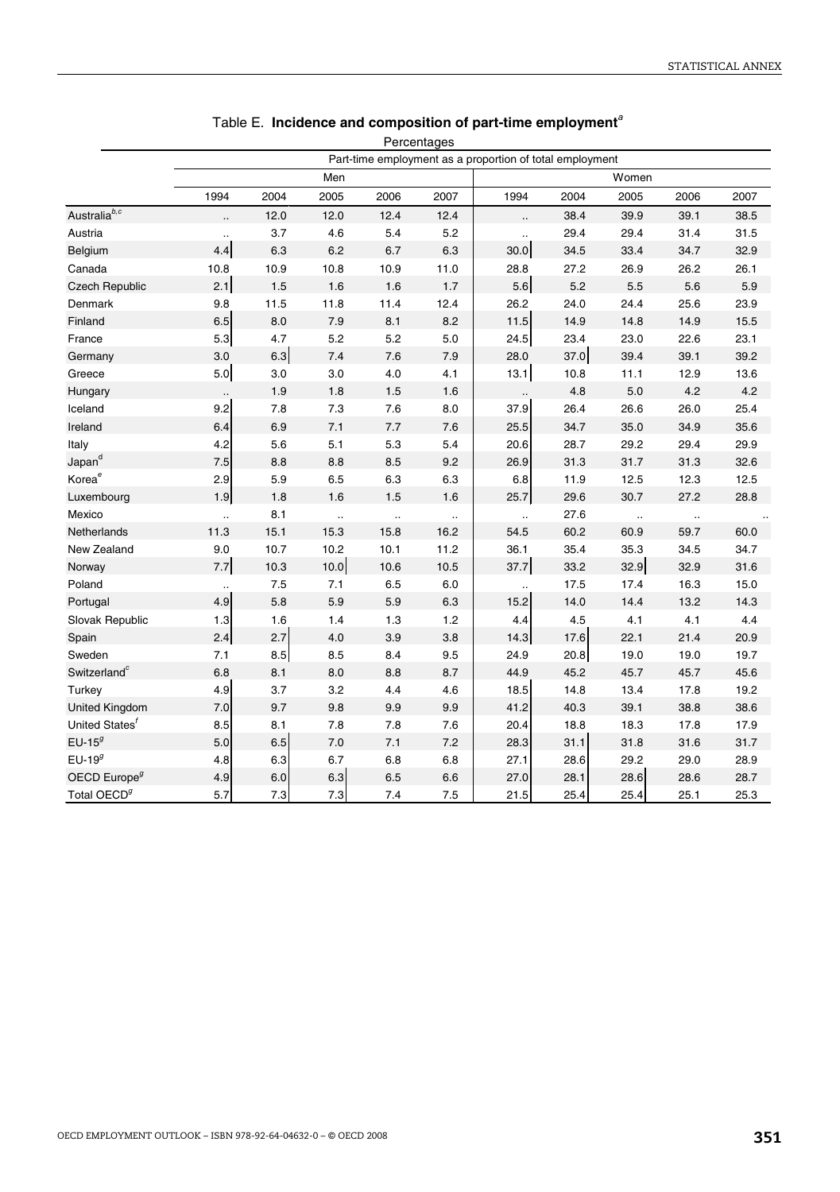## Table E. Incidence and composition of part-time employment[a]

Percentages

| | Part-time employment as a proportion of total employment | | | | | | | | | |
|---|---|---|---|---|---|---|---|---|---|---|
| | Men | | | | | Women | | | | |
| | 1994 | 2004 | 2005 | 2006 | 2007 | 1994 | 2004 | 2005 | 2006 | 2007 |
| Australia[b,c] | .. | 12.0 | 12.0 | 12.4 | 12.4 | .. | 38.4 | 39.9 | 39.1 | 38.5 |
| Austria | .. | 3.7 | 4.6 | 5.4 | 5.2 | .. | 29.4 | 29.4 | 31.4 | 31.5 |
| Belgium | 4.4 | 6.3 | 6.2 | 6.7 | 6.3 | 30.0 | 34.5 | 33.4 | 34.7 | 32.9 |
| Canada | 10.8 | 10.9 | 10.8 | 10.9 | 11.0 | 28.8 | 27.2 | 26.9 | 26.2 | 26.1 |
| Czech Republic | 2.1 | 1.5 | 1.6 | 1.6 | 1.7 | 5.6 | 5.2 | 5.5 | 5.6 | 5.9 |
| Denmark | 9.8 | 11.5 | 11.8 | 11.4 | 12.4 | 26.2 | 24.0 | 24.4 | 25.6 | 23.9 |
| Finland | 6.5 | 8.0 | 7.9 | 8.1 | 8.2 | 11.5 | 14.9 | 14.8 | 14.9 | 15.5 |
| France | 5.3 | 4.7 | 5.2 | 5.2 | 5.0 | 24.5 | 23.4 | 23.0 | 22.6 | 23.1 |
| Germany | 3.0 | 6.3 | 7.4 | 7.6 | 7.9 | 28.0 | 37.0 | 39.4 | 39.1 | 39.2 |
| Greece | 5.0 | 3.0 | 3.0 | 4.0 | 4.1 | 13.1 | 10.8 | 11.1 | 12.9 | 13.6 |
| Hungary | .. | 1.9 | 1.8 | 1.5 | 1.6 | .. | 4.8 | 5.0 | 4.2 | 4.2 |
| Iceland | 9.2 | 7.8 | 7.3 | 7.6 | 8.0 | 37.9 | 26.4 | 26.6 | 26.0 | 25.4 |
| Ireland | 6.4 | 6.9 | 7.1 | 7.7 | 7.6 | 25.5 | 34.7 | 35.0 | 34.9 | 35.6 |
| Italy | 4.2 | 5.6 | 5.1 | 5.3 | 5.4 | 20.6 | 28.7 | 29.2 | 29.4 | 29.9 |
| Japan[d] | 7.5 | 8.8 | 8.8 | 8.5 | 9.2 | 26.9 | 31.3 | 31.7 | 31.3 | 32.6 |
| Korea[e] | 2.9 | 5.9 | 6.5 | 6.3 | 6.3 | 6.8 | 11.9 | 12.5 | 12.3 | 12.5 |
| Luxembourg | 1.9 | 1.8 | 1.6 | 1.5 | 1.6 | 25.7 | 29.6 | 30.7 | 27.2 | 28.8 |
| Mexico | .. | 8.1 | .. | .. | .. | .. | 27.6 | .. | .. | .. |
| Netherlands | 11.3 | 15.1 | 15.3 | 15.8 | 16.2 | 54.5 | 60.2 | 60.9 | 59.7 | 60.0 |
| New Zealand | 9.0 | 10.7 | 10.2 | 10.1 | 11.2 | 36.1 | 35.4 | 35.3 | 34.5 | 34.7 |
| Norway | 7.7 | 10.3 | 10.0 | 10.6 | 10.5 | 37.7 | 33.2 | 32.9 | 32.9 | 31.6 |
| Poland | .. | 7.5 | 7.1 | 6.5 | 6.0 | .. | 17.5 | 17.4 | 16.3 | 15.0 |
| Portugal | 4.9 | 5.8 | 5.9 | 5.9 | 6.3 | 15.2 | 14.0 | 14.4 | 13.2 | 14.3 |
| Slovak Republic | 1.3 | 1.6 | 1.4 | 1.3 | 1.2 | 4.4 | 4.5 | 4.1 | 4.1 | 4.4 |
| Spain | 2.4 | 2.7 | 4.0 | 3.9 | 3.8 | 14.3 | 17.6 | 22.1 | 21.4 | 20.9 |
| Sweden | 7.1 | 8.5 | 8.5 | 8.4 | 9.5 | 24.9 | 20.8 | 19.0 | 19.0 | 19.7 |
| Switzerland[c] | 6.8 | 8.1 | 8.0 | 8.8 | 8.7 | 44.9 | 45.2 | 45.7 | 45.7 | 45.6 |
| Turkey | 4.9 | 3.7 | 3.2 | 4.4 | 4.6 | 18.5 | 14.8 | 13.4 | 17.8 | 19.2 |
| United Kingdom | 7.0 | 9.7 | 9.8 | 9.9 | 9.9 | 41.2 | 40.3 | 39.1 | 38.8 | 38.6 |
| United States[f] | 8.5 | 8.1 | 7.8 | 7.8 | 7.6 | 20.4 | 18.8 | 18.3 | 17.8 | 17.9 |
| EU-15[g] | 5.0 | 6.5 | 7.0 | 7.1 | 7.2 | 28.3 | 31.1 | 31.8 | 31.6 | 31.7 |
| EU-19[g] | 4.8 | 6.3 | 6.7 | 6.8 | 6.8 | 27.1 | 28.6 | 29.2 | 29.0 | 28.9 |
| OECD Europe[g] | 4.9 | 6.0 | 6.3 | 6.5 | 6.6 | 27.0 | 28.1 | 28.6 | 28.6 | 28.7 |
| Total OECD[g] | 5.7 | 7.3 | 7.3 | 7.4 | 7.5 | 21.5 | 25.4 | 25.4 | 25.1 | 25.3 |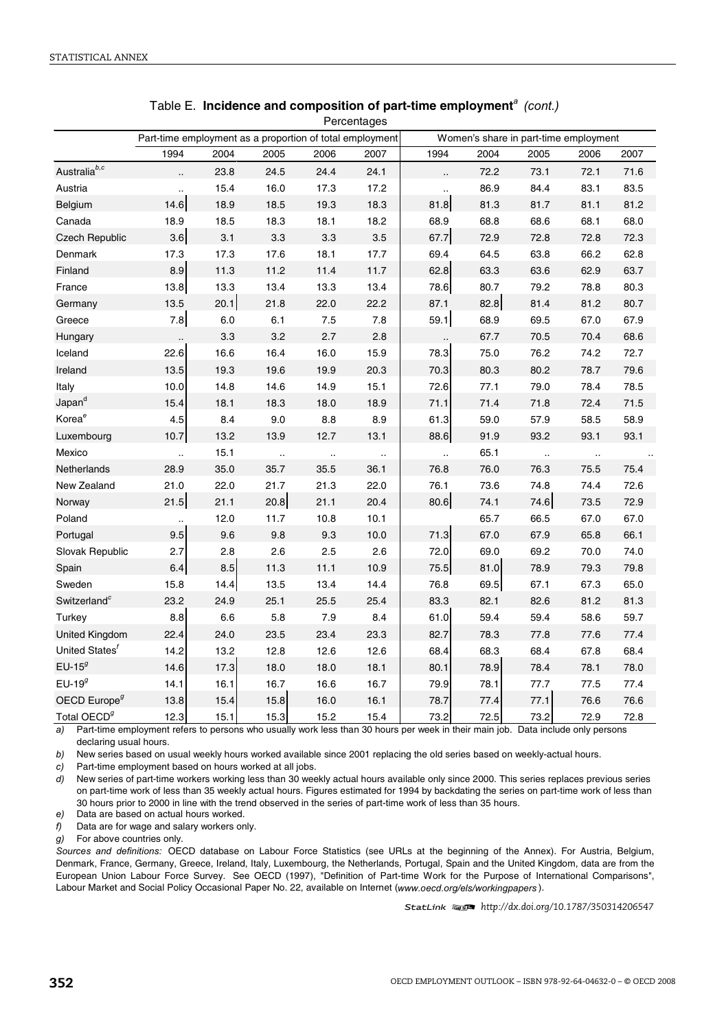Table E. **Incidence and composition of part-time employment**[a] *(cont.)*

Percentages

| | Part-time employment as a proportion of total employment | | | | | Women's share in part-time employment | | | | |
|---|---|---|---|---|---|---|---|---|---|---|
| | 1994 | 2004 | 2005 | 2006 | 2007 | 1994 | 2004 | 2005 | 2006 | 2007 |
| Australia[b,c] | .. | 23.8 | 24.5 | 24.4 | 24.1 | .. | 72.2 | 73.1 | 72.1 | 71.6 |
| Austria | .. | 15.4 | 16.0 | 17.3 | 17.2 | .. | 86.9 | 84.4 | 83.1 | 83.5 |
| Belgium | 14.6 | 18.9 | 18.5 | 19.3 | 18.3 | 81.8 | 81.3 | 81.7 | 81.1 | 81.2 |
| Canada | 18.9 | 18.5 | 18.3 | 18.1 | 18.2 | 68.9 | 68.8 | 68.6 | 68.1 | 68.0 |
| Czech Republic | 3.6 | 3.1 | 3.3 | 3.3 | 3.5 | 67.7 | 72.9 | 72.8 | 72.8 | 72.3 |
| Denmark | 17.3 | 17.3 | 17.6 | 18.1 | 17.7 | 69.4 | 64.5 | 63.8 | 66.2 | 62.8 |
| Finland | 8.9 | 11.3 | 11.2 | 11.4 | 11.7 | 62.8 | 63.3 | 63.6 | 62.9 | 63.7 |
| France | 13.8 | 13.3 | 13.4 | 13.3 | 13.4 | 78.6 | 80.7 | 79.2 | 78.8 | 80.3 |
| Germany | 13.5 | 20.1 | 21.8 | 22.0 | 22.2 | 87.1 | 82.8 | 81.4 | 81.2 | 80.7 |
| Greece | 7.8 | 6.0 | 6.1 | 7.5 | 7.8 | 59.1 | 68.9 | 69.5 | 67.0 | 67.9 |
| Hungary | .. | 3.3 | 3.2 | 2.7 | 2.8 | .. | 67.7 | 70.5 | 70.4 | 68.6 |
| Iceland | 22.6 | 16.6 | 16.4 | 16.0 | 15.9 | 78.3 | 75.0 | 76.2 | 74.2 | 72.7 |
| Ireland | 13.5 | 19.3 | 19.6 | 19.9 | 20.3 | 70.3 | 80.3 | 80.2 | 78.7 | 79.6 |
| Italy | 10.0 | 14.8 | 14.6 | 14.9 | 15.1 | 72.6 | 77.1 | 79.0 | 78.4 | 78.5 |
| Japan[d] | 15.4 | 18.1 | 18.3 | 18.0 | 18.9 | 71.1 | 71.4 | 71.8 | 72.4 | 71.5 |
| Korea[e] | 4.5 | 8.4 | 9.0 | 8.8 | 8.9 | 61.3 | 59.0 | 57.9 | 58.5 | 58.9 |
| Luxembourg | 10.7 | 13.2 | 13.9 | 12.7 | 13.1 | 88.6 | 91.9 | 93.2 | 93.1 | 93.1 |
| Mexico | .. | 15.1 | .. | .. | .. | .. | 65.1 | .. | .. | .. |
| Netherlands | 28.9 | 35.0 | 35.7 | 35.5 | 36.1 | 76.8 | 76.0 | 76.3 | 75.5 | 75.4 |
| New Zealand | 21.0 | 22.0 | 21.7 | 21.3 | 22.0 | 76.1 | 73.6 | 74.8 | 74.4 | 72.6 |
| Norway | 21.5 | 21.1 | 20.8 | 21.1 | 20.4 | 80.6 | 74.1 | 74.6 | 73.5 | 72.9 |
| Poland | .. | 12.0 | 11.7 | 10.8 | 10.1 | | 65.7 | 66.5 | 67.0 | 67.0 |
| Portugal | 9.5 | 9.6 | 9.8 | 9.3 | 10.0 | 71.3 | 67.0 | 67.9 | 65.8 | 66.1 |
| Slovak Republic | 2.7 | 2.8 | 2.6 | 2.5 | 2.6 | 72.0 | 69.0 | 69.2 | 70.0 | 74.0 |
| Spain | 6.4 | 8.5 | 11.3 | 11.1 | 10.9 | 75.5 | 81.0 | 78.9 | 79.3 | 79.8 |
| Sweden | 15.8 | 14.4 | 13.5 | 13.4 | 14.4 | 76.8 | 69.5 | 67.1 | 67.3 | 65.0 |
| Switzerland[c] | 23.2 | 24.9 | 25.1 | 25.5 | 25.4 | 83.3 | 82.1 | 82.6 | 81.2 | 81.3 |
| Turkey | 8.8 | 6.6 | 5.8 | 7.9 | 8.4 | 61.0 | 59.4 | 59.4 | 58.6 | 59.7 |
| United Kingdom | 22.4 | 24.0 | 23.5 | 23.4 | 23.3 | 82.7 | 78.3 | 77.8 | 77.6 | 77.4 |
| United States[f] | 14.2 | 13.2 | 12.8 | 12.6 | 12.6 | 68.4 | 68.3 | 68.4 | 67.8 | 68.4 |
| EU-15[g] | 14.6 | 17.3 | 18.0 | 18.0 | 18.1 | 80.1 | 78.9 | 78.4 | 78.1 | 78.0 |
| EU-19[g] | 14.1 | 16.1 | 16.7 | 16.6 | 16.7 | 79.9 | 78.1 | 77.7 | 77.5 | 77.4 |
| OECD Europe[g] | 13.8 | 15.4 | 15.8 | 16.0 | 16.1 | 78.7 | 77.4 | 77.1 | 76.6 | 76.6 |
| Total OECD[g] | 12.3 | 15.1 | 15.3 | 15.2 | 15.4 | 73.2 | 72.5 | 73.2 | 72.9 | 72.8 |

*a)* Part-time employment refers to persons who usually work less than 30 hours per week in their main job. Data include only persons declaring usual hours.

*b)* New series based on usual weekly hours worked available since 2001 replacing the old series based on weekly-actual hours.

*c)* Part-time employment based on hours worked at all jobs.

*d)* New series of part-time workers working less than 30 weekly actual hours available only since 2000. This series replaces previous series on part-time work of less than 35 weekly actual hours. Figures estimated for 1994 by backdating the series on part-time work of less than 30 hours prior to 2000 in line with the trend observed in the series of part-time work of less than 35 hours.

*e)* Data are based on actual hours worked.

*f)* Data are for wage and salary workers only.

*g)* For above countries only.

*Sources and definitions:* OECD database on Labour Force Statistics (see URLs at the beginning of the Annex). For Austria, Belgium, Denmark, France, Germany, Greece, Ireland, Italy, Luxembourg, the Netherlands, Portugal, Spain and the United Kingdom, data are from the European Union Labour Force Survey. See OECD (1997), "Definition of Part-time Work for the Purpose of International Comparisons", Labour Market and Social Policy Occasional Paper No. 22, available on Internet (*www.oecd.org/els/workingpapers*).

StatLink http://dx.doi.org/10.1787/350314206547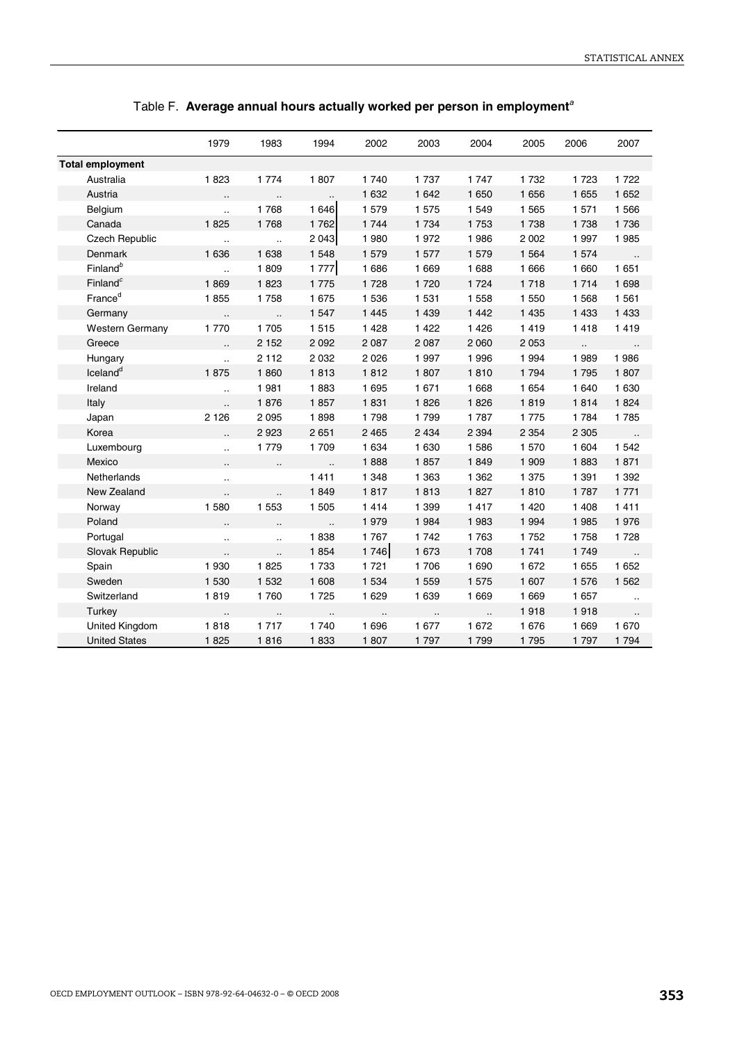Table F. **Average annual hours actually worked per person in employment**[a]

| | 1979 | 1983 | 1994 | 2002 | 2003 | 2004 | 2005 | 2006 | 2007 |
|---|---|---|---|---|---|---|---|---|---|
| **Total employment** | | | | | | | | | |
| Australia | 1 823 | 1 774 | 1 807 | 1 740 | 1 737 | 1 747 | 1 732 | 1 723 | 1 722 |
| Austria | .. | .. | .. | 1 632 | 1 642 | 1 650 | 1 656 | 1 655 | 1 652 |
| Belgium | .. | 1 768 | 1 646 | 1 579 | 1 575 | 1 549 | 1 565 | 1 571 | 1 566 |
| Canada | 1 825 | 1 768 | 1 762 | 1 744 | 1 734 | 1 753 | 1 738 | 1 738 | 1 736 |
| Czech Republic | .. | .. | 2 043 | 1 980 | 1 972 | 1 986 | 2 002 | 1 997 | 1 985 |
| Denmark | 1 636 | 1 638 | 1 548 | 1 579 | 1 577 | 1 579 | 1 564 | 1 574 | .. |
| Finland[b] | .. | 1 809 | 1 777 | 1 686 | 1 669 | 1 688 | 1 666 | 1 660 | 1 651 |
| Finland[c] | 1 869 | 1 823 | 1 775 | 1 728 | 1 720 | 1 724 | 1 718 | 1 714 | 1 698 |
| France[d] | 1 855 | 1 758 | 1 675 | 1 536 | 1 531 | 1 558 | 1 550 | 1 568 | 1 561 |
| Germany | .. | .. | 1 547 | 1 445 | 1 439 | 1 442 | 1 435 | 1 433 | 1 433 |
| Western Germany | 1 770 | 1 705 | 1 515 | 1 428 | 1 422 | 1 426 | 1 419 | 1 418 | 1 419 |
| Greece | .. | 2 152 | 2 092 | 2 087 | 2 087 | 2 060 | 2 053 | .. | .. |
| Hungary | .. | 2 112 | 2 032 | 2 026 | 1 997 | 1 996 | 1 994 | 1 989 | 1 986 |
| Iceland[d] | 1 875 | 1 860 | 1 813 | 1 812 | 1 807 | 1 810 | 1 794 | 1 795 | 1 807 |
| Ireland | .. | 1 981 | 1 883 | 1 695 | 1 671 | 1 668 | 1 654 | 1 640 | 1 630 |
| Italy | .. | 1 876 | 1 857 | 1 831 | 1 826 | 1 826 | 1 819 | 1 814 | 1 824 |
| Japan | 2 126 | 2 095 | 1 898 | 1 798 | 1 799 | 1 787 | 1 775 | 1 784 | 1 785 |
| Korea | .. | 2 923 | 2 651 | 2 465 | 2 434 | 2 394 | 2 354 | 2 305 | .. |
| Luxembourg | .. | 1 779 | 1 709 | 1 634 | 1 630 | 1 586 | 1 570 | 1 604 | 1 542 |
| Mexico | .. | .. | .. | 1 888 | 1 857 | 1 849 | 1 909 | 1 883 | 1 871 |
| Netherlands | .. | | 1 411 | 1 348 | 1 363 | 1 362 | 1 375 | 1 391 | 1 392 |
| New Zealand | .. | .. | 1 849 | 1 817 | 1 813 | 1 827 | 1 810 | 1 787 | 1 771 |
| Norway | 1 580 | 1 553 | 1 505 | 1 414 | 1 399 | 1 417 | 1 420 | 1 408 | 1 411 |
| Poland | .. | .. | .. | 1 979 | 1 984 | 1 983 | 1 994 | 1 985 | 1 976 |
| Portugal | .. | .. | 1 838 | 1 767 | 1 742 | 1 763 | 1 752 | 1 758 | 1 728 |
| Slovak Republic | .. | .. | 1 854 | 1 746 | 1 673 | 1 708 | 1 741 | 1 749 | .. |
| Spain | 1 930 | 1 825 | 1 733 | 1 721 | 1 706 | 1 690 | 1 672 | 1 655 | 1 652 |
| Sweden | 1 530 | 1 532 | 1 608 | 1 534 | 1 559 | 1 575 | 1 607 | 1 576 | 1 562 |
| Switzerland | 1 819 | 1 760 | 1 725 | 1 629 | 1 639 | 1 669 | 1 669 | 1 657 | .. |
| Turkey | .. | .. | .. | .. | .. | .. | 1 918 | 1 918 | .. |
| United Kingdom | 1 818 | 1 717 | 1 740 | 1 696 | 1 677 | 1 672 | 1 676 | 1 669 | 1 670 |
| United States | 1 825 | 1 816 | 1 833 | 1 807 | 1 797 | 1 799 | 1 795 | 1 797 | 1 794 |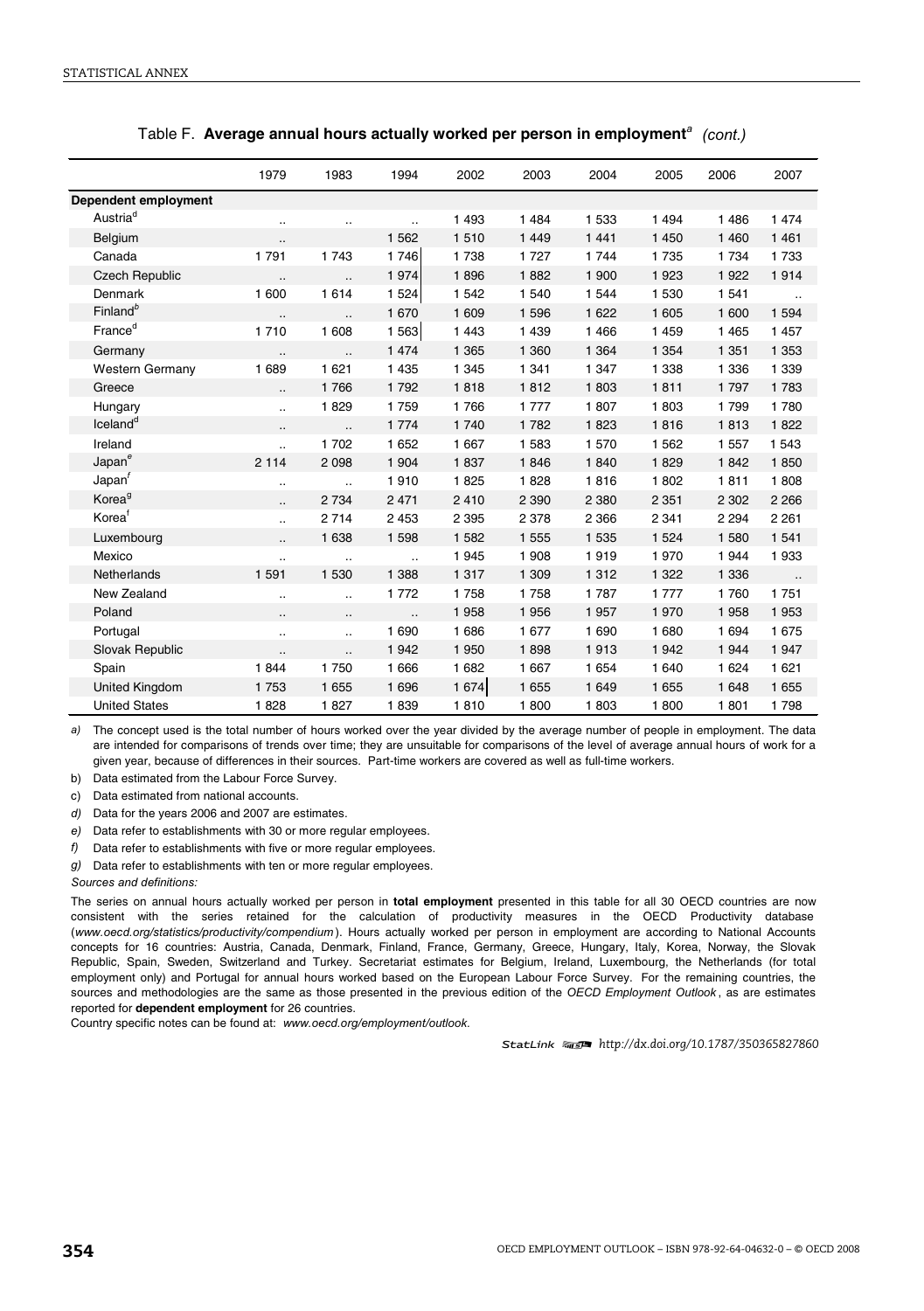Table F. **Average annual hours actually worked per person in employment**[a] *(cont.)*

| | 1979 | 1983 | 1994 | 2002 | 2003 | 2004 | 2005 | 2006 | 2007 |
|---|---|---|---|---|---|---|---|---|---|
| **Dependent employment** | | | | | | | | | |
| Austria[d] | .. | .. | .. | 1 493 | 1 484 | 1 533 | 1 494 | 1 486 | 1 474 |
| Belgium | .. | | 1 562 | 1 510 | 1 449 | 1 441 | 1 450 | 1 460 | 1 461 |
| Canada | 1 791 | 1 743 | 1 746 | 1 738 | 1 727 | 1 744 | 1 735 | 1 734 | 1 733 |
| Czech Republic | .. | .. | 1 974 | 1 896 | 1 882 | 1 900 | 1 923 | 1 922 | 1 914 |
| Denmark | 1 600 | 1 614 | 1 524 | 1 542 | 1 540 | 1 544 | 1 530 | 1 541 | .. |
| Finland[b] | .. | .. | 1 670 | 1 609 | 1 596 | 1 622 | 1 605 | 1 600 | 1 594 |
| France[d] | 1 710 | 1 608 | 1 563 | 1 443 | 1 439 | 1 466 | 1 459 | 1 465 | 1 457 |
| Germany | .. | .. | 1 474 | 1 365 | 1 360 | 1 364 | 1 354 | 1 351 | 1 353 |
| Western Germany | 1 689 | 1 621 | 1 435 | 1 345 | 1 341 | 1 347 | 1 338 | 1 336 | 1 339 |
| Greece | .. | 1 766 | 1 792 | 1 818 | 1 812 | 1 803 | 1 811 | 1 797 | 1 783 |
| Hungary | .. | 1 829 | 1 759 | 1 766 | 1 777 | 1 807 | 1 803 | 1 799 | 1 780 |
| Iceland[d] | .. | .. | 1 774 | 1 740 | 1 782 | 1 823 | 1 816 | 1 813 | 1 822 |
| Ireland | .. | 1 702 | 1 652 | 1 667 | 1 583 | 1 570 | 1 562 | 1 557 | 1 543 |
| Japan[e] | 2 114 | 2 098 | 1 904 | 1 837 | 1 846 | 1 840 | 1 829 | 1 842 | 1 850 |
| Japan[f] | .. | .. | 1 910 | 1 825 | 1 828 | 1 816 | 1 802 | 1 811 | 1 808 |
| Korea[g] | .. | 2 734 | 2 471 | 2 410 | 2 390 | 2 380 | 2 351 | 2 302 | 2 266 |
| Korea[f] | .. | 2 714 | 2 453 | 2 395 | 2 378 | 2 366 | 2 341 | 2 294 | 2 261 |
| Luxembourg | .. | 1 638 | 1 598 | 1 582 | 1 555 | 1 535 | 1 524 | 1 580 | 1 541 |
| Mexico | .. | .. | .. | 1 945 | 1 908 | 1 919 | 1 970 | 1 944 | 1 933 |
| Netherlands | 1 591 | 1 530 | 1 388 | 1 317 | 1 309 | 1 312 | 1 322 | 1 336 | .. |
| New Zealand | .. | .. | 1 772 | 1 758 | 1 758 | 1 787 | 1 777 | 1 760 | 1 751 |
| Poland | .. | .. | .. | 1 958 | 1 956 | 1 957 | 1 970 | 1 958 | 1 953 |
| Portugal | .. | .. | 1 690 | 1 686 | 1 677 | 1 690 | 1 680 | 1 694 | 1 675 |
| Slovak Republic | .. | .. | 1 942 | 1 950 | 1 898 | 1 913 | 1 942 | 1 944 | 1 947 |
| Spain | 1 844 | 1 750 | 1 666 | 1 682 | 1 667 | 1 654 | 1 640 | 1 624 | 1 621 |
| United Kingdom | 1 753 | 1 655 | 1 696 | 1 674 | 1 655 | 1 649 | 1 655 | 1 648 | 1 655 |
| United States | 1 828 | 1 827 | 1 839 | 1 810 | 1 800 | 1 803 | 1 800 | 1 801 | 1 798 |

*a)* The concept used is the total number of hours worked over the year divided by the average number of people in employment. The data are intended for comparisons of trends over time; they are unsuitable for comparisons of the level of average annual hours of work for a given year, because of differences in their sources. Part-time workers are covered as well as full-time workers.

b) Data estimated from the Labour Force Survey.

c) Data estimated from national accounts.

*d)* Data for the years 2006 and 2007 are estimates.

*e)* Data refer to establishments with 30 or more regular employees.

*f)* Data refer to establishments with five or more regular employees.

*g)* Data refer to establishments with ten or more regular employees.

*Sources and definitions:*

The series on annual hours actually worked per person in **total employment** presented in this table for all 30 OECD countries are now consistent with the series retained for the calculation of productivity measures in the OECD Productivity database (*www.oecd.org/statistics/productivity/compendium*). Hours actually worked per person in employment are according to National Accounts concepts for 16 countries: Austria, Canada, Denmark, Finland, France, Germany, Greece, Hungary, Italy, Korea, Norway, the Slovak Republic, Spain, Sweden, Switzerland and Turkey. Secretariat estimates for Belgium, Ireland, Luxembourg, the Netherlands (for total employment only) and Portugal for annual hours worked based on the European Labour Force Survey. For the remaining countries, the sources and methodologies are the same as those presented in the previous edition of the *OECD Employment Outlook*, as are estimates reported for **dependent employment** for 26 countries.

Country specific notes can be found at: *www.oecd.org/employment/outlook.*

StatLink *http://dx.doi.org/10.1787/350365827860*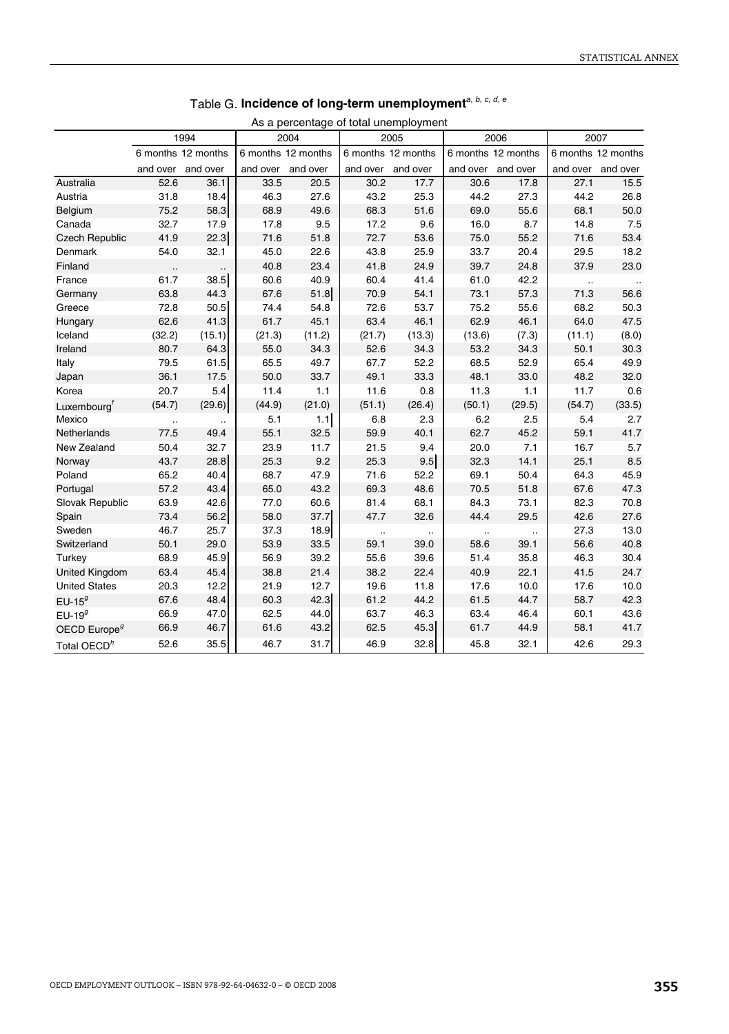Table G. **Incidence of long-term unemployment**[a, b, c, d, e]

As a percentage of total unemployment

| | 1994 | | 2004 | | 2005 | | 2006 | | 2007 | |
|---|---|---|---|---|---|---|---|---|---|---|
| | 6 months and over | 12 months and over | 6 months and over | 12 months and over | 6 months and over | 12 months and over | 6 months and over | 12 months and over | 6 months and over | 12 months and over |
| Australia | 52.6 | 36.1 | 33.5 | 20.5 | 30.2 | 17.7 | 30.6 | 17.8 | 27.1 | 15.5 |
| Austria | 31.8 | 18.4 | 46.3 | 27.6 | 43.2 | 25.3 | 44.2 | 27.3 | 44.2 | 26.8 |
| Belgium | 75.2 | 58.3 | 68.9 | 49.6 | 68.3 | 51.6 | 69.0 | 55.6 | 68.1 | 50.0 |
| Canada | 32.7 | 17.9 | 17.8 | 9.5 | 17.2 | 9.6 | 16.0 | 8.7 | 14.8 | 7.5 |
| Czech Republic | 41.9 | 22.3 | 71.6 | 51.8 | 72.7 | 53.6 | 75.0 | 55.2 | 71.6 | 53.4 |
| Denmark | 54.0 | 32.1 | 45.0 | 22.6 | 43.8 | 25.9 | 33.7 | 20.4 | 29.5 | 18.2 |
| Finland | .. | .. | 40.8 | 23.4 | 41.8 | 24.9 | 39.7 | 24.8 | 37.9 | 23.0 |
| France | 61.7 | 38.5 | 60.6 | 40.9 | 60.4 | 41.4 | 61.0 | 42.2 | .. | .. |
| Germany | 63.8 | 44.3 | 67.6 | 51.8 | 70.9 | 54.1 | 73.1 | 57.3 | 71.3 | 56.6 |
| Greece | 72.8 | 50.5 | 74.4 | 54.8 | 72.6 | 53.7 | 75.2 | 55.6 | 68.2 | 50.3 |
| Hungary | 62.6 | 41.3 | 61.7 | 45.1 | 63.4 | 46.1 | 62.9 | 46.1 | 64.0 | 47.5 |
| Iceland | (32.2) | (15.1) | (21.3) | (11.2) | (21.7) | (13.3) | (13.6) | (7.3) | (11.1) | (8.0) |
| Ireland | 80.7 | 64.3 | 55.0 | 34.3 | 52.6 | 34.3 | 53.2 | 34.3 | 50.1 | 30.3 |
| Italy | 79.5 | 61.5 | 65.5 | 49.7 | 67.7 | 52.2 | 68.5 | 52.9 | 65.4 | 49.9 |
| Japan | 36.1 | 17.5 | 50.0 | 33.7 | 49.1 | 33.3 | 48.1 | 33.0 | 48.2 | 32.0 |
| Korea | 20.7 | 5.4 | 11.4 | 1.1 | 11.6 | 0.8 | 11.3 | 1.1 | 11.7 | 0.6 |
| Luxembourg[f] | (54.7) | (29.6) | (44.9) | (21.0) | (51.1) | (26.4) | (50.1) | (29.5) | (54.7) | (33.5) |
| Mexico | .. | .. | 5.1 | 1.1 | 6.8 | 2.3 | 6.2 | 2.5 | 5.4 | 2.7 |
| Netherlands | 77.5 | 49.4 | 55.1 | 32.5 | 59.9 | 40.1 | 62.7 | 45.2 | 59.1 | 41.7 |
| New Zealand | 50.4 | 32.7 | 23.9 | 11.7 | 21.5 | 9.4 | 20.0 | 7.1 | 16.7 | 5.7 |
| Norway | 43.7 | 28.8 | 25.3 | 9.2 | 25.3 | 9.5 | 32.3 | 14.1 | 25.1 | 8.5 |
| Poland | 65.2 | 40.4 | 68.7 | 47.9 | 71.6 | 52.2 | 69.1 | 50.4 | 64.3 | 45.9 |
| Portugal | 57.2 | 43.4 | 65.0 | 43.2 | 69.3 | 48.6 | 70.5 | 51.8 | 67.6 | 47.3 |
| Slovak Republic | 63.9 | 42.6 | 77.0 | 60.6 | 81.4 | 68.1 | 84.3 | 73.1 | 82.3 | 70.8 |
| Spain | 73.4 | 56.2 | 58.0 | 37.7 | 47.7 | 32.6 | 44.4 | 29.5 | 42.6 | 27.6 |
| Sweden | 46.7 | 25.7 | 37.3 | 18.9 | .. | .. | .. | .. | 27.3 | 13.0 |
| Switzerland | 50.1 | 29.0 | 53.9 | 33.5 | 59.1 | 39.0 | 58.6 | 39.1 | 56.6 | 40.8 |
| Turkey | 68.9 | 45.9 | 56.9 | 39.2 | 55.6 | 39.6 | 51.4 | 35.8 | 46.3 | 30.4 |
| United Kingdom | 63.4 | 45.4 | 38.8 | 21.4 | 38.2 | 22.4 | 40.9 | 22.1 | 41.5 | 24.7 |
| United States | 20.3 | 12.2 | 21.9 | 12.7 | 19.6 | 11.8 | 17.6 | 10.0 | 17.6 | 10.0 |
| EU-15[g] | 67.6 | 48.4 | 60.3 | 42.3 | 61.2 | 44.2 | 61.5 | 44.7 | 58.7 | 42.3 |
| EU-19[g] | 66.9 | 47.0 | 62.5 | 44.0 | 63.7 | 46.3 | 63.4 | 46.4 | 60.1 | 43.6 |
| OECD Europe[g] | 66.9 | 46.7 | 61.6 | 43.2 | 62.5 | 45.3 | 61.7 | 44.9 | 58.1 | 41.7 |
| Total OECD[h] | 52.6 | 35.5 | 46.7 | 31.7 | 46.9 | 32.8 | 45.8 | 32.1 | 42.6 | 29.3 |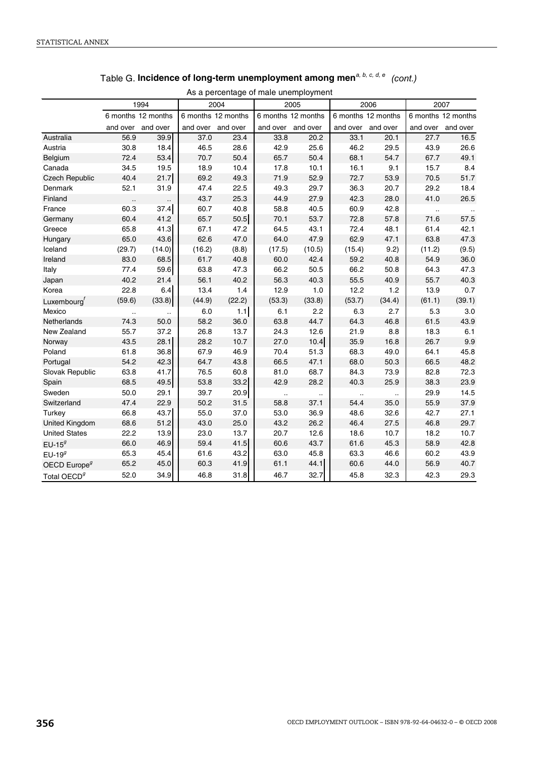Table G. **Incidence of long-term unemployment among men**[a, b, c, d, e] *(cont.)*

As a percentage of male unemployment

| | 1994 | | 2004 | | 2005 | | 2006 | | 2007 | |
|---|---|---|---|---|---|---|---|---|---|---|
| | 6 months and over | 12 months and over | 6 months and over | 12 months and over | 6 months and over | 12 months and over | 6 months and over | 12 months and over | 6 months and over | 12 months and over |
| Australia | 56.9 | 39.9 | 37.0 | 23.4 | 33.8 | 20.2 | 33.1 | 20.1 | 27.7 | 16.5 |
| Austria | 30.8 | 18.4 | 46.5 | 28.6 | 42.9 | 25.6 | 46.2 | 29.5 | 43.9 | 26.6 |
| Belgium | 72.4 | 53.4 | 70.7 | 50.4 | 65.7 | 50.4 | 68.1 | 54.7 | 67.7 | 49.1 |
| Canada | 34.5 | 19.5 | 18.9 | 10.4 | 17.8 | 10.1 | 16.1 | 9.1 | 15.7 | 8.4 |
| Czech Republic | 40.4 | 21.7 | 69.2 | 49.3 | 71.9 | 52.9 | 72.7 | 53.9 | 70.5 | 51.7 |
| Denmark | 52.1 | 31.9 | 47.4 | 22.5 | 49.3 | 29.7 | 36.3 | 20.7 | 29.2 | 18.4 |
| Finland | .. | .. | 43.7 | 25.3 | 44.9 | 27.9 | 42.3 | 28.0 | 41.0 | 26.5 |
| France | 60.3 | 37.4 | 60.7 | 40.8 | 58.8 | 40.5 | 60.9 | 42.8 | .. | .. |
| Germany | 60.4 | 41.2 | 65.7 | 50.5 | 70.1 | 53.7 | 72.8 | 57.8 | 71.6 | 57.5 |
| Greece | 65.8 | 41.3 | 67.1 | 47.2 | 64.5 | 43.1 | 72.4 | 48.1 | 61.4 | 42.1 |
| Hungary | 65.0 | 43.6 | 62.6 | 47.0 | 64.0 | 47.9 | 62.9 | 47.1 | 63.8 | 47.3 |
| Iceland | (29.7) | (14.0) | (16.2) | (8.8) | (17.5) | (10.5) | (15.4) | 9.2) | (11.2) | (9.5) |
| Ireland | 83.0 | 68.5 | 61.7 | 40.8 | 60.0 | 42.4 | 59.2 | 40.8 | 54.9 | 36.0 |
| Italy | 77.4 | 59.6 | 63.8 | 47.3 | 66.2 | 50.5 | 66.2 | 50.8 | 64.3 | 47.3 |
| Japan | 40.2 | 21.4 | 56.1 | 40.2 | 56.3 | 40.3 | 55.5 | 40.9 | 55.7 | 40.3 |
| Korea | 22.8 | 6.4 | 13.4 | 1.4 | 12.9 | 1.0 | 12.2 | 1.2 | 13.9 | 0.7 |
| Luxembourg[f] | (59.6) | (33.8) | (44.9) | (22.2) | (53.3) | (33.8) | (53.7) | (34.4) | (61.1) | (39.1) |
| Mexico | .. | .. | 6.0 | 1.1 | 6.1 | 2.2 | 6.3 | 2.7 | 5.3 | 3.0 |
| Netherlands | 74.3 | 50.0 | 58.2 | 36.0 | 63.8 | 44.7 | 64.3 | 46.8 | 61.5 | 43.9 |
| New Zealand | 55.7 | 37.2 | 26.8 | 13.7 | 24.3 | 12.6 | 21.9 | 8.8 | 18.3 | 6.1 |
| Norway | 43.5 | 28.1 | 28.2 | 10.7 | 27.0 | 10.4 | 35.9 | 16.8 | 26.7 | 9.9 |
| Poland | 61.8 | 36.8 | 67.9 | 46.9 | 70.4 | 51.3 | 68.3 | 49.0 | 64.1 | 45.8 |
| Portugal | 54.2 | 42.3 | 64.7 | 43.8 | 66.5 | 47.1 | 68.0 | 50.3 | 66.5 | 48.2 |
| Slovak Republic | 63.8 | 41.7 | 76.5 | 60.8 | 81.0 | 68.7 | 84.3 | 73.9 | 82.8 | 72.3 |
| Spain | 68.5 | 49.5 | 53.8 | 33.2 | 42.9 | 28.2 | 40.3 | 25.9 | 38.3 | 23.9 |
| Sweden | 50.0 | 29.1 | 39.7 | 20.9 | .. | .. | .. | .. | 29.9 | 14.5 |
| Switzerland | 47.4 | 22.9 | 50.2 | 31.5 | 58.8 | 37.1 | 54.4 | 35.0 | 55.9 | 37.9 |
| Turkey | 66.8 | 43.7 | 55.0 | 37.0 | 53.0 | 36.9 | 48.6 | 32.6 | 42.7 | 27.1 |
| United Kingdom | 68.6 | 51.2 | 43.0 | 25.0 | 43.2 | 26.2 | 46.4 | 27.5 | 46.8 | 29.7 |
| United States | 22.2 | 13.9 | 23.0 | 13.7 | 20.7 | 12.6 | 18.6 | 10.7 | 18.2 | 10.7 |
| EU-15[g] | 66.0 | 46.9 | 59.4 | 41.5 | 60.6 | 43.7 | 61.6 | 45.3 | 58.9 | 42.8 |
| EU-19[g] | 65.3 | 45.4 | 61.6 | 43.2 | 63.0 | 45.8 | 63.3 | 46.6 | 60.2 | 43.9 |
| OECD Europe[g] | 65.2 | 45.0 | 60.3 | 41.9 | 61.1 | 44.1 | 60.6 | 44.0 | 56.9 | 40.7 |
| Total OECD[g] | 52.0 | 34.9 | 46.8 | 31.8 | 46.7 | 32.7 | 45.8 | 32.3 | 42.3 | 29.3 |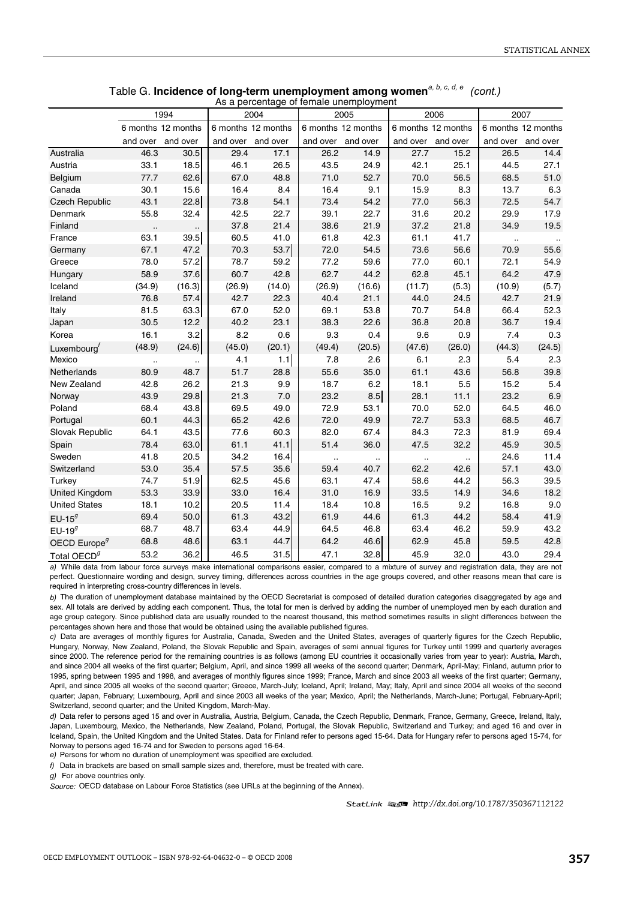Table G. **Incidence of long-term unemployment among women**[a, b, c, d, e] *(cont.)*

As a percentage of female unemployment

| | 1994 | | 2004 | | 2005 | | 2006 | | 2007 | |
|---|---|---|---|---|---|---|---|---|---|---|
| | 6 months and over | 12 months and over | 6 months and over | 12 months and over | 6 months and over | 12 months and over | 6 months and over | 12 months and over | 6 months and over | 12 months and over |
| Australia | 46.3 | 30.5 | 29.4 | 17.1 | 26.2 | 14.9 | 27.7 | 15.2 | 26.5 | 14.4 |
| Austria | 33.1 | 18.5 | 46.1 | 26.5 | 43.5 | 24.9 | 42.1 | 25.1 | 44.5 | 27.1 |
| Belgium | 77.7 | 62.6 | 67.0 | 48.8 | 71.0 | 52.7 | 70.0 | 56.5 | 68.5 | 51.0 |
| Canada | 30.1 | 15.6 | 16.4 | 8.4 | 16.4 | 9.1 | 15.9 | 8.3 | 13.7 | 6.3 |
| Czech Republic | 43.1 | 22.8 | 73.8 | 54.1 | 73.4 | 54.2 | 77.0 | 56.3 | 72.5 | 54.7 |
| Denmark | 55.8 | 32.4 | 42.5 | 22.7 | 39.1 | 22.7 | 31.6 | 20.2 | 29.9 | 17.9 |
| Finland | .. | .. | 37.8 | 21.4 | 38.6 | 21.9 | 37.2 | 21.8 | 34.9 | 19.5 |
| France | 63.1 | 39.5 | 60.5 | 41.0 | 61.8 | 42.3 | 61.1 | 41.7 | .. | .. |
| Germany | 67.1 | 47.2 | 70.3 | 53.7 | 72.0 | 54.5 | 73.6 | 56.6 | 70.9 | 55.6 |
| Greece | 78.0 | 57.2 | 78.7 | 59.2 | 77.2 | 59.6 | 77.0 | 60.1 | 72.1 | 54.9 |
| Hungary | 58.9 | 37.6 | 60.7 | 42.8 | 62.7 | 44.2 | 62.8 | 45.1 | 64.2 | 47.9 |
| Iceland | (34.9) | (16.3) | (26.9) | (14.0) | (26.9) | (16.6) | (11.7) | (5.3) | (10.9) | (5.7) |
| Ireland | 76.8 | 57.4 | 42.7 | 22.3 | 40.4 | 21.1 | 44.0 | 24.5 | 42.7 | 21.9 |
| Italy | 81.5 | 63.3 | 67.0 | 52.0 | 69.1 | 53.8 | 70.7 | 54.8 | 66.4 | 52.3 |
| Japan | 30.5 | 12.2 | 40.2 | 23.1 | 38.3 | 22.6 | 36.8 | 20.8 | 36.7 | 19.4 |
| Korea | 16.1 | 3.2 | 8.2 | 0.6 | 9.3 | 0.4 | 9.6 | 0.9 | 7.4 | 0.3 |
| Luxembourg[f] | (48.9) | (24.6) | (45.0) | (20.1) | (49.4) | (20.5) | (47.6) | (26.0) | (44.3) | (24.5) |
| Mexico | .. | .. | 4.1 | 1.1 | 7.8 | 2.6 | 6.1 | 2.3 | 5.4 | 2.3 |
| Netherlands | 80.9 | 48.7 | 51.7 | 28.8 | 55.6 | 35.0 | 61.1 | 43.6 | 56.8 | 39.8 |
| New Zealand | 42.8 | 26.2 | 21.3 | 9.9 | 18.7 | 6.2 | 18.1 | 5.5 | 15.2 | 5.4 |
| Norway | 43.9 | 29.8 | 21.3 | 7.0 | 23.2 | 8.5 | 28.1 | 11.1 | 23.2 | 6.9 |
| Poland | 68.4 | 43.8 | 69.5 | 49.0 | 72.9 | 53.1 | 70.0 | 52.0 | 64.5 | 46.0 |
| Portugal | 60.1 | 44.3 | 65.2 | 42.6 | 72.0 | 49.9 | 72.7 | 53.3 | 68.5 | 46.7 |
| Slovak Republic | 64.1 | 43.5 | 77.6 | 60.3 | 82.0 | 67.4 | 84.3 | 72.3 | 81.9 | 69.4 |
| Spain | 78.4 | 63.0 | 61.1 | 41.1 | 51.4 | 36.0 | 47.5 | 32.2 | 45.9 | 30.5 |
| Sweden | 41.8 | 20.5 | 34.2 | 16.4 | .. | .. | .. | .. | 24.6 | 11.4 |
| Switzerland | 53.0 | 35.4 | 57.5 | 35.6 | 59.4 | 40.7 | 62.2 | 42.6 | 57.1 | 43.0 |
| Turkey | 74.7 | 51.9 | 62.5 | 45.6 | 63.1 | 47.4 | 58.6 | 44.2 | 56.3 | 39.5 |
| United Kingdom | 53.3 | 33.9 | 33.0 | 16.4 | 31.0 | 16.9 | 33.5 | 14.9 | 34.6 | 18.2 |
| United States | 18.1 | 10.2 | 20.5 | 11.4 | 18.4 | 10.8 | 16.5 | 9.2 | 16.8 | 9.0 |
| EU-15[g] | 69.4 | 50.0 | 61.3 | 43.2 | 61.9 | 44.6 | 61.3 | 44.2 | 58.4 | 41.9 |
| EU-19[g] | 68.7 | 48.7 | 63.4 | 44.9 | 64.5 | 46.8 | 63.4 | 46.2 | 59.9 | 43.2 |
| OECD Europe[g] | 68.8 | 48.6 | 63.1 | 44.7 | 64.2 | 46.6 | 62.9 | 45.8 | 59.5 | 42.8 |
| Total OECD[g] | 53.2 | 36.2 | 46.5 | 31.5 | 47.1 | 32.8 | 45.9 | 32.0 | 43.0 | 29.4 |

*a)* While data from labour force surveys make international comparisons easier, compared to a mixture of survey and registration data, they are not perfect. Questionnaire wording and design, survey timing, differences across countries in the age groups covered, and other reasons mean that care is required in interpreting cross-country differences in levels.

*b)* The duration of unemployment database maintained by the OECD Secretariat is composed of detailed duration categories disaggregated by age and sex. All totals are derived by adding each component. Thus, the total for men is derived by adding the number of unemployed men by each duration and age group category. Since published data are usually rounded to the nearest thousand, this method sometimes results in slight differences between the percentages shown here and those that would be obtained using the available published figures.

*c)* Data are averages of monthly figures for Australia, Canada, Sweden and the United States, averages of quarterly figures for the Czech Republic, Hungary, Norway, New Zealand, Poland, the Slovak Republic and Spain, averages of semi annual figures for Turkey until 1999 and quarterly averages since 2000. The reference period for the remaining countries is as follows (among EU countries it occasionally varies from year to year): Austria, March, and since 2004 all weeks of the first quarter; Belgium, April, and since 1999 all weeks of the second quarter; Denmark, April-May; Finland, autumn prior to 1995, spring between 1995 and 1998, and averages of monthly figures since 1999; France, March and since 2003 all weeks of the first quarter; Germany, April, and since 2005 all weeks of the second quarter; Greece, March-July; Iceland, April; Ireland, May; Italy, April and since 2004 all weeks of the second quarter; Japan, February; Luxembourg, April and since 2003 all weeks of the year; Mexico, April; the Netherlands, March-June; Portugal, February-April; Switzerland, second quarter; and the United Kingdom, March-May.

*d)* Data refer to persons aged 15 and over in Australia, Austria, Belgium, Canada, the Czech Republic, Denmark, France, Germany, Greece, Ireland, Italy, Japan, Luxembourg, Mexico, the Netherlands, New Zealand, Poland, Portugal, the Slovak Republic, Switzerland and Turkey; and aged 16 and over in Iceland, Spain, the United Kingdom and the United States. Data for Finland refer to persons aged 15-64. Data for Hungary refer to persons aged 15-74, for Norway to persons aged 16-74 and for Sweden to persons aged 16-64.

*e)* Persons for whom no duration of unemployment was specified are excluded.

*f)* Data in brackets are based on small sample sizes and, therefore, must be treated with care.

*g)* For above countries only.

*Source:* OECD database on Labour Force Statistics (see URLs at the beginning of the Annex).

StatLink http://dx.doi.org/10.1787/350367112122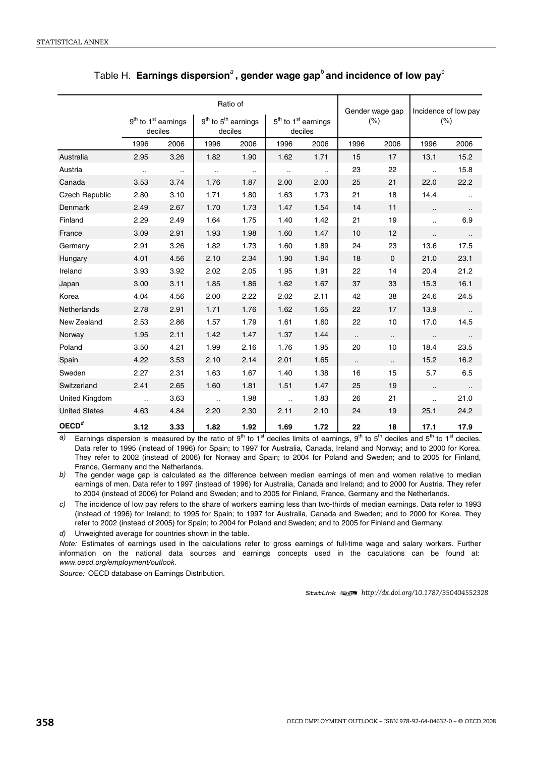# Table H. Earnings dispersion[a], gender wage gap[b] and incidence of low pay[c]

| | Ratio of | | | | | | Gender wage gap (%) | | Incidence of low pay (%) | |
|---|---|---|---|---|---|---|---|---|---|---|
| | 9th to 1st earnings deciles | | 9th to 5th earnings deciles | | 5th to 1st earnings deciles | | | | | |
| | 1996 | 2006 | 1996 | 2006 | 1996 | 2006 | 1996 | 2006 | 1996 | 2006 |
| Australia | 2.95 | 3.26 | 1.82 | 1.90 | 1.62 | 1.71 | 15 | 17 | 13.1 | 15.2 |
| Austria | .. | .. | .. | .. | .. | .. | 23 | 22 | .. | 15.8 |
| Canada | 3.53 | 3.74 | 1.76 | 1.87 | 2.00 | 2.00 | 25 | 21 | 22.0 | 22.2 |
| Czech Republic | 2.80 | 3.10 | 1.71 | 1.80 | 1.63 | 1.73 | 21 | 18 | 14.4 | .. |
| Denmark | 2.49 | 2.67 | 1.70 | 1.73 | 1.47 | 1.54 | 14 | 11 | .. | .. |
| Finland | 2.29 | 2.49 | 1.64 | 1.75 | 1.40 | 1.42 | 21 | 19 | .. | 6.9 |
| France | 3.09 | 2.91 | 1.93 | 1.98 | 1.60 | 1.47 | 10 | 12 | .. | .. |
| Germany | 2.91 | 3.26 | 1.82 | 1.73 | 1.60 | 1.89 | 24 | 23 | 13.6 | 17.5 |
| Hungary | 4.01 | 4.56 | 2.10 | 2.34 | 1.90 | 1.94 | 18 | 0 | 21.0 | 23.1 |
| Ireland | 3.93 | 3.92 | 2.02 | 2.05 | 1.95 | 1.91 | 22 | 14 | 20.4 | 21.2 |
| Japan | 3.00 | 3.11 | 1.85 | 1.86 | 1.62 | 1.67 | 37 | 33 | 15.3 | 16.1 |
| Korea | 4.04 | 4.56 | 2.00 | 2.22 | 2.02 | 2.11 | 42 | 38 | 24.6 | 24.5 |
| Netherlands | 2.78 | 2.91 | 1.71 | 1.76 | 1.62 | 1.65 | 22 | 17 | 13.9 | .. |
| New Zealand | 2.53 | 2.86 | 1.57 | 1.79 | 1.61 | 1.60 | 22 | 10 | 17.0 | 14.5 |
| Norway | 1.95 | 2.11 | 1.42 | 1.47 | 1.37 | 1.44 | .. | .. | .. | .. |
| Poland | 3.50 | 4.21 | 1.99 | 2.16 | 1.76 | 1.95 | 20 | 10 | 18.4 | 23.5 |
| Spain | 4.22 | 3.53 | 2.10 | 2.14 | 2.01 | 1.65 | .. | .. | 15.2 | 16.2 |
| Sweden | 2.27 | 2.31 | 1.63 | 1.67 | 1.40 | 1.38 | 16 | 15 | 5.7 | 6.5 |
| Switzerland | 2.41 | 2.65 | 1.60 | 1.81 | 1.51 | 1.47 | 25 | 19 | .. | .. |
| United Kingdom | .. | 3.63 | .. | 1.98 | .. | 1.83 | 26 | 21 | .. | 21.0 |
| United States | 4.63 | 4.84 | 2.20 | 2.30 | 2.11 | 2.10 | 24 | 19 | 25.1 | 24.2 |
| **OECD[d]** | **3.12** | **3.33** | **1.82** | **1.92** | **1.69** | **1.72** | **22** | **18** | **17.1** | **17.9** |

*a)* Earnings dispersion is measured by the ratio of 9th to 1st deciles limits of earnings, 9th to 5th deciles and 5th to 1st deciles. Data refer to 1995 (instead of 1996) for Spain; to 1997 for Australia, Canada, Ireland and Norway; and to 2000 for Korea. They refer to 2002 (instead of 2006) for Norway and Spain; to 2004 for Poland and Sweden; and to 2005 for Finland, France, Germany and the Netherlands.

*b)* The gender wage gap is calculated as the difference between median earnings of men and women relative to median earnings of men. Data refer to 1997 (instead of 1996) for Australia, Canada and Ireland; and to 2000 for Austria. They refer to 2004 (instead of 2006) for Poland and Sweden; and to 2005 for Finland, France, Germany and the Netherlands.

*c)* The incidence of low pay refers to the share of workers earning less than two-thirds of median earnings. Data refer to 1993 (instead of 1996) for Ireland; to 1995 for Spain; to 1997 for Australia, Canada and Sweden; and to 2000 for Korea. They refer to 2002 (instead of 2005) for Spain; to 2004 for Poland and Sweden; and to 2005 for Finland and Germany.

*d)* Unweighted average for countries shown in the table.

*Note:* Estimates of earnings used in the calculations refer to gross earnings of full-time wage and salary workers. Further information on the national data sources and earnings concepts used in the caculations can be found at: *www.oecd.org/employment/outlook.*

*Source:* OECD database on Earnings Distribution.

StatLink http://dx.doi.org/10.1787/350404552328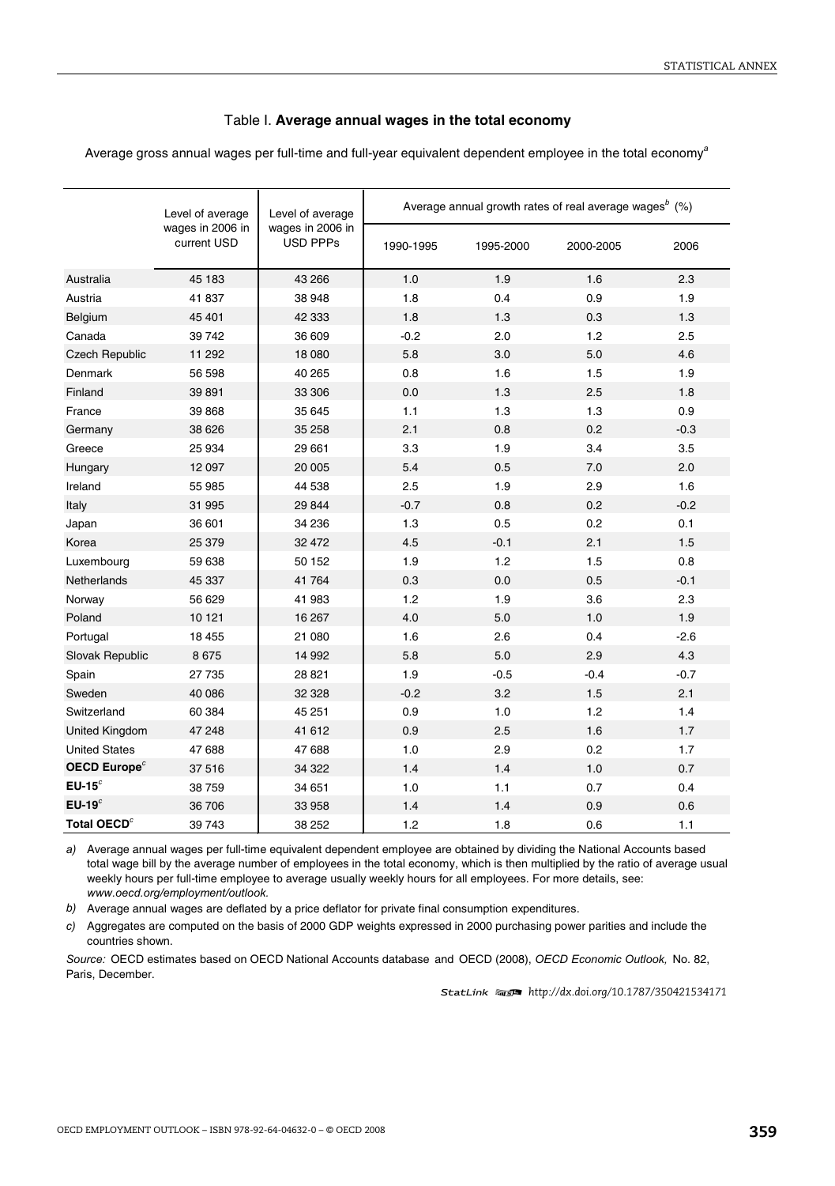## Table I. **Average annual wages in the total economy**

Average gross annual wages per full-time and full-year equivalent dependent employee in the total economy[a]

| | Level of average wages in 2006 in current USD | Level of average wages in 2006 in USD PPPs | Average annual growth rates of real average wages[b] (%) | | | |
|---|---|---|---|---|---|---|
| | | | 1990-1995 | 1995-2000 | 2000-2005 | 2006 |
| Australia | 45 183 | 43 266 | 1.0 | 1.9 | 1.6 | 2.3 |
| Austria | 41 837 | 38 948 | 1.8 | 0.4 | 0.9 | 1.9 |
| Belgium | 45 401 | 42 333 | 1.8 | 1.3 | 0.3 | 1.3 |
| Canada | 39 742 | 36 609 | -0.2 | 2.0 | 1.2 | 2.5 |
| Czech Republic | 11 292 | 18 080 | 5.8 | 3.0 | 5.0 | 4.6 |
| Denmark | 56 598 | 40 265 | 0.8 | 1.6 | 1.5 | 1.9 |
| Finland | 39 891 | 33 306 | 0.0 | 1.3 | 2.5 | 1.8 |
| France | 39 868 | 35 645 | 1.1 | 1.3 | 1.3 | 0.9 |
| Germany | 38 626 | 35 258 | 2.1 | 0.8 | 0.2 | -0.3 |
| Greece | 25 934 | 29 661 | 3.3 | 1.9 | 3.4 | 3.5 |
| Hungary | 12 097 | 20 005 | 5.4 | 0.5 | 7.0 | 2.0 |
| Ireland | 55 985 | 44 538 | 2.5 | 1.9 | 2.9 | 1.6 |
| Italy | 31 995 | 29 844 | -0.7 | 0.8 | 0.2 | -0.2 |
| Japan | 36 601 | 34 236 | 1.3 | 0.5 | 0.2 | 0.1 |
| Korea | 25 379 | 32 472 | 4.5 | -0.1 | 2.1 | 1.5 |
| Luxembourg | 59 638 | 50 152 | 1.9 | 1.2 | 1.5 | 0.8 |
| Netherlands | 45 337 | 41 764 | 0.3 | 0.0 | 0.5 | -0.1 |
| Norway | 56 629 | 41 983 | 1.2 | 1.9 | 3.6 | 2.3 |
| Poland | 10 121 | 16 267 | 4.0 | 5.0 | 1.0 | 1.9 |
| Portugal | 18 455 | 21 080 | 1.6 | 2.6 | 0.4 | -2.6 |
| Slovak Republic | 8 675 | 14 992 | 5.8 | 5.0 | 2.9 | 4.3 |
| Spain | 27 735 | 28 821 | 1.9 | -0.5 | -0.4 | -0.7 |
| Sweden | 40 086 | 32 328 | -0.2 | 3.2 | 1.5 | 2.1 |
| Switzerland | 60 384 | 45 251 | 0.9 | 1.0 | 1.2 | 1.4 |
| United Kingdom | 47 248 | 41 612 | 0.9 | 2.5 | 1.6 | 1.7 |
| United States | 47 688 | 47 688 | 1.0 | 2.9 | 0.2 | 1.7 |
| **OECD Europe**[c] | 37 516 | 34 322 | 1.4 | 1.4 | 1.0 | 0.7 |
| **EU-15**[c] | 38 759 | 34 651 | 1.0 | 1.1 | 0.7 | 0.4 |
| **EU-19**[c] | 36 706 | 33 958 | 1.4 | 1.4 | 0.9 | 0.6 |
| **Total OECD**[c] | 39 743 | 38 252 | 1.2 | 1.8 | 0.6 | 1.1 |

*a)* Average annual wages per full-time equivalent dependent employee are obtained by dividing the National Accounts based total wage bill by the average number of employees in the total economy, which is then multiplied by the ratio of average usual weekly hours per full-time employee to average usually weekly hours for all employees. For more details, see: *www.oecd.org/employment/outlook.*

*b)* Average annual wages are deflated by a price deflator for private final consumption expenditures.

*c)* Aggregates are computed on the basis of 2000 GDP weights expressed in 2000 purchasing power parities and include the countries shown.

*Source:* OECD estimates based on OECD National Accounts database and OECD (2008), *OECD Economic Outlook,* No. 82, Paris, December.

StatLink http://dx.doi.org/10.1787/350421534171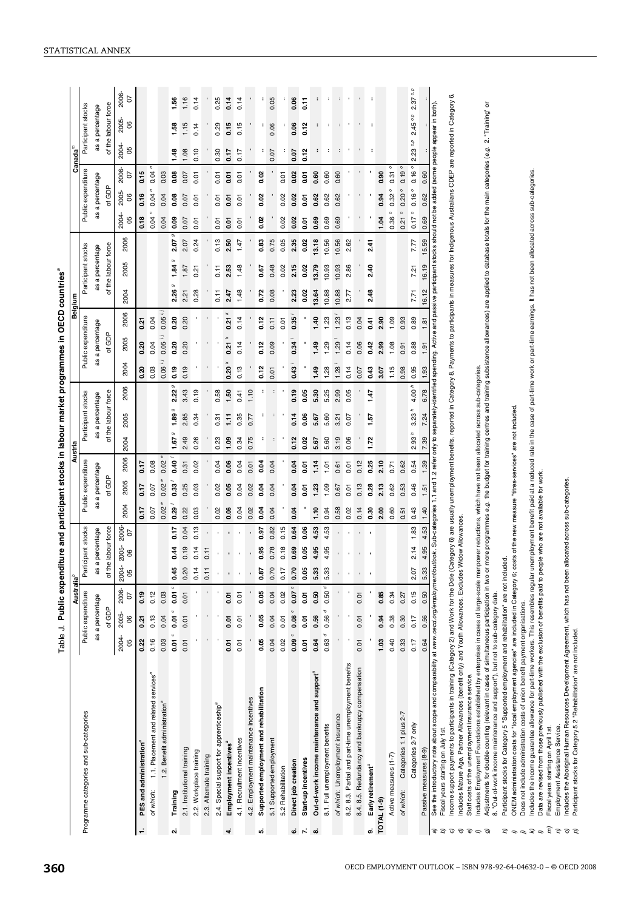# Table J. Public expenditure and participant stocks in labour market programmes in OECD countries[a]

| Programme categories and sub-categories | Australia[b] | | | | | | Austria | | | | | | Belgium | | | | | | Canada[m] | | | | | |
|---|---|---|---|---|---|---|---|---|---|---|---|---|---|---|---|---|---|---|---|---|---|---|---|---|
| | Public expenditure as a percentage of GDP | | | Participant stocks as a percentage of the labour force | | | Public expenditure as a percentage of GDP | | | Participant stocks as a percentage of the labour force | | | Public expenditure as a percentage of GDP | | | Participant stocks as a percentage of the labour force | | | Public expenditure as a percentage of GDP | | | Participant stocks as a percentage of the labour force | | |
| | 2004-05 | 2005-06 | 2006-07 | 2004-05 | 2005-06 | 2006-07 | 2004 | 2005 | 2006 | 2004 | 2005 | 2006 | 2004 | 2005 | 2006 | 2004 | 2005 | 2006 | 2004-05 | 2005-06 | 2006-07 | 2004-05 | 2005-06 | 2006-07 |
| **1. PES and administration**[a] | **0.22** | **0.21** | **0.19** | | | | **0.17** | **0.17** | **0.17** | | | | **0.20** | **0.20** | **0.21** | | | | **0.18** | **0.16** | **0.15** | | | |
| of which: 1.1. Placement and related services[a] | 0.16 | 0.13 | 0.12 | | | | 0.07 | 0.07 | 0.08 | | | | 0.03 | 0.04 | 0.04 | | | | 0.04 [n] | 0.04 [n] | 0.04 [n] | | | |
| 1.2. Benefit administration[a] | 0.03 | 0.04 | 0.03 | | | | 0.02 [e] | 0.02 [e] | 0.02 [e] | | | | 0.06 [i,j] | 0.05 [i,j] | 0.05 [i,j] | | | | 0.04 | 0.04 | 0.03 | | | |
| **2. Training** | **0.01** [c] | **0.01** [c] | **0.01** [c] | **0.45** | **0.44** | **0.17** | **0.29** [f] | **0.33** [f] | **0.40** [f] | **1.67** [g] | **1.89** [g] | **2.22** [g] | **0.19** | **0.20** | **0.20** | **2.26** [g] | **1.84** [g] | **2.07** [g] | **0.09** | **0.08** | **0.08** | **1.48** | **1.58** | **1.56** |
| 2.1. Institutional training | 0.01 | 0.01 | 0.01 | 0.20 | 0.19 | 0.04 | 0.22 | 0.25 | 0.31 | 2.49 | 2.85 | 3.43 | 0.19 | 0.20 | 0.20 | 2.21 | 1.87 | 2.07 | 0.07 | 0.07 | 0.07 | 1.08 | 1.15 | 1.16 |
| 2.2. Workplace training | - | - | - | 0.14 | 0.14 | 0.13 | 0.03 | 0.03 | 0.02 | 0.26 | 0.34 | 0.19 | - | - | - | 0.28 | 0.21 | 0.24 | 0.01 | 0.01 | 0.01 | 0.10 | 0.14 | 0.14 |
| 2.3. Alternate training | - | - | - | 0.11 | 0.11 | - | - | - | - | - | - | - | - | - | - | - | - | - | - | - | - | - | - | - |
| 2.4. Special support for apprenticeship[a] | - | - | - | - | - | - | 0.02 | 0.02 | 0.04 | 0.23 | 0.31 | 0.58 | - | - | - | 0.11 | 0.11 | 0.13 | 0.01 | 0.01 | 0.01 | 0.30 | 0.29 | 0.25 |
| **4. Employment incentives**[a] | **0.01** | **0.01** | **0.01** | - | - | - | **0.06** | **0.05** | **0.06** | **1.09** | **1.11** | **1.50** | **0.20** [k] | **0.21** [k] | **0.21** [k] | **2.47** | **2.53** | **2.50** | **0.01** | **0.01** | **0.01** | **0.17** | **0.15** | **0.14** |
| 4.1. Recruitment incentives | 0.01 | 0.01 | 0.01 | - | - | - | 0.04 | 0.04 | 0.04 | 0.34 | 0.35 | 0.41 | 0.13 | 0.14 | 0.14 | 1.48 | 1.48 | 1.47 | 0.01 | 0.01 | 0.01 | 0.17 | 0.15 | 0.14 |
| 4.2. Employment maintenance incentives | - | - | - | - | - | - | 0.02 | 0.02 | 0.01 | 0.75 | 0.77 | 1.10 | - | - | - | - | - | - | - | - | - | - | - | - |
| **5. Supported employment and rehabilitation** | **0.05** | **0.05** | **0.05** | **0.87** | **0.95** | **0.97** | **0.04** | **0.04** | **0.04** | : | : | : | **0.12** | **0.12** | **0.12** | **0.72** | **0.67** | **0.83** | **0.02** | **0.02** | **0.02** | : | : | : |
| 5.1 Supported employment | 0.04 | 0.04 | 0.04 | 0.70 | 0.78 | 0.82 | 0.04 | 0.04 | 0.04 | : | : | : | 0.01 | 0.09 | 0.11 | 0.08 | 0.48 | 0.75 | - | - | - | 0.07 | 0.06 | 0.05 |
| 5.2 Rehabilitation | 0.02 | 0.01 | 0.02 | 0.17 | 0.18 | 0.15 | - | - | - | - | - | - | - | - | 0.01 | - | 0.02 | 0.05 | 0.02 | 0.02 | 0.01 | : | : | : |
| **6. Direct job creation** | **0.09** [c] | **0.08** [c] | **0.07** [c] | **0.70** | **0.69** | **0.64** | **0.04** | **0.04** | **0.04** | **0.12** | **0.14** | **0.19** | **0.43** [l] | **0.34** [l] | **0.35** [l] | **2.23** | **2.15** | **2.35** | **0.02** | **0.02** | **0.02** | **0.07** | **0.06** | **0.06** |
| **7. Start-up incentives** | **0.01** | **0.01** | **0.01** | **0.05** | **0.05** | **0.06** | - | **0.01** | **0.01** | **0.02** | **0.06** | **0.05** | - | - | - | **0.02** | **0.02** | **0.02** | **0.01** | **0.01** | **0.01** | **0.12** | **0.12** | **0.11** |
| **8. Out-of-work income maintenance and support**[a] | **0.64** | **0.56** | **0.50** | **5.33** | **4.95** | **4.53** | **1.10** | **1.23** | **1.14** | **5.67** | **5.67** | **5.30** | **1.49** | **1.49** | **1.40** | **13.64** | **13.79** | **13.18** | **0.69** | **0.62** | **0.60** | : | : | : |
| 8.1. Full unemployment benefits | 0.63 [d] | 0.56 [d] | 0.50 [d] | 5.33 | 4.95 | 4.53 | 0.94 | 1.09 | 1.01 | 5.60 | 5.60 | 5.25 | 1.28 | 1.29 | 1.23 | 10.88 | 10.93 | 10.56 | 0.69 | 0.62 | 0.60 | : | : | : |
| of which: Unemployment insurance | - | - | - | - | - | - | 0.58 | 0.67 | 0.61 | 3.19 | 3.21 | 2.99 | 1.28 [l] | 1.29 [l] | 1.23 [l] | 10.88 | 10.93 | 10.56 | 0.69 | 0.62 | 0.60 | : | : | : |
| 8.2, 8.3. Partial and part-time unemployment benefits | - | - | - | - | - | - | 0.02 | 0.01 | 0.01 | 0.06 | 0.07 | 0.05 | 0.14 | 0.14 | 0.13 | 2.77 | 2.86 | 2.62 | - | - | - | - | - | - |
| 8.4, 8.5. Redundancy and bankrupcy compensation | 0.01 | 0.01 | 0.01 | - | - | - | 0.14 | 0.13 | 0.12 | - | - | - | 0.07 | 0.06 | 0.04 | - | - | - | - | - | - | - | - | - |
| **9. Early retirement**[a] | - | - | - | - | - | - | **0.30** | **0.28** | **0.25** | **1.72** | **1.57** | **1.47** | **0.43** | **0.42** | **0.41** | **2.48** | **2.40** | **2.41** | - | - | - | : | : | : |
| **TOTAL (1-9)** | **1.03** | **0.94** | **0.85** | | | | **2.00** | **2.13** | **2.10** | | | | **3.07** | **2.99** | **2.90** | | | | **1.04** | **0.94** | **0.90** | | | |
| Active measures (1-7) | 0.40 | 0.38 | 0.34 | | | | 0.60 | 0.62 | 0.71 | | | | 1.15 | 1.08 | 1.09 | | | | 0.36 [o] | 0.32 [o] | 0.31 [o] | | | |
| of which: Categories 1.1 plus 2-7 | 0.33 | 0.30 | 0.27 | | | | 0.51 | 0.53 | 0.62 | | | | 0.98 | 0.91 | 0.93 | | | | 0.21 [o] | 0.20 [o] | 0.19 [o] | | | |
| Categories 2-7 only | 0.17 | 0.17 | 0.15 | 2.07 | 2.14 | 1.83 | 0.43 | 0.46 | 0.54 | 2.93 [h] | 3.23 [h] | 4.00 [h] | 0.95 | 0.88 | 0.89 | 7.71 | 7.21 | 7.77 | 0.17 [o] | 0.16 [o] | 0.16 [o] | 2.23 [o,p] | 2.45 [o,p] | 2.37 [o,p] |
| Passive measures (8-9) | 0.64 | 0.56 | 0.50 | 5.33 | 4.95 | 4.53 | 1.40 | 1.51 | 1.39 | 7.39 | 7.24 | 6.78 | 1.93 | 1.91 | 1.81 | 16.12 | 16.19 | 15.59 | 0.69 | 0.62 | 0.60 | | | |

a) See the introductory note about scope and comparability at *www.oecd.org/employment/outlook*. Sub-categories 1.1 and 1.2 refer only to separately-identified spending. Active and passive participant stocks should not be added (some people appear in both).
b) Fiscal years starting on July 1st.
c) Income support payments to participants in training (Category 2) and Work for the Dole (Category 6) are usually unemployment benefits, reported in Category 8. Payments to participants in measures for Indigenous Australians CDEP are reported in Category 6.
d) Includes Mature Age, Partner Allowances (benefit only) and Youth Allowances. Excludes Widow Allowances.
e) Staff costs of the unemployment insurance service.
f) Includes Employment Foundations established by enterprises in cases of large-scale manpower reductions, which have not been allocated across sub-categories.
g) Adjustments for double-counting (relevant in cases of simultaneous participation in two or more programmes *e.g.* the budget for training centres and training subsistence allowances) are applied to database totals for the main categories (*e.g.* 2. "Training" or 8. "Out-of-work income maintenance and support"), but not to sub-category data.
h) Participant stocks for Category 5 "Supported employment and rehabilitation" are not included.
i) ONEM administration costs for "local employment agencies" are included in Category 6; costs of the new measure "titres-services" are not included.
j) Does not include administration costs of union benefit payment organisations.
k) Includes the income guarantee allowance for part-time workers. This resembles regular unemployment benefit paid at a reduced rate in the case of part-time work or part-time earnings. It has not been allocated across sub-categories.
l) Data are revised from those previously published with the exclusion of benefits paid to people who are not available for work.
m) Fiscal years starting on April 1st.
n) Employment Assistance Service.
o) Includes the Aboriginal Human Resources Development Agreement, which has not been allocated across sub-categories.
p) Participant stocks for Category 5.2 "Rehabilitation" are not included.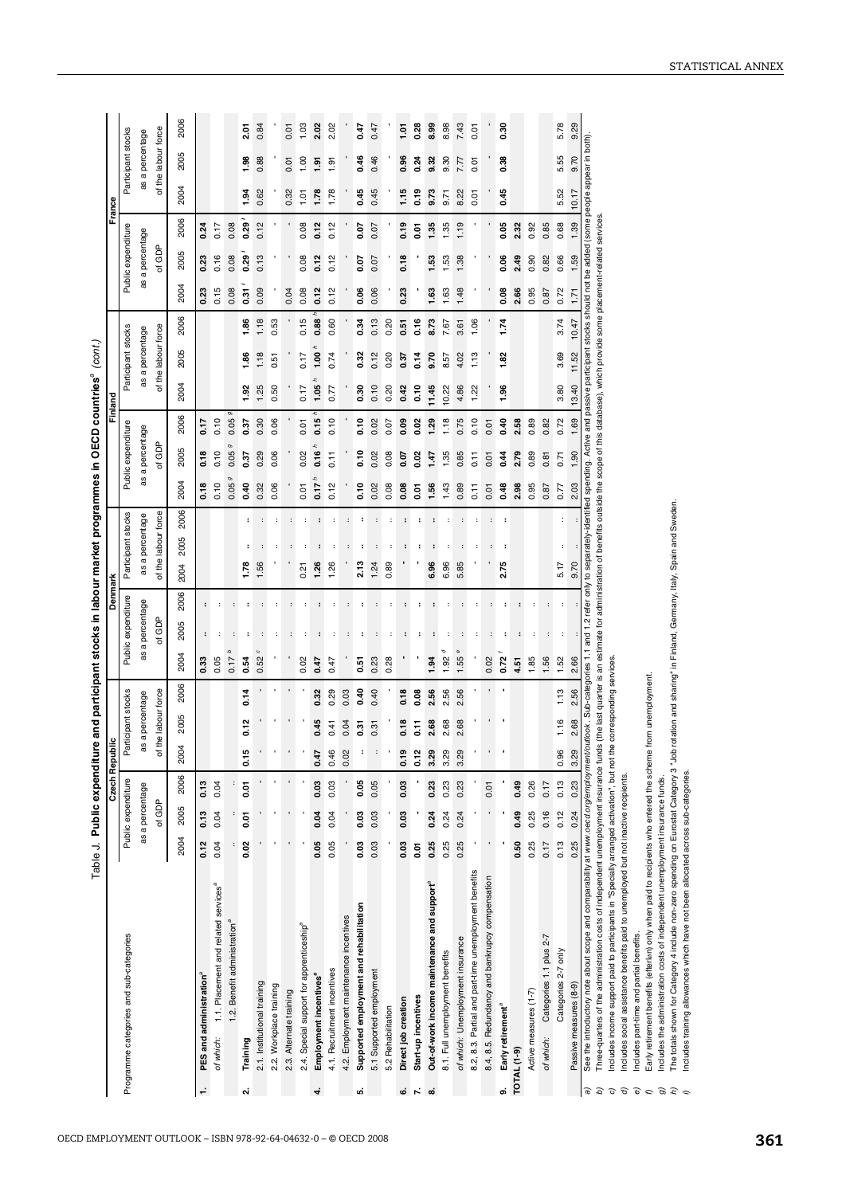Table J. **Public expenditure and participant stocks in labour market programmes in OECD countries**[a] *(cont.)*

| Programme categories and sub-categories | Czech Republic | | | | | | Denmark | | | | | | Finland | | | | | | France | | | | | |
|---|---|---|---|---|---|---|---|---|---|---|---|---|---|---|---|---|---|---|---|---|---|---|---|---|
| | Public expenditure as a percentage of GDP | | | Participant stocks as a percentage of the labour force | | | Public expenditure as a percentage of GDP | | | Participant stocks as a percentage of the labour force | | | Public expenditure as a percentage of GDP | | | Participant stocks as a percentage of the labour force | | | Public expenditure as a percentage of GDP | | | Participant stocks as a percentage of the labour force | | |
| | 2004 | 2005 | 2006 | 2004 | 2005 | 2006 | 2004 | 2005 | 2006 | 2004 | 2005 | 2006 | 2004 | 2005 | 2006 | 2004 | 2005 | 2006 | 2004 | 2005 | 2006 | 2004 | 2005 | 2006 |
| **1. PES and administration**[a] | **0.12** | **0.13** | **0.13** | | | | **0.33** | **:** | **:** | | | | **0.18** | **0.18** | **0.17** | | | | **0.23** | **0.23** | **0.24** | | | |
| *of which:* 1.1. Placement and related services[a] | 0.04 | 0.04 | 0.04 | | | | 0.05 | : | : | | | | 0.10 | 0.10 | 0.10 | | | | 0.15 | 0.16 | 0.17 | | | |
| 1.2. Benefit administration[a] | : | : | : | | | | 0.17 [b] | : | : | | | | 0.05 [g] | 0.05 [g] | 0.05 [g] | | | | 0.08 | 0.08 | 0.08 | | | |
| **2. Training** | **0.02** | **0.01** | **0.01** | **0.15** | **0.12** | **0.14** | **0.54** | **:** | **:** | **1.78** | **:** | **:** | **0.40** | **0.37** | **0.37** | **1.92** | **1.86** | **1.86** | **0.31** [i] | **0.29** [i] | **0.29** [i] | **1.94** | **1.98** | **2.01** |
| 2.1. Institutional training | - | - | - | - | - | - | 0.52 [c] | : | : | 1.56 | : | : | 0.32 | 0.29 | 0.30 | 1.25 | 1.18 | 1.18 | 0.09 | 0.13 | 0.12 | 0.62 | 0.88 | 0.84 |
| 2.2. Workplace training | - | - | - | - | - | - | - | : | : | - | : | : | 0.06 | 0.06 | 0.06 | 0.50 | 0.51 | 0.53 | - | - | - | - | - | - |
| 2.3. Alternate training | - | - | - | - | - | - | - | : | : | - | : | : | - | - | - | - | - | - | 0.04 | - | - | 0.32 | 0.01 | 0.01 |
| 2.4. Special support for apprenticeship[a] | - | - | - | - | - | - | 0.02 | : | : | 0.21 | : | : | 0.01 | 0.02 | 0.01 | 0.17 | 0.17 | 0.15 | 0.08 | 0.08 | 0.08 | 1.01 | 1.00 | 1.03 |
| **4. Employment incentives**[a] | **0.05** | **0.04** | **0.03** | **0.47** | **0.45** | **0.32** | **0.47** | **:** | **:** | **1.26** | **:** | **:** | **0.17** [h] | **0.16** [h] | **0.15** [h] | **1.05** [h] | **1.00** [h] | **0.88** [h] | **0.12** | **0.12** | **0.12** | **1.78** | **1.91** | **2.02** |
| 4.1. Recruitment incentives | 0.05 | 0.04 | 0.03 | 0.46 | 0.41 | 0.29 | 0.47 | : | : | 1.26 | : | : | 0.12 | 0.11 | 0.10 | 0.77 | 0.74 | 0.60 | 0.12 | 0.12 | 0.12 | 1.78 | 1.91 | 2.02 |
| 4.2. Employment maintenance incentives | - | - | - | 0.02 | 0.04 | 0.03 | - | : | : | - | : | : | - | - | - | - | - | - | - | - | - | - | - | - |
| **5. Supported employment and rehabilitation** | **0.03** | **0.03** | **0.05** | **:** | **0.31** | **0.40** | **0.51** | **:** | **:** | **2.13** | **:** | **:** | **0.10** | **0.10** | **0.10** | **0.30** | **0.32** | **0.34** | **0.06** | **0.07** | **0.07** | **0.45** | **0.46** | **0.47** |
| 5.1 Supported employment | 0.03 | 0.03 | 0.05 | : | 0.31 | 0.40 | 0.23 | : | : | 1.24 | : | : | 0.02 | 0.02 | 0.02 | 0.10 | 0.12 | 0.13 | 0.06 | 0.07 | 0.07 | 0.45 | 0.46 | 0.47 |
| 5.2 Rehabilitation | - | - | - | - | - | - | 0.28 | : | : | 0.89 | : | : | 0.08 | 0.08 | 0.07 | 0.20 | 0.20 | 0.20 | - | - | - | - | - | - |
| **6. Direct job creation** | **0.03** | **0.03** | **0.03** | **0.19** | **0.18** | **0.18** | **-** | **:** | **:** | **-** | **:** | **:** | **0.08** | **0.07** | **0.09** | **0.42** | **0.37** | **0.51** | **0.23** | **0.18** | **0.19** | **1.15** | **0.96** | **1.01** |
| **7. Start-up incentives** | **0.01** | **-** | **-** | **0.12** | **0.11** | **0.08** | **-** | **:** | **:** | **-** | **:** | **:** | **0.01** | **0.02** | **0.02** | **0.10** | **0.14** | **0.16** | **-** | **-** | **0.01** | **0.19** | **0.24** | **0.28** |
| **8. Out-of-work income maintenance and support**[a] | **0.25** | **0.24** | **0.23** | **3.29** | **2.68** | **2.56** | **1.94** | **:** | **:** | **6.96** | **:** | **:** | **1.56** | **1.47** | **1.29** | **11.45** | **9.70** | **8.73** | **1.63** | **1.53** | **1.35** | **9.73** | **9.32** | **8.99** |
| 8.1. Full unemployment benefits | 0.25 | 0.24 | 0.23 | 3.29 | 2.68 | 2.56 | 1.92 [d] | : | : | 6.96 | : | : | 1.43 | 1.35 | 1.18 | 10.22 | 8.57 | 7.67 | 1.63 | 1.53 | 1.35 | 9.71 | 9.30 | 8.98 |
| *of which:* Unemployment insurance | 0.25 | 0.24 | 0.23 | 3.29 | 2.68 | 2.56 | 1.55 [e] | : | : | 5.85 | : | : | 0.89 | 0.85 | 0.75 | 4.86 | 4.02 | 3.61 | 1.48 | 1.38 | 1.19 | 8.22 | 7.77 | 7.43 |
| 8.2, 8.3. Partial and part-time unemployment benefits | - | - | - | - | - | - | - | : | : | - | : | : | 0.11 | 0.11 | 0.10 | 1.22 | 1.13 | 1.06 | - | - | - | 0.01 | 0.01 | 0.01 |
| 8.4, 8.5. Redundancy and bankruptcy compensation | - | - | 0.01 | - | - | - | 0.02 | : | : | - | : | : | 0.01 | 0.01 | 0.01 | - | - | - | - | - | - | - | - | - |
| **9. Early retirement**[a] | **-** | **-** | **-** | **-** | **-** | **-** | **0.72** [f] | **:** | **:** | **2.75** | **:** | **:** | **0.48** | **0.44** | **0.40** | **1.96** | **1.82** | **1.74** | **0.08** | **0.06** | **0.05** | **0.45** | **0.38** | **0.30** |
| **TOTAL (1-9)** | **0.50** | **0.49** | **0.49** | | | | **4.51** | **:** | **:** | | | | **2.98** | **2.79** | **2.58** | | | | **2.66** | **2.49** | **2.32** | | | |
| Active measures (1-7) | 0.25 | 0.25 | 0.26 | | | | 1.85 | : | : | | | | 0.95 | 0.89 | 0.89 | | | | 0.95 | 0.90 | 0.92 | | | |
| *of which:* Categories 1.1 plus 2-7 | 0.17 | 0.16 | 0.17 | | | | 1.56 | : | : | | | | 0.87 | 0.81 | 0.82 | | | | 0.87 | 0.82 | 0.85 | | | |
| Categories 2-7 only | 0.13 | 0.12 | 0.13 | 0.96 | 1.16 | 1.13 | 1.52 | : | : | 5.17 | : | : | 0.77 | 0.71 | 0.72 | 3.80 | 3.69 | 3.74 | 0.72 | 0.66 | 0.68 | 5.52 | 5.55 | 5.78 |
| Passive measures (8-9) | 0.25 | 0.24 | 0.23 | 3.29 | 2.68 | 2.56 | 2.66 | : | : | 9.70 | : | : | 2.03 | 1.90 | 1.69 | 13.40 | 11.52 | 10.47 | 1.71 | 1.59 | 1.39 | 10.17 | 9.70 | 9.29 |

a) See the introductory note about scope and comparability at *www.oecd.org/employment/outlook*. Sub-categories 1.1 and 1.2 refer only to separately-identified spending. Active and passive participant stocks should not be added (some people appear in both).
b) Three-quarters of the administration costs of independent unemployment insurance funds (the last quarter is an estimate for administration of benefits outside the scope of this database), which provide some placement-related services.
c) Includes income support paid to participants in "Specially arranged activation", but not the corresponding services.
d) Includes social assistance benefits paid to unemployed but not inactive recipients.
e) Includes part-time and partial benefits.
f) Early retirement benefits (efterløn) only when paid to recipients who entered the scheme from unemployment.
g) Includes the administration costs of independent unemployment insurance funds.
h) The totals shown for Category 4 include non-zero spending on Eurostat Category 3 "Job rotation and sharing" in Finland, Germany, Italy, Spain and Sweden.
i) Includes training allowances which have not been allocated across sub-categories.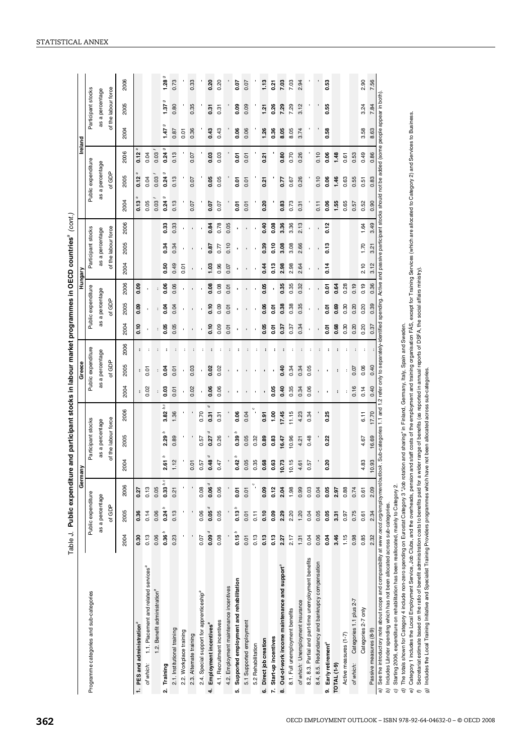Table J. **Public expenditure and participant stocks in labour market programmes in OECD countries**[a] *(cont.)*

| Programme categories and sub-categories | Germany | | | | | | Greece | | | Hungary | | | | | | Ireland | | | | | |
|---|---|---|---|---|---|---|---|---|---|---|---|---|---|---|---|---|---|---|---|---|---|
| | Public expenditure as a percentage of GDP | | | Participant stocks as a percentage of the labour force | | | Public expenditure as a percentage of GDP | | | Public expenditure as a percentage of GDP | | | Participant stocks as a percentage of the labour force | | | Public expenditure as a percentage of GDP | | | Participant stocks as a percentage of the labour force | | |
| | 2004 | 2005 | 2006 | 2004 | 2005 | 2006 | 2004 | 2005 | 2006 | 2004 | 2005 | 2006 | 2004 | 2005 | 2006 | 2004 | 2005 | 2006 | 2004 | 2005 | 2006 |
| **1. PES and administration**[a] | **0.30** | **0.36** | **0.27** | | | | **:** | **:** | **:** | **0.10** | **0.09** | **0.09** | | | | **0.13** [e] | **0.12** [e] | **0.12** [e] | | | |
| *of which:* 1.1. Placement and related services[a] | 0.13 | 0.14 | 0.13 | | | | 0.02 | 0.01 | : | - | - | - | | | | 0.05 | 0.04 | 0.04 | | | |
| 1.2. Benefit administration[a] | 0.06 | 0.06 | 0.05 [b,c] | | | | : | : | : | : | : | : | | | | 0.03 [f] | 0.03 [f] | 0.03 [f] | | | |
| **2. Training** | **0.36** [b] | **0.24** [b] | **0.33** [b,c] | **2.61** [b] | **2.29** [b] | **3.82** [b,c] | **0.03** | **0.04** | **:** | **0.05** | **0.04** | **0.06** | **0.50** | **0.34** | **0.33** | **0.24** [g] | **0.24** [g] | **0.24** [g] | **1.47** [g] | **1.37** [g] | **1.28** [g] |
| 2.1. Institutional training | 0.23 | 0.13 | 0.21 | 1.12 | 0.89 | 1.36 | 0.01 | 0.01 | : | 0.05 | 0.04 | 0.06 | 0.49 | 0.34 | 0.33 | 0.13 | 0.13 | 0.13 | 0.87 | 0.80 | 0.73 |
| 2.2. Workplace training | - | - | - | - | - | - | - | - | : | - | - | - | 0.01 | - | - | - | - | - | 0.01 | - | - |
| 2.3. Alternate training | - | - | - | 0.01 | - | - | 0.02 | 0.03 | : | - | - | - | - | - | - | 0.07 | 0.07 | 0.07 | 0.36 | 0.35 | 0.33 |
| 2.4. Special support for apprenticeship[a] | 0.07 | 0.06 | 0.08 | 0.57 | 0.57 | 0.70 | - | - | : | - | - | - | - | - | - | - | - | - | - | - | - |
| **4. Employment incentives**[a] | **0.09** [d] | **0.05** [d] | **0.06** [d] | **0.48** [d] | **0.27** [d] | **0.31** [d] | **0.06** | **0.02** | **:** | **0.10** | **0.10** | **0.08** | **1.03** | **0.87** | **0.84** | **0.07** | **0.05** | **0.03** | **0.43** | **0.31** | **0.20** |
| 4.1. Recruitment incentives | 0.08 | 0.05 | 0.06 | 0.47 | 0.26 | 0.31 | 0.06 | 0.02 | : | 0.09 | 0.09 | 0.08 | 0.96 | 0.77 | 0.78 | 0.07 | 0.05 | 0.03 | 0.43 | 0.31 | 0.20 |
| 4.2. Employment maintenance incentives | - | - | - | - | - | - | - | - | : | 0.01 | 0.01 | 0.01 | 0.07 | 0.10 | 0.05 | - | - | - | - | - | - |
| **5. Supported employment and rehabilitation** | **0.15** [b] | **0.13** [b] | **0.01** | **0.42** [b] | **0.39** [b] | **0.06** | **-** | **-** | **:** | **-** | **-** | **-** | **-** | **-** | **-** | **0.01** | **0.01** | **0.01** | **0.06** | **0.09** | **0.07** |
| 5.1 Supported employment | 0.01 | 0.01 | 0.01 | 0.05 | 0.05 | 0.04 | - | - | : | - | - | - | - | - | - | 0.01 | 0.01 | 0.01 | 0.06 | 0.09 | 0.07 |
| 5.2 Rehabilitation | 0.13 | 0.11 | - [c] | 0.35 | 0.32 | [c] | - | - | : | - | - | - | - | - | - | - | - | - | - | - | - |
| **6. Direct job creation** | **0.13** | **0.10** | **0.09** | **0.68** | **0.89** | **0.91** | **-** | **-** | **:** | **0.05** | **0.06** | **0.05** | **0.44** | **0.39** | **0.40** | **0.20** | **0.21** | **0.21** | **1.26** | **1.21** | **1.13** |
| **7. Start-up incentives** | **0.13** | **0.09** | **0.12** | **0.63** | **0.83** | **1.00** | **0.05** | **-** | **:** | **0.01** | **0.01** | **-** | **0.13** | **0.10** | **0.08** | **-** | **-** | **-** | **0.36** | **0.26** | **0.21** |
| **8. Out-of-work income maintenance and support**[a] | **2.27** | **2.29** | **2.04** | **10.73** | **16.47** | **17.45** | **0.40** | **0.40** | **:** | **0.37** | **0.38** | **0.35** | **2.98** | **3.08** | **3.36** | **0.83** | **0.77** | **0.80** | **8.05** | **7.29** | **7.03** |
| 8.1. Full unemployment benefits | 2.17 | 2.20 | 1.98 | 10.15 | 10.96 | 11.15 | 0.35 | 0.34 | : | 0.37 | 0.38 | 0.35 | 2.98 | 3.08 | 3.36 | 0.73 | 0.67 | 0.70 | 8.05 | 7.29 | 7.03 |
| *of which:* Unemployment insurance | 1.31 | 1.20 | 0.99 | 4.61 | 4.21 | 4.23 | 0.34 | 0.34 | : | 0.34 | 0.35 | 0.32 | 2.64 | 2.66 | 2.13 | 0.31 | 0.26 | 0.26 | 3.74 | 3.12 | 2.94 |
| 8.2, 8.3. Partial and part-time unemployment benefits | 0.04 | 0.04 | 0.03 | 0.57 | 0.48 | 0.34 | 0.06 | 0.05 | : | - | - | - | - | - | - | - | - | - | - | - | - |
| 8.4, 8.5. Redundancy and bankrupcy compensation | 0.06 | 0.05 | 0.04 | - | - | - | - | - | : | - | - | - | - | - | - | 0.11 | 0.10 | 0.10 | - | - | - |
| **9. Early retirement**[a] | **0.04** | **0.05** | **0.05** | **0.20** | **0.22** | **0.25** | **-** | **-** | **:** | **0.01** | **0.01** | **0.01** | **0.14** | **0.13** | **0.12** | **0.06** | **0.06** | **0.06** | **0.58** | **0.55** | **0.53** |
| **TOTAL (1-9)** | **3.46** | **3.31** | **2.97** | | | | **:** | **:** | **:** | **0.68** | **0.69** | **0.64** | | | | **1.55** | **1.46** | **1.48** | | | |
| Active measures (1-7) | 1.15 | 0.97 | 0.88 | | | | : | : | : | 0.30 | 0.30 | 0.28 | | | | 0.65 | 0.63 | 0.61 | | | |
| *of which:* Categories 1.1 plus 2-7 | 0.98 | 0.75 | 0.74 | | | | 0.16 | 0.07 | : | 0.20 | 0.20 | 0.19 | | | | 0.57 | 0.55 | 0.53 | | | |
| Categories 2-7 only | 0.85 | 0.61 | 0.61 | 4.83 | 4.67 | 6.11 | 0.14 | 0.06 | : | 0.20 | 0.20 | 0.19 | 2.10 | 1.70 | 1.64 | 0.52 | 0.51 | 0.49 | 3.58 | 3.24 | 2.90 |
| Passive measures (8-9) | 2.32 | 2.34 | 2.09 | 10.93 | 16.69 | 17.70 | 0.40 | 0.40 | : | 0.37 | 0.39 | 0.36 | 3.12 | 3.21 | 3.49 | 0.90 | 0.83 | 0.86 | 8.63 | 7.84 | 7.56 |

*a)* See the introductory note about scope and comparability at *www.oecd.org/employment/outlook*. Sub-categories 1.1 and 1.2 refer only to separately-identified spending. Active and passive participant stocks should not be added (some people appear in both).

*b)* Includes Länder spending which has not been allocated across sub-categories.

*c)* Starting 2006, expenditure on rehabilitation has been reallocated, mainly to Category 2.

*d)* The totals shown for Category 4 include non-zero spending on Eurostat Category 3 "Job rotation and sharing" in Finland, Germany, Italy, Spain and Sweden.

*e)* Category 1 includes the Local Employment Service, Job Clubs, and the overheads, pension and staff costs of the employment and training organisation FÁS, except for Training Services (which are allocated to Category 2) and Services to Business.

*f)* Secretariat estimate based on the ratio of benefit administration costs to benefits paid for a wider range of benefits (as reported in annual reports of DSFA, the social affairs ministry).

*g)* Includes the Local Training Initiative and Specialist Training Providers programmes which have not been allocated across sub-categories.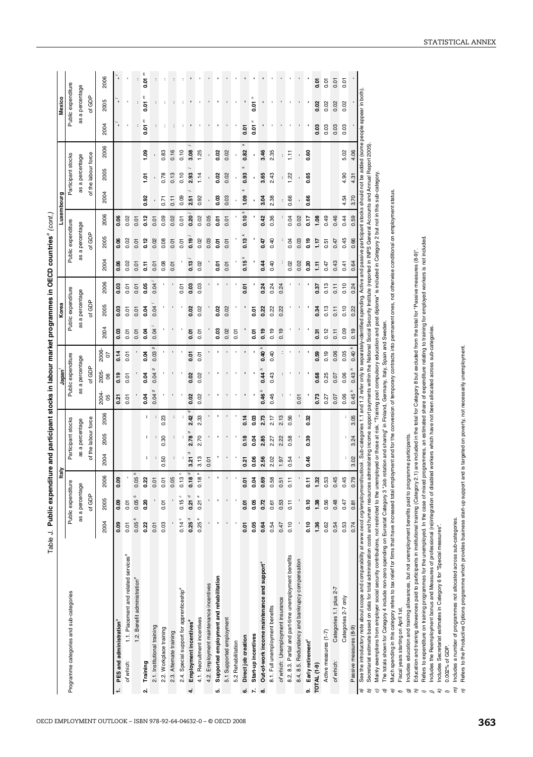# Table J. Public expenditure and participant stocks in labour market programmes in OECD countries[a] *(cont.)*

| Programme categories and sub-categories | Italy | | | | | | Japan[f] | | | Korea | | | Luxembourg | | | | | | Mexico | | |
|---|---|---|---|---|---|---|---|---|---|---|---|---|---|---|---|---|---|---|---|---|---|
| | Public expenditure as a percentage of GDP | | | Participant stocks as a percentage of the labour force | | | Public expenditure as a percentage of GDP | | | Public expenditure as a percentage of GDP | | | Public expenditure as a percentage of GDP | | | Participant stocks as a percentage of the labour force | | | Public expenditure as a percentage of GDP | | |
| | 2004 | 2005 | 2006 | 2004 | 2005 | 2006 | 2004-05 | 2005-06 | 2006-07 | 2004 | 2005 | 2006 | 2004 | 2005 | 2006 | 2004 | 2005 | 2006 | 2004 | 2005 | 2006 |
| **1. PES and administration[a]** | **0.09** | **0.09** | **0.09** | | | | **0.21** | **0.19** | **0.14** | **0.03** | **0.03** | **0.03** | **0.06** | **0.06** | **0.06** | | | | **-** [l] | **-** [l] | **-** [l] |
| *of which:* 1.1. Placement and related services[a] | 0.01 | 0.01 | | | | | 0.01 | 0.01 | 0.01 | 0.01 | 0.01 | 0.01 | 0.02 | 0.02 | 0.02 | | | | - | - | - |
| 1.2. Benefit administration[a] | 0.05 [b] | 0.05 [b] | 0.05 [b] | | | | - | - | - | 0.01 | 0.01 | 0.01 | 0.01 | 0.01 | 0.01 | | | | : | : | : |
| **2. Training** | **0.22** | **0.20** | **0.22** | **:** | **:** | **:** | **0.04** | **0.04** | **0.04** | **0.04** | **0.04** | **0.05** | **0.11** | **0.12** | **0.12** | **0.92** | **1.01** | **1.09** | **0.01** [m] | **0.01** [m] | **0.01** [m] |
| 2.1. Institutional training | 0.01 | - | 0.01 | : | : | : | 0.04 [g] | 0.04 [g] | 0.03 [g] | 0.04 [i] | 0.04 [i] | 0.04 [i] | 0.01 | 0.02 | 0.01 | - | - | - | : | : | : |
| 2.2. Workplace training | 0.03 | 0.01 | 0.01 | 0.50 | 0.30 | 0.23 | - | - | - | - | - | - | 0.08 | 0.08 | 0.09 | 0.71 | 0.78 | 0.83 | : | : | : |
| 2.3. Alternate training | - | - | 0.05 | - | - | - | - | - | - | - | - | - | 0.01 | 0.01 | 0.02 | 0.11 | 0.13 | 0.16 | : | : | : |
| 2.4. Special support for apprenticeship[a] | 0.14 [c] | 0.15 [c] | 0.13 [c] | : | : | : | - | - | - | - | - | 0.01 | - | 0.01 | 0.01 | 0.09 | 0.10 | 0.10 | : | : | : |
| **4. Employment incentives[a]** | **0.25** [d] | **0.21** [d] | **0.18** [d] | **3.21** [d] | **2.78** [d] | **2.42** [d] | **0.02** | **0.02** | **0.01** | **0.01** | **0.02** | **0.03** | **0.13** [j] | **0.19** [j] | **0.20** [j] | **2.51** [j] | **2.93** [j] | **3.08** [j] | **-** | **-** | **-** |
| 4.1. Recruitment incentives | 0.25 [e] | 0.21 [e] | 0.18 [e] | 3.13 | 2.70 | 2.33 | 0.02 | 0.02 | 0.01 | 0.01 | 0.02 | 0.03 | 0.02 | 0.02 | 0.02 | 0.92 | 1.14 | 1.25 | - | - | - |
| 4.2. Employment maintenance incentives | - | - | - | 0.01 | - | - | - | - | - | - | - | - | - | 0.03 | 0.05 | - | - | - | - | - | - |
| **5. Supported employment and rehabilitation** | **-** | **-** | **-** | **-** | **-** | **-** | **-** | **-** | **-** | **0.03** | **0.02** | **-** | **0.01** | **0.01** | **0.01** | **0.03** | **0.02** | **0.02** | **-** | **-** | **-** |
| 5.1 Supported employment | - | - | - | - | - | - | - | - | - | 0.02 | 0.02 | - | 0.01 | 0.01 | 0.01 | 0.03 | 0.02 | 0.02 | - | - | - |
| 5.2 Rehabilitation | - | - | - | - | - | - | - | - | - | 0.01 | - | - | - | - | - | - | - | - | - | - | - |
| **6. Direct job creation** | **0.01** | **0.01** | **0.01** | **0.21** | **0.18** | **0.14** | **-** | **-** | **-** | **-** | **-** | **0.01** | **0.15** [k] | **0.13** [k] | **0.10** [k] | **1.09** [k] | **0.93** [k] | **0.82** [k] | **0.01** | **-** | **-** |
| **7. Start-up incentives** | **0.05** | **0.05** | **0.04** | **0.06** | **0.04** | **0.03** | **-** | **-** | **-** | **0.01** | **0.01** | **-** | **-** | **-** | **-** | **-** | **-** | **-** | **0.01** [n] | **0.01** [n] | **-** |
| **8. Out-of-work income maintenance and support[a]** | **0.64** | **0.72** | **0.69** | **2.56** | **2.85** | **2.73** | **0.46** [h] | **0.44** [h] | **0.40** [h] | **0.19** | **0.22** | **0.24** | **0.44** | **0.47** | **0.42** | **3.04** | **3.65** | **3.46** | **-** | **-** | **-** |
| 8.1. Full unemployment benefits | 0.54 | 0.61 | 0.58 | 2.02 | 2.27 | 2.17 | 0.46 | 0.43 | 0.40 | 0.19 | 0.22 | 0.24 | 0.40 | 0.40 | 0.36 | 2.38 | 2.43 | 2.35 | - | - | - |
| *of which:* Unemployment insurance | 0.47 | 0.53 | 0.51 | 1.97 | 2.22 | 2.13 | : | : | : | 0.19 | 0.22 | 0.24 | : | : | : | : | : | : | - | - | - |
| 8.2, 8.3. Partial and part-time unemployment benefits | 0.10 | 0.11 | 0.11 | 0.54 | 0.58 | 0.56 | - | - | - | - | - | - | 0.02 | 0.04 | 0.04 | 0.66 | 1.22 | 1.11 | - | - | - |
| 8.4, 8.5. Redundancy and bankrupcy compensation | - | - | - | - | - | - | 0.01 | - | - | - | - | - | 0.02 | 0.03 | 0.02 | - | - | - | - | - | - |
| **9. Early retirement[a]** | **0.10** | **0.10** | **0.11** | **0.46** | **0.39** | **0.32** | **-** | **-** | **-** | **-** | **-** | **-** | **0.20** | **0.19** | **0.17** | **0.66** | **0.65** | **0.60** | **-** | **-** | **-** |
| **TOTAL (1-9)** | **1.36** | **1.38** | **1.32** | | | | **0.73** | **0.68** | **0.59** | **0.31** | **0.34** | **0.37** | **1.11** | **1.17** | **1.08** | | | | **0.03** | **0.02** | **0.01** |
| Active measures (1-7) | 0.62 | 0.56 | 0.53 | | | | 0.27 | 0.25 | 0.19 | 0.12 | 0.13 | 0.13 | 0.47 | 0.51 | 0.49 | | | | 0.03 | 0.02 | 0.01 |
| *of which:* Categories 1.1 plus 2-7 | 0.54 | 0.48 | 0.45 | | | | 0.07 | 0.07 | 0.06 | 0.11 | 0.11 | 0.11 | 0.43 | 0.47 | 0.46 | | | | 0.03 | 0.02 | 0.01 |
| Categories 2-7 only | 0.53 | 0.47 | 0.45 | : | : | : | 0.06 | 0.06 | 0.05 | 0.09 | 0.10 | 0.10 | 0.41 | 0.45 | 0.44 | 4.54 | 4.90 | 5.02 | 0.03 | 0.02 | 0.01 |
| Passive measures (8-9) | 0.74 | 0.81 | 0.79 | 3.02 | 3.24 | 3.05 | 0.45 [h] | 0.43 [h] | 0.40 [h] | 0.19 | 0.22 | 0.24 | 0.64 | 0.66 | 0.59 | 3.70 | 4.31 | 4.06 | - | - | - |

a) See the introductory note about scope and comparability at *www.oecd.org/employment/outlook*. Sub-categories 1.1 and 1.2 refer only to separately-identified spending. Active and passive participant stocks should not be added (some people appear in both).
b) Secretariat estimate based on data for total administration costs and human resources administering income support payments within the National Social Security Institute (reported in INPS General Accounts and Annual Report 2005).
c) Mainly exemptions from employer social security contributions, not restricted to the unemployed or those at risk. "Training post compulsory education and post diploma" is included in Category 2 but not in this sub-category.
d) The totals shown for Category 4 include non-zero spending on Eurostat Category 3 "Job rotation and sharing" in Finland, Germany, Italy, Spain and Sweden.
e) Much spending in this category refers to tax relief for firms that have increased total employment and for the conversion of temporary contracts into permanent ones, not otherwise conditional on employment status.
f) Fiscal years starting on April 1st.
g) Includes education and training allowances, but not unemployment benefits paid to programme participants.
h) Education and training allowances paid to participants in institutional training (Category 2.1) are included in the total for Category 8 but excluded from the total for "Passive measures (8-9)".
i) Refers to expenditure on training programmes for the unemployed. In the case of mixed programmes, an estimated share of expenditure relating to training for employed workers is not included.
j) Includes the Reemployment bonus and Measures of professional (re)integration of disabled workers which have not been allocated across sub-categories.
k) Includes Secretariat estimates in Category 6 for "Special measures".
l) 0.002% of GDP.
m) Includes a number of programmes not allocated across sub-categories.
n) Refers to the Productive Options programme which provides business start-up support and is targeted on poverty, not necessarily unemployment.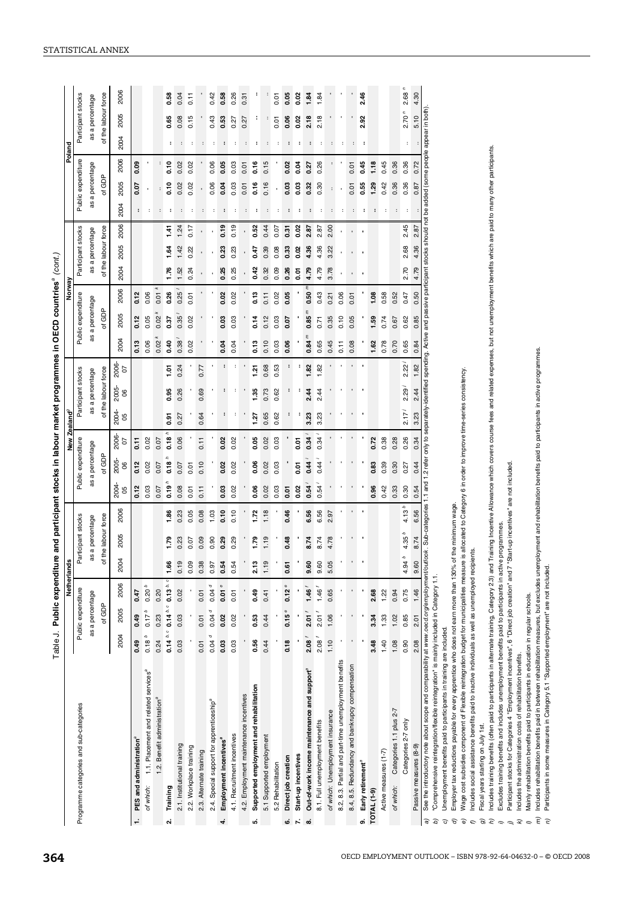Table J. Public expenditure and participant stocks in labour market programmes in OECD countries[a] *(cont.)*

| Programme categories and sub-categories | Netherlands | | | | | | New Zealand[g] | | | | | | Norway | | | | | | Poland | | | | | |
|---|---|---|---|---|---|---|---|---|---|---|---|---|---|---|---|---|---|---|---|---|---|---|---|---|
| | Public expenditure as a percentage of GDP | | | Participant stocks as a percentage of the labour force | | | Public expenditure as a percentage of GDP | | | Participant stocks as a percentage of the labour force | | | Public expenditure as a percentage of GDP | | | Participant stocks as a percentage of the labour force | | | Public expenditure as a percentage of GDP | | | Participant stocks as a percentage of the labour force | | |
| | 2004 | 2005 | 2006 | 2004 | 2005 | 2006 | 2004-05 | 2005-06 | 2006-07 | 2004-05 | 2005-06 | 2006-07 | 2004 | 2005 | 2006 | 2004 | 2005 | 2006 | 2004 | 2005 | 2006 | 2004 | 2005 | 2006 |
| **1. PES and administration**[a] | **0.49** | **0.49** | **0.47** | | | | **0.12** | **0.12** | **0.11** | | | | **0.13** | **0.12** | **0.12** | | | | **..** | **0.07** | **0.09** | | | |
| *of which:* 1.1. Placement and related services[a] | 0.18 [b] | 0.17 [b] | 0.20 [b] | | | | 0.03 | 0.02 | 0.02 | | | | 0.06 | 0.05 | 0.06 | | | | .. | - | - | | | |
| 1.2. Benefit administration[a] | 0.24 | 0.23 | 0.20 | | | | 0.07 | 0.07 | 0.07 | | | | 0.02 [k] | 0.02 [k] | 0.01 [k] | | | | .. | .. | .. | | | |
| **2. Training** | **0.14** [b, c] | **0.14** [b, c] | **0.13** [b, c] | **1.66** | **1.79** | **1.86** | **0.19** [h] | **0.18** [h] | **0.18** [h] | **0.91** | **0.95** | **1.01** | **0.40** | **0.37** | **0.26** | **1.76** | **1.64** | **1.41** | **..** | **0.10** | **0.10** | **..** | **0.65** | **0.58** |
| 2.1. Institutional training | 0.03 | 0.03 | 0.02 | 0.19 | 0.23 | 0.23 | 0.08 | 0.07 | 0.06 | 0.27 | 0.26 | 0.24 | 0.38 [l] | 0.35 [l] | 0.25 [l] | 1.52 | 1.42 | 1.24 | .. | 0.02 | 0.02 | .. | 0.08 | 0.04 |
| 2.2. Workplace training | - | - | - | 0.09 | 0.07 | 0.05 | 0.01 | 0.01 | - | - | - | - | 0.02 | 0.02 | 0.01 | 0.24 | 0.22 | 0.17 | .. | 0.02 | 0.02 | .. | 0.15 | 0.11 |
| 2.3. Alternate training | 0.01 | 0.01 | 0.01 | 0.38 | 0.09 | 0.08 | 0.11 | 0.10 | 0.11 | 0.64 | 0.69 | 0.77 | - | - | - | - | - | - | .. | - | - | .. | - | - |
| 2.4. Special support for apprenticeship[a] | 0.04 [d] | 0.04 [d] | 0.04 [d] | 0.97 | 0.90 | 1.03 | - | - | - | - | - | - | - | - | - | - | - | - | .. | 0.06 | 0.06 | .. | 0.43 | 0.42 |
| **4. Employment incentives**[a] | **0.03** | **0.02** | **0.01** [e] | **0.54** | **0.29** | **0.10** | **0.03** | **0.02** | **0.02** | **:** | **:** | **:** | **0.04** | **0.03** | **0.02** | **0.25** | **0.23** | **0.19** | **..** | **0.04** | **0.05** | **..** | **0.53** | **0.58** |
| 4.1. Recruitment incentives | 0.03 | 0.02 | 0.01 | 0.54 | 0.29 | 0.10 | 0.02 | 0.02 | 0.02 | : | : | : | 0.04 | 0.03 | 0.02 | 0.25 | 0.23 | 0.19 | .. | 0.03 | 0.03 | .. | 0.27 | 0.26 |
| 4.2. Employment maintenance incentives | - | - | - | - | - | - | - | - | - | - | - | - | - | - | - | - | - | - | .. | 0.01 | 0.01 | .. | 0.27 | 0.31 |
| **5. Supported employment and rehabilitation** | **0.56** | **0.53** | **0.49** | **2.13** | **1.79** | **1.72** | **0.06** | **0.06** | **0.05** | **1.27** | **1.35** | **1.21** | **0.13** | **0.14** | **0.13** | **0.42** | **0.47** | **0.52** | **..** | **0.16** | **0.16** | **..** | **:** | **:** |
| 5.1 Supported employment | 0.44 | 0.44 | 0.41 | 1.19 | 1.19 | 1.18 | 0.02 | 0.02 | 0.02 | 0.65 | 0.73 | 0.68 | 0.10 | 0.12 | 0.11 | 0.32 | 0.39 | 0.44 | .. | 0.16 | 0.15 | .. | : | : |
| 5.2 Rehabilitation | - | - | - | - | - | - | 0.03 | 0.03 | 0.03 | 0.62 | 0.62 | 0.53 | 0.03 | 0.03 | 0.02 | 0.09 | 0.08 | 0.07 | .. | - | - | .. | 0.01 | 0.01 |
| **6. Direct job creation** | **0.18** | **0.15** [e] | **0.12** [e] | **0.61** | **0.48** | **0.46** | **0.01** | **-** | **-** | **:** | **:** | **:** | **0.06** | **0.07** | **0.05** | **0.26** | **0.33** | **0.31** | **..** | **0.03** | **0.02** | **..** | **0.06** | **0.05** |
| **7. Start-up incentives** | **-** | **-** | **-** | **-** | **-** | **-** | **0.02** | **0.01** | **0.01** | **:** | **:** | **:** | **-** | **-** | **-** | **0.01** | **0.02** | **0.02** | **..** | **0.03** | **0.04** | **..** | **0.02** | **0.02** |
| **8. Out-of-work income maintenance and support**[a] | **2.08** [f] | **2.01** [f] | **1.46** [f] | **9.60** | **8.74** | **6.56** | **0.54** [i] | **0.44** [i] | **0.34** [i] | **3.23** | **2.44** | **1.82** | **0.84** [m] | **0.85** [m] | **0.50** [m] | **4.79** | **4.36** | **2.87** | **..** | **0.32** | **0.27** | **..** | **2.18** | **1.84** |
| 8.1. Full unemployment benefits | 2.08 [f] | 2.01 [f] | 1.46 [f] | 9.60 | 8.74 | 6.56 | 0.54 [i] | 0.44 [i] | 0.34 [i] | 3.23 | 2.44 | 1.82 | 0.65 | 0.71 | 0.43 | 4.79 | 4.36 | 2.87 | .. | 0.30 | 0.26 | .. | 2.18 | 1.84 |
| *of which:* Unemployment insurance | 1.10 | 1.06 | 0.65 | 5.05 | 4.78 | 2.97 | - | - | - | - | - | - | 0.45 | 0.35 | 0.21 | 3.78 | 3.22 | 2.00 | .. | : | : | .. | : | : |
| 8.2, 8.3. Partial and part-time unemployment benefits | - | - | - | - | - | - | - | - | - | - | - | - | 0.11 | 0.10 | 0.06 | - | - | - | .. | - | - | .. | - | - |
| 8.4, 8.5. Redundancy and bankruptcy compensation | - | - | - | - | - | - | - | - | - | - | - | - | 0.08 | 0.05 | 0.01 | - | - | - | .. | 0.01 | 0.01 | .. | - | - |
| **9. Early retirement**[a] | **-** | **-** | **-** | **-** | **-** | **-** | **-** | **-** | **-** | **-** | **-** | **-** | **-** | **-** | **-** | **-** | **-** | **-** | **..** | **0.55** | **0.45** | **..** | **2.92** | **2.46** |
| **TOTAL (1-9)** | **3.48** | **3.34** | **2.68** | | | | **0.96** | **0.83** | **0.72** | | | | **1.62** | **1.59** | **1.08** | | | | **..** | **1.29** | **1.18** | | | |
| Active measures (1-7) | 1.40 | 1.33 | 1.22 | | | | 0.42 | 0.39 | 0.38 | | | | 0.78 | 0.74 | 0.58 | | | | .. | 0.42 | 0.45 | | | |
| *of which:* Categories 1.1 plus 2-7 | 1.08 | 1.02 | 0.94 | | | | 0.33 | 0.30 | 0.28 | | | | 0.70 | 0.67 | 0.52 | | | | .. | 0.36 | 0.36 | | | |
| Categories 2-7 only | 0.90 | 0.85 | 0.75 | 4.94 [b] | 4.35 [b] | 4.13 [b] | 0.30 | 0.27 | 0.26 | 2.17 [j] | 2.29 [j] | 2.22 [j] | 0.65 | 0.62 | 0.47 | 2.70 | 2.68 | 2.45 | .. | 0.36 | 0.36 | .. | 2.70 [n] | 2.68 [n] |
| Passive measures (8-9) | 2.08 | 2.01 | 1.46 | 9.60 | 8.74 | 6.56 | 0.54 | 0.44 | 0.34 | 3.23 | 2.44 | 1.82 | 0.84 | 0.85 | 0.50 | 4.79 | 4.36 | 2.87 | .. | 0.87 | 0.72 | .. | 5.10 | 4.30 |

a) See the introductory note about scope and comparability at *www.oecd.org/employment/outlook*. Sub-categories 1.1 and 1.2 refer only to separately-identified spending. Active and passive participant stocks should not be added (some people appear in both).

b) "Comprehensive reintegration/flexible reintegration" is mainly included in Category 1.1.

c) Unemployment benefits paid to participants in training are included.

d) Employer tax reductions payable for every apprentice who does not earn more than 130% of the minimum wage.

e) Wage cost subsidies component of Flexible reintegration budget for municipalities measure is allocated to Category 6 in order to improve time-series consistency.

f) Includes social assistance benefits paid to inactive individuals as well as unemployed recipients.

g) Fiscal years starting on July 1st.

h) Includes training benefits (often paid to participants in alternate training, Category 2.3) and Training Incentive Allowance which covers course fees and related expenses, but not unemployment benefits which are paid to many other participants.

i) Excludes training benefits and includes unemployment benefits paid to participants in active programmes.

j) Participant stocks for Categories 4 "Employment incentives", 6 "Direct job creation" and 7 "Start-up incentives" are not included.

k) Includes the administration costs of rehabilitation benefits.

l) Mainly rehabilitation benefits paid to participants in education in regular schools.

m) Includes rehabilitation benefits paid in between rehabilitation measures, but excludes unemployment and rehabilitation benefits paid to participants in active programmes.

n) Participants in some measures in Category 5.1 "Supported employment" are not included.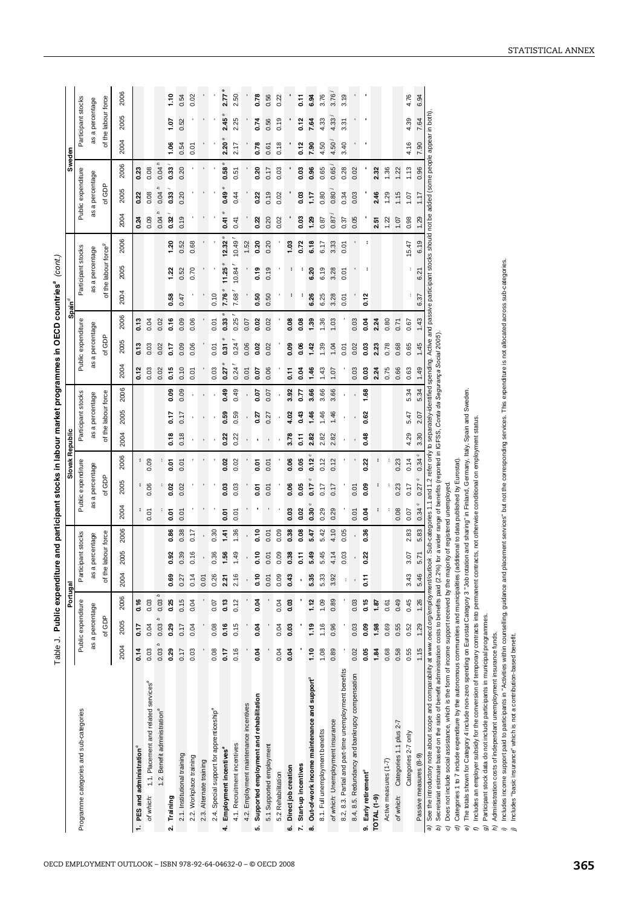**Table J. Public expenditure and participant stocks in labour market programmes in OECD countries[a] (cont.)**

| Programme categories and sub-categories | Portugal | | | | | | Slovak Republic | | | | | | Spain[d] | | | | | | Sweden | | | | | |
|---|---|---|---|---|---|---|---|---|---|---|---|---|---|---|---|---|---|---|---|---|---|---|---|---|
| | Public expenditure as a percentage of GDP | | | Participant stocks as a percentage of the labour force | | | Public expenditure as a percentage of GDP | | | Participant stocks as a percentage of the labour force | | | Public expenditure as a percentage of GDP | | | Participant stocks as a percentage of the labour force[g] | | | Public expenditure as a percentage of GDP | | | Participant stocks as a percentage of the labour force | | |
| | 2004 | 2005 | 2006 | 2004 | 2005 | 2006 | 2004 | 2005 | 2006 | 2004 | 2005 | 2006 | 2004 | 2005 | 2006 | 2004 | 2005 | 2006 | 2004 | 2005 | 2006 | 2004 | 2005 | 2006 |
| **1. PES and administration[a]** | **0.14** | **0.17** | **0.16** | | | | **:** | **:** | **:** | | | | **0.12** | **0.13** | **0.13** | | | | **0.24** | **0.22** | **0.23** | | | |
| *of which:* 1.1. Placement and related services[a] | 0.03 | 0.04 | 0.03 | | | | 0.01 | 0.06 | 0.09 | | | | 0.03 | 0.03 | 0.04 | | | | 0.09 | 0.08 | 0.08 | | | |
| 1.2. Benefit administration[a] | 0.03 [b] | 0.03 [b] | 0.03 [b] | | | | : | : | : | | | | 0.02 | 0.02 | 0.02 | | | | 0.04 [h] | 0.04 [h] | 0.04 [h] | | | |
| **2. Training** | **0.29** | **0.29** | **0.25** | **0.69** | **0.92** | **0.86** | **0.01** | **0.02** | **0.01** | **0.18** | **0.17** | **0.09** | **0.15** | **0.17** | **0.16** | **0.58** | **1.22** | **1.20** | **0.32 [i]** | **0.33 [i]** | **0.33 [i]** | **1.06** | **1.07** | **1.10** |
| 2.1. Institutional training | 0.17 | 0.17 | 0.15 | 0.27 | 0.39 | 0.38 | 0.01 | 0.02 | 0.01 | 0.18 | 0.17 | 0.09 | 0.10 | 0.09 | 0.09 | 0.47 | 0.52 | 0.52 | 0.19 | 0.20 | 0.20 | 0.54 | 0.52 | 0.54 |
| 2.2. Workplace training | 0.03 | 0.04 | 0.04 | 0.14 | 0.16 | 0.17 | - | - | - | - | - | - | 0.01 | 0.06 | 0.06 | - | 0.70 | 0.68 | - | - | - | 0.01 | - | 0.02 |
| 2.3. Alternate training | - | - | - | 0.01 | | | - | - | - | - | - | - | - | - | - | - | - | - | - | - | - | - | - | - |
| 2.4. Special support for apprenticeship[a] | 0.08 | 0.08 | 0.07 | 0.26 | 0.36 | 0.30 | - | - | - | - | - | - | 0.03 | 0.01 | 0.01 | 0.10 | - | - | - | - | - | - | - | - |
| **4. Employment incentives[a]** | **0.17** | **0.16** | **0.13** | **2.21** | **1.56** | **1.41** | **0.01** | **0.03** | **0.02** | **0.22** | **0.59** | **0.49** | **0.27 [e]** | **0.31 [e]** | **0.33 [e]** | **7.76 [e]** | **11.25 [e]** | **12.32 [e]** | **0.41 [e]** | **0.49 [e]** | **0.58 [e]** | **2.20 [e]** | **2.45 [e]** | **2.77 [e]** |
| 4.1. Recruitment incentives | 0.16 | 0.15 | 0.12 | 2.16 | 1.49 | 1.36 | 0.01 | 0.03 | 0.02 | 0.22 | 0.59 | 0.49 | 0.24 [f] | 0.24 [f] | 0.25 [f] | 7.68 [f] | 10.84 [f] | 10.49 [f] | 0.41 | 0.44 | 0.51 | 2.17 | 2.25 | 2.50 |
| 4.2. Employment maintenance incentives | - | - | - | - | - | - | - | - | - | - | - | - | 0.01 | 0.06 | 0.07 | - | - | 1.52 | - | - | - | - | - | - |
| **5. Supported employment and rehabilitation** | **0.04** | **0.04** | **0.04** | **0.10** | **0.10** | **0.10** | **-** | **0.01** | **0.01** | **-** | **0.27** | **0.07** | **0.07** | **0.02** | **0.02** | **0.50** | **0.19** | **0.20** | **0.22** | **0.22** | **0.20** | **0.78** | **0.74** | **0.78** |
| 5.1 Supported employment | - | - | - | 0.01 | 0.01 | 0.01 | - | 0.01 | 0.01 | - | 0.27 | 0.07 | 0.06 | 0.02 | 0.02 | 0.50 | 0.19 | 0.20 | 0.20 | 0.19 | 0.17 | 0.61 | 0.56 | 0.56 |
| 5.2 Rehabilitation | 0.04 | 0.04 | 0.04 | 0.09 | 0.09 | 0.09 | - | - | - | - | - | - | - | - | - | - | - | - | 0.02 | 0.02 | 0.03 | 0.18 | 0.19 | 0.22 |
| **6. Direct job creation** | **0.04** | **0.03** | **0.03** | **0.43** | **0.38** | **0.38** | **0.03** | **0.06** | **0.06** | **3.78** | **4.02** | **3.92** | **0.11** | **0.09** | **0.08** | **:** | **:** | **1.03** | **-** | **-** | **-** | **-** | **-** | **-** |
| **7. Start-up incentives** | **-** | **-** | **-** | **-** | **0.11** | **0.08** | **0.02** | **0.05** | **0.05** | **0.11** | **0.43** | **0.77** | **0.04** | **0.06** | **0.08** | **:** | **:** | **0.72** | **0.03** | **0.03** | **0.03** | **0.12** | **0.12** | **0.11** |
| **8. Out-of-work income maintenance and support[a]** | **1.10** | **1.19** | **1.12** | **5.35** | **5.49** | **5.47** | **0.30 [c]** | **0.17 [c]** | **0.12 [c]** | **2.82** | **1.46** | **3.66** | **1.46** | **1.42** | **1.39** | **6.26** | **6.20** | **6.18** | **1.29** | **1.17** | **0.96** | **7.90** | **7.64** | **6.94** |
| 8.1. Full unemployment benefits | 1.08 | 1.16 | 1.09 | 5.33 | 5.45 | 5.42 | 0.29 | 0.17 | 0.12 | 2.82 | 1.46 | 3.66 | 1.43 | 1.39 | 1.36 | 6.25 | 6.19 | 6.17 | 0.87 | 0.80 | 0.65 | 4.50 | 4.33 | 3.76 |
| *of which:* Unemployment insurance | 0.89 | 0.96 | 0.89 | 3.92 | 4.14 | 4.10 | 0.29 | 0.17 | 0.12 | 2.82 | 1.46 | 3.66 | 1.07 | 1.04 | 1.03 | 3.28 | 3.28 | 3.33 | 0.87 [j] | 0.80 [j] | 0.65 [j] | 4.50 [j] | 4.33 [j] | 3.76 [j] |
| 8.2, 8.3. Partial and part-time unemployment benefits | - | - | - | : | 0.03 | 0.05 | - | - | - | - | - | - | - | 0.01 | - | 0.01 | 0.01 | 0.01 | 0.37 | 0.34 | 0.28 | 3.40 | 3.31 | 3.19 |
| 8.4, 8.5. Redundancy and bankruptcy compensation | 0.02 | 0.03 | 0.03 | - | - | - | 0.01 | 0.01 | - | - | - | - | 0.03 | 0.02 | 0.03 | - | - | - | 0.05 | 0.03 | 0.02 | - | - | - |
| **9. Early retirement[a]** | **0.05** | **0.09** | **0.15** | **0.11** | **0.22** | **0.36** | **0.04** | **0.09** | **0.22** | **0.48** | **0.62** | **1.68** | **0.03** | **0.03** | **0.04** | **0.12** | **:** | **:** | **-** | **-** | **-** | **-** | **-** | **-** |
| **TOTAL (1-9)** | **1.84** | **1.98** | **1.87** | | | | **:** | **:** | **:** | | | | **2.24** | **2.23** | **2.24** | | | | **2.51** | **2.46** | **2.32** | | | |
| Active measures (1-7) | 0.68 | 0.69 | 0.61 | | | | : | : | : | | | | 0.75 | 0.78 | 0.80 | | | | 1.22 | 1.29 | 1.36 | | | |
| *of which:* Categories 1.1 plus 2-7 | 0.58 | 0.55 | 0.49 | | | | 0.08 | 0.23 | 0.23 | | | | 0.66 | 0.68 | 0.71 | | | | 1.07 | 1.15 | 1.22 | | | |
| Categories 2-7 only | 0.55 | 0.52 | 0.45 | 3.43 | 3.07 | 2.83 | 0.07 | 0.17 | 0.14 | 4.29 | 5.47 | 5.34 | 0.63 | 0.65 | 0.67 | : | : | 15.47 | 0.98 | 1.07 | 1.13 | 4.16 | 4.39 | 4.76 |
| Passive measures (8-9) | 1.15 | 1.29 | 1.26 | 5.46 | 5.71 | 5.83 | 0.34 [c] | 0.27 [c] | 0.34 [c] | 3.30 | 2.07 | 5.34 | 1.49 | 1.45 | 1.43 | 6.37 | 6.21 | 6.19 | 1.29 | 1.17 | 0.96 | 7.90 | 7.64 | 6.94 |

a) See the introductory note about scope and comparability at *www.oecd.org/employment/outlook*. Sub-categories 1.1 and 1.2 refer only to separately-identified spending. Active and passive participant stocks should not be added (some people appear in both).
b) Secretariat estimate based on the ratio of benefit administration costs to benefits paid (2.2%) for a wider range of benefits (reported in IGFSS, *Conta da Segurança Social 2005*).
c) Does not include social assistance, which is the form of income support received by the majority of registered unemployed.
d) Categories 1 to 7 include expenditure by the autonomous communities and municipalities (additional to data published by Eurostat).
e) The totals shown for Category 4 include non-zero spending on Eurostat Category 3 "Job rotation and sharing" in Finland, Germany, Italy, Spain and Sweden.
f) Includes an employer subsidy for the conversion of temporary contracts into permanent contracts, not otherwise conditional on employment status.
g) Participant stock data do not include participants in municipal programmes.
h) Administration costs of independant unemployment insurance funds.
i) Includes income support paid to participants in "Activities within counselling, guidance and placement services" but not the corresponding services. This expenditure is not allocated across sub-categories.
j) Includes "basic insurance" which is not a contribution-based benefit.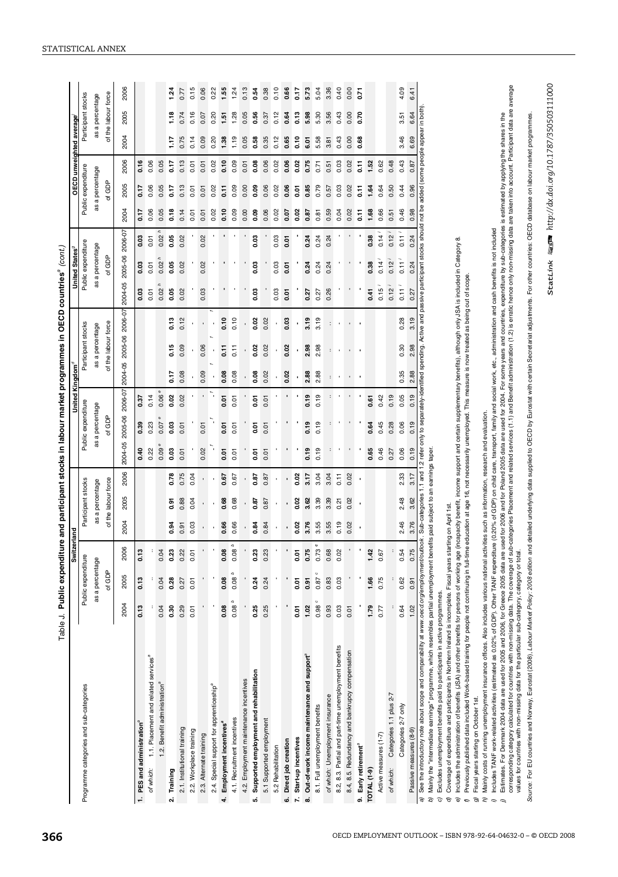Table J. Public expenditure and participant stocks in labour market programmes in OECD countries[a] (cont.)

| Programme categories and sub-categories | Switzerland | | | | | | United Kingdom[d] | | | | | | United States[g] | | | OECD unweighted average[j] | | | | | |
|---|---|---|---|---|---|---|---|---|---|---|---|---|---|---|---|---|---|---|---|---|---|
| | Public expenditure as a percentage of GDP | | | Participant stocks as a percentage of the labour force | | | Public expenditure as a percentage of GDP | | | Participant stocks as a percentage of the labour force | | | Public expenditure as a percentage of GDP | | | Public expenditure as a percentage of GDP | | | Participant stocks as a percentage of the labour force | | |
| | 2004 | 2005 | 2006 | 2004 | 2005 | 2006 | 2004-05 | 2005-06 | 2006-07 | 2004-05 | 2005-06 | 2006-07 | 2004-05 | 2005-06 | 2006-07 | 2004 | 2005 | 2006 | 2004 | 2005 | 2006 |
| **1. PES and administration**[a] | **0.13** | **0.13** | **0.13** | | | | **0.40** | **0.39** | **0.37** | | | | **0.03** | **0.03** | **0.03** | **0.17** | **0.17** | **0.16** | | | |
| of which: 1.1. Placement and related services[a] | : | : | : | | | | 0.22 | 0.23 | 0.14 | | | | 0.01 | 0.01 | 0.01 | 0.06 | 0.06 | 0.06 | | | |
| 1.2. Benefit administration[a] | 0.04 | 0.04 | 0.04 | | | | 0.09[e] | 0.07[e] | 0.06[e] | | | | 0.02[h] | 0.02[h] | 0.02[h] | 0.05 | 0.05 | 0.05 | | | |
| **2. Training** | **0.30** | **0.28** | **0.23** | **0.94** | **0.91** | **0.78** | **0.03** | **0.03** | **0.02** | **0.17** | **0.15** | **0.13** | **0.05** | **0.05** | **0.05** | **0.18** | **0.17** | **0.17** | **1.17** | **1.18** | **1.24** |
| 2.1. Institutional training | 0.29 | 0.27 | 0.22 | 0.91 | 0.88 | 0.75 | 0.01 | 0.01 | 0.02 | 0.08 | 0.09 | 0.12 | 0.02 | 0.02 | 0.02 | 0.14 | 0.13 | 0.13 | 0.75 | 0.74 | 0.77 |
| 2.2. Workplace training | 0.01 | 0.01 | 0.01 | 0.03 | 0.04 | 0.04 | - | - | - | - | - | - | - | - | - | 0.01 | 0.01 | 0.01 | 0.14 | 0.16 | 0.15 |
| 2.3. Alternate training | - | - | - | - | - | - | 0.02 | 0.01 | - | 0.09 | 0.06 | - | 0.03 | 0.02 | 0.02 | 0.01 | 0.01 | 0.01 | 0.09 | 0.07 | 0.06 |
| 2.4. Special support for apprenticeship[a] | - | - | - | - | - | - | -[f] | -[f] | - | -[f] | -[f] | -[f] | - | - | - | 0.02 | 0.02 | 0.02 | 0.20 | 0.20 | 0.22 |
| **4. Employment incentives**[a] | **0.08** | **0.08** | **0.08** | **0.66** | **0.68** | **0.67** | **0.01** | **0.01** | **0.01** | **0.08** | **0.11** | **0.10** | **-** | **-** | **-** | **0.10** | **0.11** | **0.10** | **1.38** | **1.51** | **1.55** |
| 4.1. Recruitment incentives | 0.08[b] | 0.08[b] | 0.08[b] | 0.66 | 0.68 | 0.67 | 0.01 | 0.01 | 0.01 | 0.08 | 0.11 | 0.10 | - | - | - | 0.09 | 0.09 | 0.09 | 1.19 | 1.28 | 1.24 |
| 4.2. Employment maintenance incentives | - | - | - | - | - | - | - | - | - | - | - | - | - | - | - | 0.00 | 0.00 | 0.01 | 0.05 | 0.05 | 0.13 |
| **5. Supported employment and rehabilitation** | **0.25** | **0.24** | **0.23** | **0.84** | **0.87** | **0.87** | **0.01** | **0.01** | **0.01** | **0.08** | **0.02** | **0.02** | **0.03** | **0.03** | **0.03** | **0.09** | **0.09** | **0.08** | **0.58** | **0.56** | **0.54** |
| 5.1 Supported employment | 0.25 | 0.24 | 0.23 | 0.84 | 0.87 | 0.87 | 0.01 | 0.01 | 0.01 | 0.02 | 0.02 | 0.02 | - | - | - | 0.06 | 0.06 | 0.06 | 0.35 | 0.37 | 0.38 |
| 5.2 Rehabilitation | - | - | - | - | - | - | - | - | - | - | - | - | 0.03 | 0.03 | 0.03 | 0.02 | 0.02 | 0.02 | 0.12 | 0.12 | 0.10 |
| **6. Direct job creation** | **-** | **-** | **-** | **-** | **-** | **-** | **-** | **-** | **-** | **0.02** | **0.02** | **0.03** | **0.01** | **0.01** | **0.01** | **0.07** | **0.06** | **0.06** | **0.65** | **0.64** | **0.66** |
| **7. Start-up incentives** | **0.01** | **0.01** | **0.01** | **0.02** | **0.02** | **0.02** | **-** | **-** | **-** | **-** | **-** | **-** | **-** | **-** | **-** | **0.02** | **0.01** | **0.02** | **0.10** | **0.13** | **0.17** |
| **8. Out-of-work income maintenance and support**[a] | **1.02** | **0.91** | **0.75** | **3.76** | **3.62** | **3.17** | **0.19** | **0.19** | **0.19** | **2.88** | **2.98** | **3.19** | **0.27** | **0.24** | **0.24** | **0.87** | **0.85** | **0.75** | **6.01** | **5.98** | **5.73** |
| 8.1. Full unemployment benefits | 0.98[c] | 0.87[c] | 0.73[c] | 3.55 | 3.39 | 3.04 | 0.19 | 0.19 | 0.19 | 2.88 | 2.98 | 3.19 | 0.27 | 0.24 | 0.24 | 0.81 | 0.79 | 0.71 | 5.58 | 5.30 | 5.04 |
| of which: Unemployment insurance | 0.93 | 0.83 | 0.68 | 3.55 | 3.39 | 3.04 | : | : | : | : | : | : | 0.26 | 0.24 | 0.24 | 0.59 | 0.57 | 0.51 | 3.81 | 3.56 | 3.36 |
| 8.2, 8.3. Partial and part-time unemployment benefits | 0.03 | 0.03 | 0.02 | 0.19 | 0.21 | 0.11 | - | - | - | - | - | - | - | - | - | 0.04 | 0.03 | 0.03 | 0.43 | 0.43 | 0.40 |
| 8.4, 8.5. Redundancy and bankruptcy compensation | 0.01 | - | - | 0.02 | 0.02 | 0.02 | - | - | - | - | - | - | - | - | - | 0.02 | 0.02 | 0.02 | 0.00 | 0.00 | 0.00 |
| **9. Early retirement**[a] | **-** | **-** | **-** | **-** | **-** | **-** | **-** | **-** | **-** | **-** | **-** | **-** | **-** | **-** | **-** | **0.11** | **0.11** | **0.11** | **0.68** | **0.70** | **0.71** |
| **TOTAL (1-9)** | **1.79** | **1.66** | **1.42** | | | | **0.65** | **0.64** | **0.61** | | | | **0.41** | **0.38** | **0.38** | **1.68** | **1.64** | **1.52** | | | |
| Active measures (1-7) | 0.77 | 0.75 | 0.67 | | | | 0.46 | 0.45 | 0.42 | | | | 0.15[i] | 0.14[i] | 0.14[i] | 0.66 | 0.64 | 0.62 | | | |
| of which: Categories 1.1 plus 2-7 | : | : | : | | | | 0.27 | 0.28 | 0.19 | | | | 0.12[i] | 0.12[i] | 0.12[i] | 0.51 | 0.50 | 0.48 | | | |
| Categories 2-7 only | 0.64 | 0.62 | 0.54 | 2.46 | 2.48 | 2.33 | 0.06 | 0.06 | 0.05 | 0.35 | 0.30 | 0.28 | 0.11[i] | 0.11[i] | 0.11[i] | 0.46 | 0.44 | 0.43 | 3.46 | 3.51 | 4.09 |
| Passive measures (8-9) | 1.02 | 0.91 | 0.75 | 3.76 | 3.62 | 3.17 | 0.19 | 0.19 | 0.19 | 2.88 | 2.98 | 3.19 | 0.27 | 0.24 | 0.24 | 0.98 | 0.96 | 0.87 | 6.69 | 6.64 | 6.41 |

a) See the introductory note about scope and comparability at www.oecd.org/employment/outlook. Sub-categories 1.1 and 1.2 refer only to separately-identified spending. Active and passive participant stocks should not be added (some people appear in both).

b) Mainly the "intermediate earnings" programme, which resembles partial unemployment benefits paid subject to an earnings taper.

c) Excludes unemployment benefits paid to participants in active programmes.

d) Coverage of expenditure and participants in Northern Ireland is incomplete. Fiscal years starting on April 1st.

e) Includes the administration of benefits (JSA) and other benefits for persons of working age (incapacity benefit, income support and certain supplementary benefits), although only JSA is included in Category 8.

f) Previously published data included Work-based training for people not continuing in full-time education at age 16, not necessarily unemployed. This measure is now treated as being out of scope.

g) Fiscal years starting on October 1st.

h) Mainly costs of running unemployment insurance offices. Also includes various national activities such as information, research and evaluation.

i) Includes TANF work-related activities (estimated as 0.02% of GDP). Other TANF expenditure (0.20% of GDP) on child care, transport, family and social work, etc., administration and cash benefits is not included.

j) Estimates. For Denmark 2004 data are used for 2005 and 2006, for Greece 2005 data are used for 2006 and for Poland 2005 data are used for 2004. For some years and countries, expenditure by sub-categories is estimated by applying the shares in the corresponding category calculated for countries with non-missing data. The coverage of sub-categories Placement and related services (1.1) and Benefit administration (1.2) is erratic hence only non-missing data are taken into account. Participant data are average values for countries with non-missing data for the particular sub-category, category or total.

*Source:* For EU countries and Norway, Eurostat (2008), *Labour Market Policy: 2008 edition* and detailed underlying data supplied to OECD by Eurostat with certain Secretariat adjustments. For other countries: OECD database on labour market programmes.

StatLink http://dx.doi.org/10.1787/350503111000